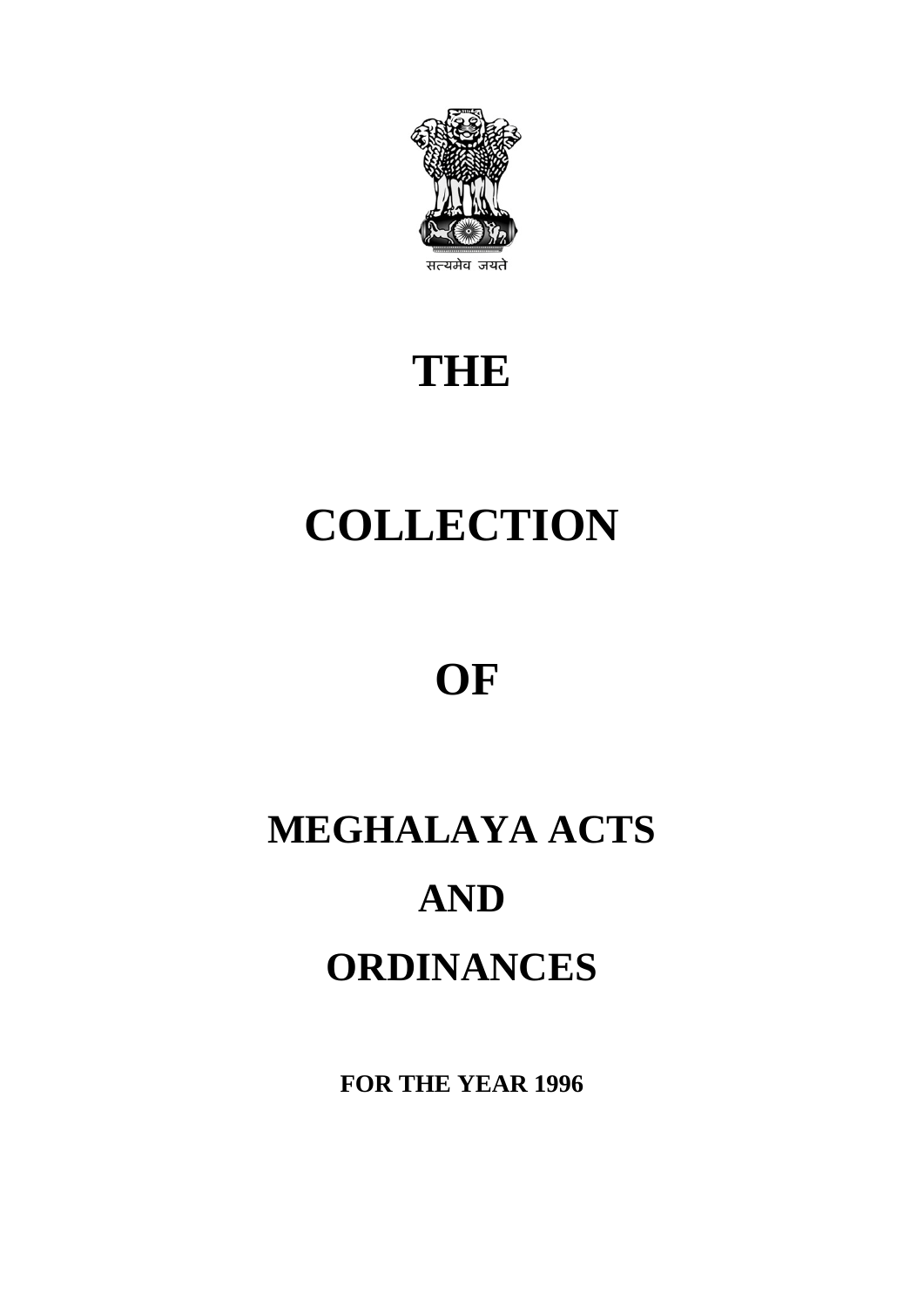सत्यमेव जयते

# THE

# COLLECTION

# OF

# MEGHALAYA ACTS

# AND

# ORDINANCES

**FOR THE YEAR 1996**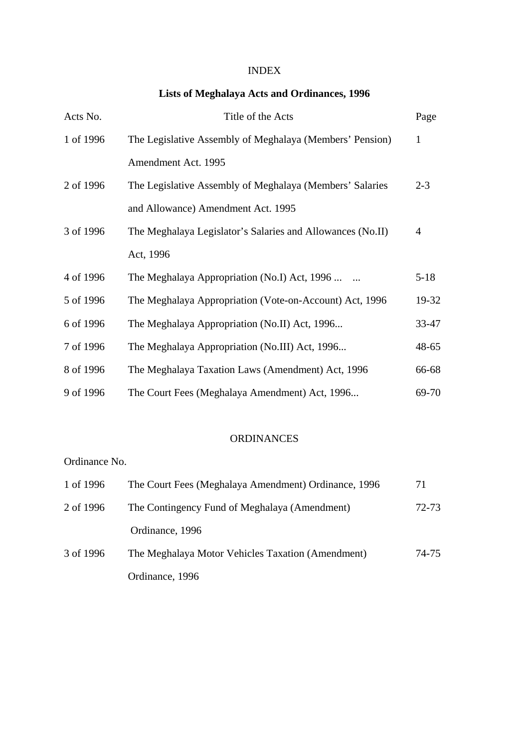# INDEX

## Lists of Meghalaya Acts and Ordinances, 1996

| Acts No. | Title of the Acts | Page |
|---|---|---|
| 1 of 1996 | The Legislative Assembly of Meghalaya (Members' Pension) Amendment Act. 1995 | 1 |
| 2 of 1996 | The Legislative Assembly of Meghalaya (Members' Salaries and Allowance) Amendment Act. 1995 | 2-3 |
| 3 of 1996 | The Meghalaya Legislator's Salaries and Allowances (No.II) Act, 1996 | 4 |
| 4 of 1996 | The Meghalaya Appropriation (No.I) Act, 1996 ... ... | 5-18 |
| 5 of 1996 | The Meghalaya Appropriation (Vote-on-Account) Act, 1996 | 19-32 |
| 6 of 1996 | The Meghalaya Appropriation (No.II) Act, 1996... | 33-47 |
| 7 of 1996 | The Meghalaya Appropriation (No.III) Act, 1996... | 48-65 |
| 8 of 1996 | The Meghalaya Taxation Laws (Amendment) Act, 1996 | 66-68 |
| 9 of 1996 | The Court Fees (Meghalaya Amendment) Act, 1996... | 69-70 |

## ORDINANCES

| Ordinance No. | | |
|---|---|---|
| 1 of 1996 | The Court Fees (Meghalaya Amendment) Ordinance, 1996 | 71 |
| 2 of 1996 | The Contingency Fund of Meghalaya (Amendment) Ordinance, 1996 | 72-73 |
| 3 of 1996 | The Meghalaya Motor Vehicles Taxation (Amendment) Ordinance, 1996 | 74-75 |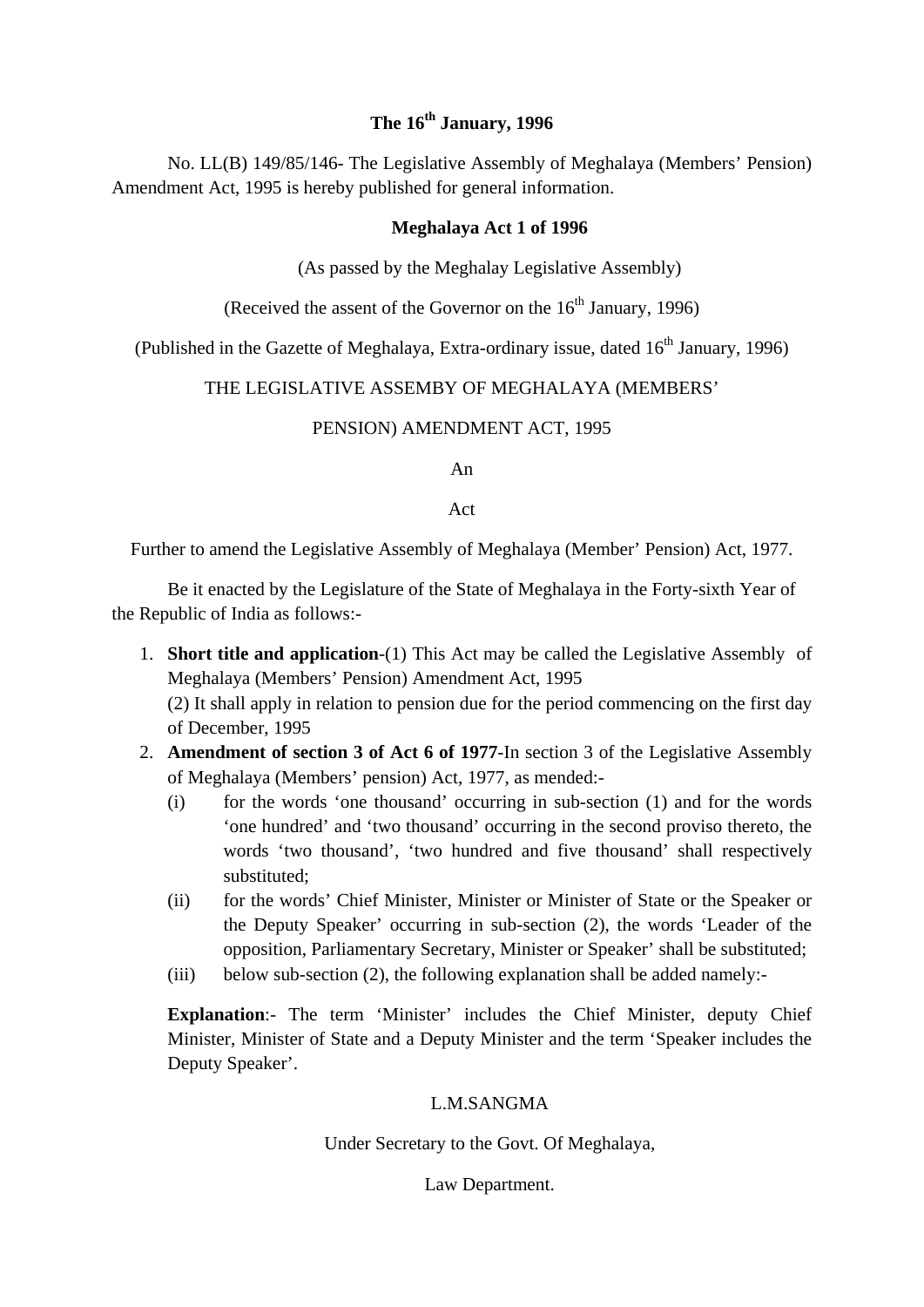**The 16th January, 1996**

No. LL(B) 149/85/146- The Legislative Assembly of Meghalaya (Members' Pension) Amendment Act, 1995 is hereby published for general information.

**Meghalaya Act 1 of 1996**

(As passed by the Meghalay Legislative Assembly)

(Received the assent of the Governor on the 16th January, 1996)

(Published in the Gazette of Meghalaya, Extra-ordinary issue, dated 16th January, 1996)

THE LEGISLATIVE ASSEMBY OF MEGHALAYA (MEMBERS' PENSION) AMENDMENT ACT, 1995

An

Act

Further to amend the Legislative Assembly of Meghalaya (Member' Pension) Act, 1977.

Be it enacted by the Legislature of the State of Meghalaya in the Forty-sixth Year of the Republic of India as follows:-

1. **Short title and application**-(1) This Act may be called the Legislative Assembly of Meghalaya (Members' Pension) Amendment Act, 1995
   (2) It shall apply in relation to pension due for the period commencing on the first day of December, 1995
2. **Amendment of section 3 of Act 6 of 1977**-In section 3 of the Legislative Assembly of Meghalaya (Members' pension) Act, 1977, as mended:-
   (i) for the words 'one thousand' occurring in sub-section (1) and for the words 'one hundred' and 'two thousand' occurring in the second proviso thereto, the words 'two thousand', 'two hundred and five thousand' shall respectively substituted;
   (ii) for the words' Chief Minister, Minister or Minister of State or the Speaker or the Deputy Speaker' occurring in sub-section (2), the words 'Leader of the opposition, Parliamentary Secretary, Minister or Speaker' shall be substituted;
   (iii) below sub-section (2), the following explanation shall be added namely:-

   **Explanation**:- The term 'Minister' includes the Chief Minister, deputy Chief Minister, Minister of State and a Deputy Minister and the term 'Speaker includes the Deputy Speaker'.

L.M.SANGMA

Under Secretary to the Govt. Of Meghalaya,

Law Department.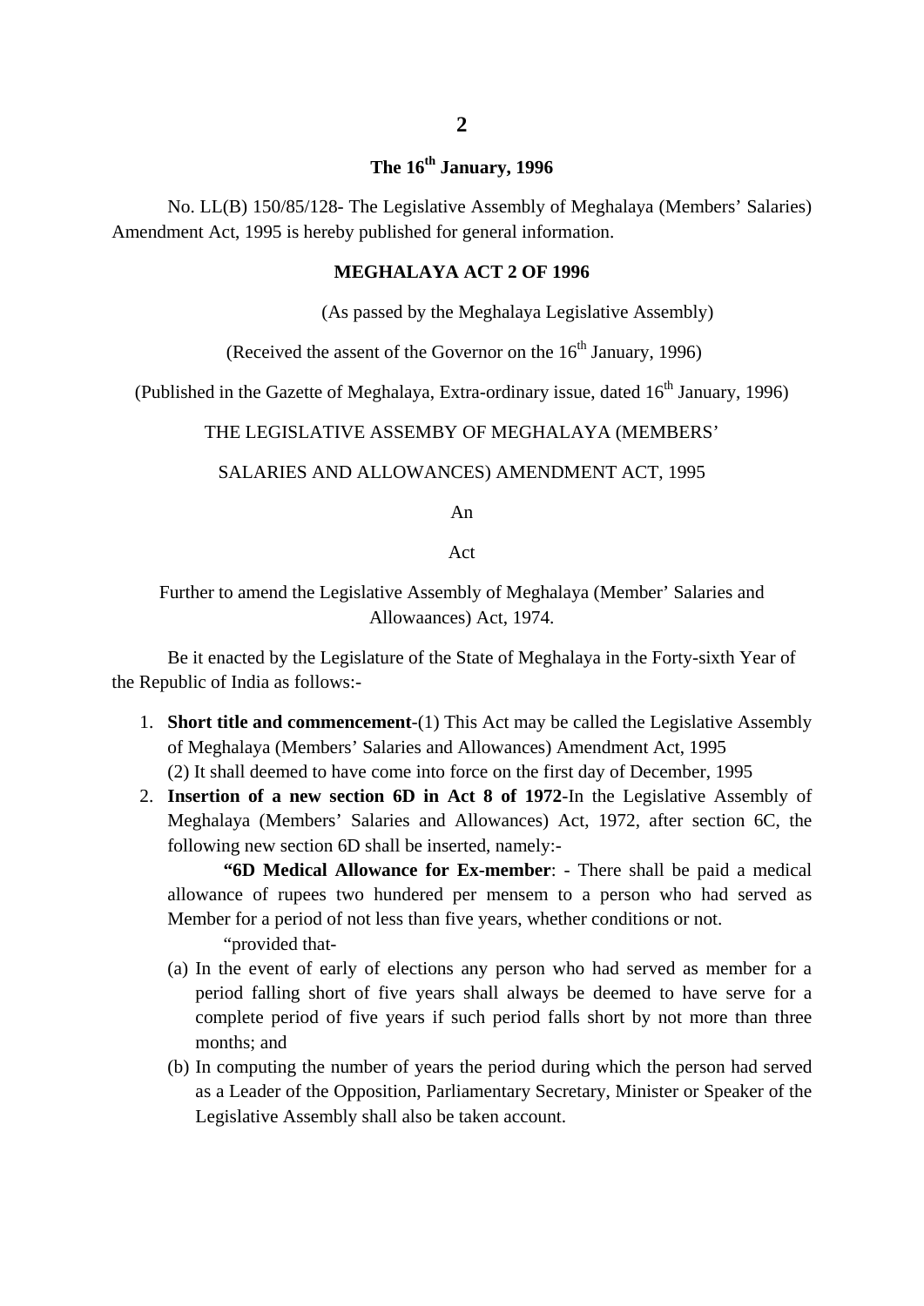**The 16th January, 1996**

No. LL(B) 150/85/128- The Legislative Assembly of Meghalaya (Members' Salaries) Amendment Act, 1995 is hereby published for general information.

**MEGHALAYA ACT 2 OF 1996**

(As passed by the Meghalaya Legislative Assembly)

(Received the assent of the Governor on the 16th January, 1996)

(Published in the Gazette of Meghalaya, Extra-ordinary issue, dated 16th January, 1996)

THE LEGISLATIVE ASSEMBY OF MEGHALAYA (MEMBERS' SALARIES AND ALLOWANCES) AMENDMENT ACT, 1995

An

Act

Further to amend the Legislative Assembly of Meghalaya (Member' Salaries and Allowaances) Act, 1974.

Be it enacted by the Legislature of the State of Meghalaya in the Forty-sixth Year of the Republic of India as follows:-

1. **Short title and commencement**-(1) This Act may be called the Legislative Assembly of Meghalaya (Members' Salaries and Allowances) Amendment Act, 1995
   (2) It shall deemed to have come into force on the first day of December, 1995
2. **Insertion of a new section 6D in Act 8 of 1972**-In the Legislative Assembly of Meghalaya (Members' Salaries and Allowances) Act, 1972, after section 6C, the following new section 6D shall be inserted, namely:-

   **"6D Medical Allowance for Ex-member**: - There shall be paid a medical allowance of rupees two hundered per mensem to a person who had served as Member for a period of not less than five years, whether conditions or not.

   "provided that-

   (a) In the event of early of elections any person who had served as member for a period falling short of five years shall always be deemed to have serve for a complete period of five years if such period falls short by not more than three months; and
   (b) In computing the number of years the period during which the person had served as a Leader of the Opposition, Parliamentary Secretary, Minister or Speaker of the Legislative Assembly shall also be taken account.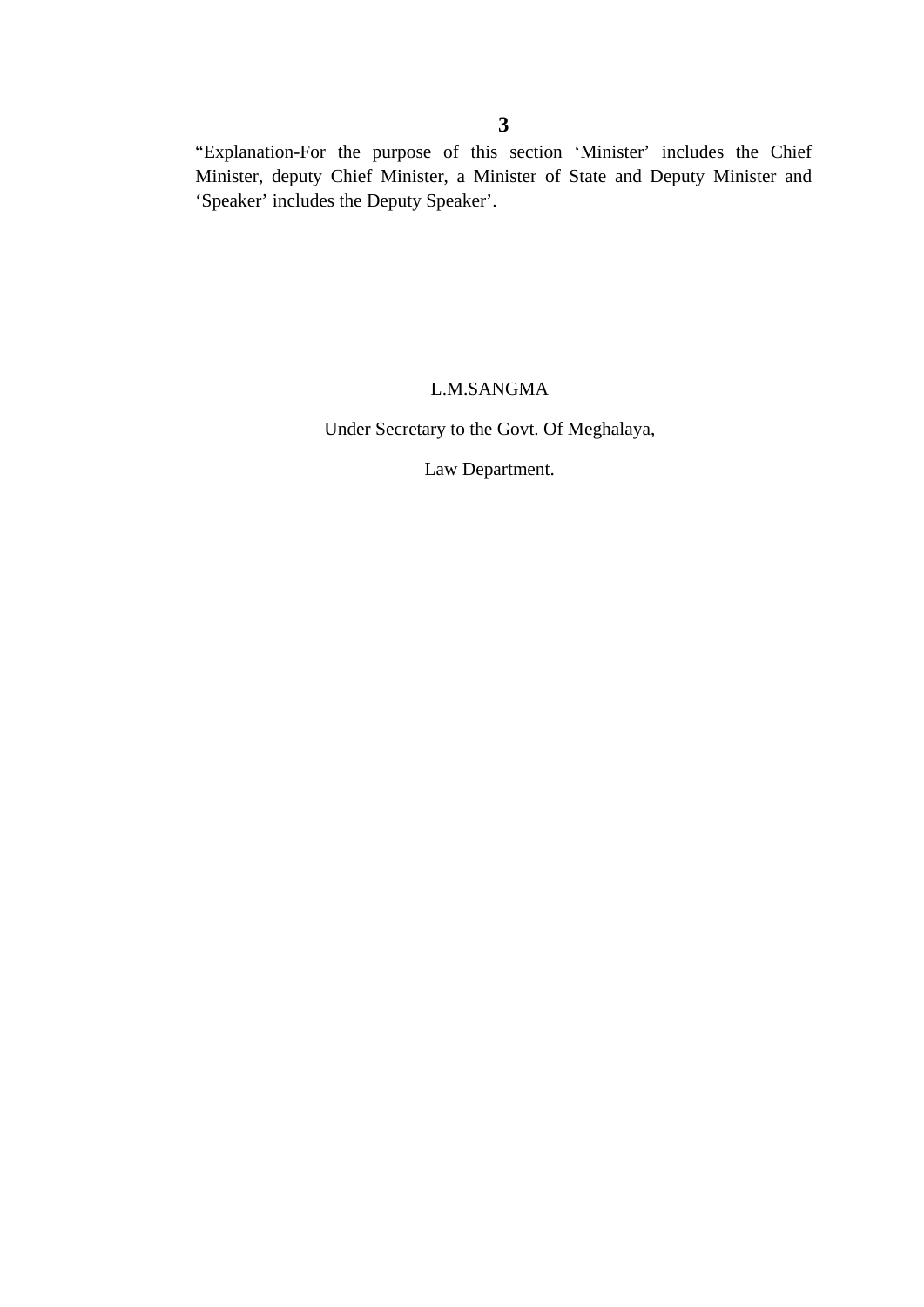"Explanation-For the purpose of this section 'Minister' includes the Chief Minister, deputy Chief Minister, a Minister of State and Deputy Minister and 'Speaker' includes the Deputy Speaker'.

L.M.SANGMA

Under Secretary to the Govt. Of Meghalaya,

Law Department.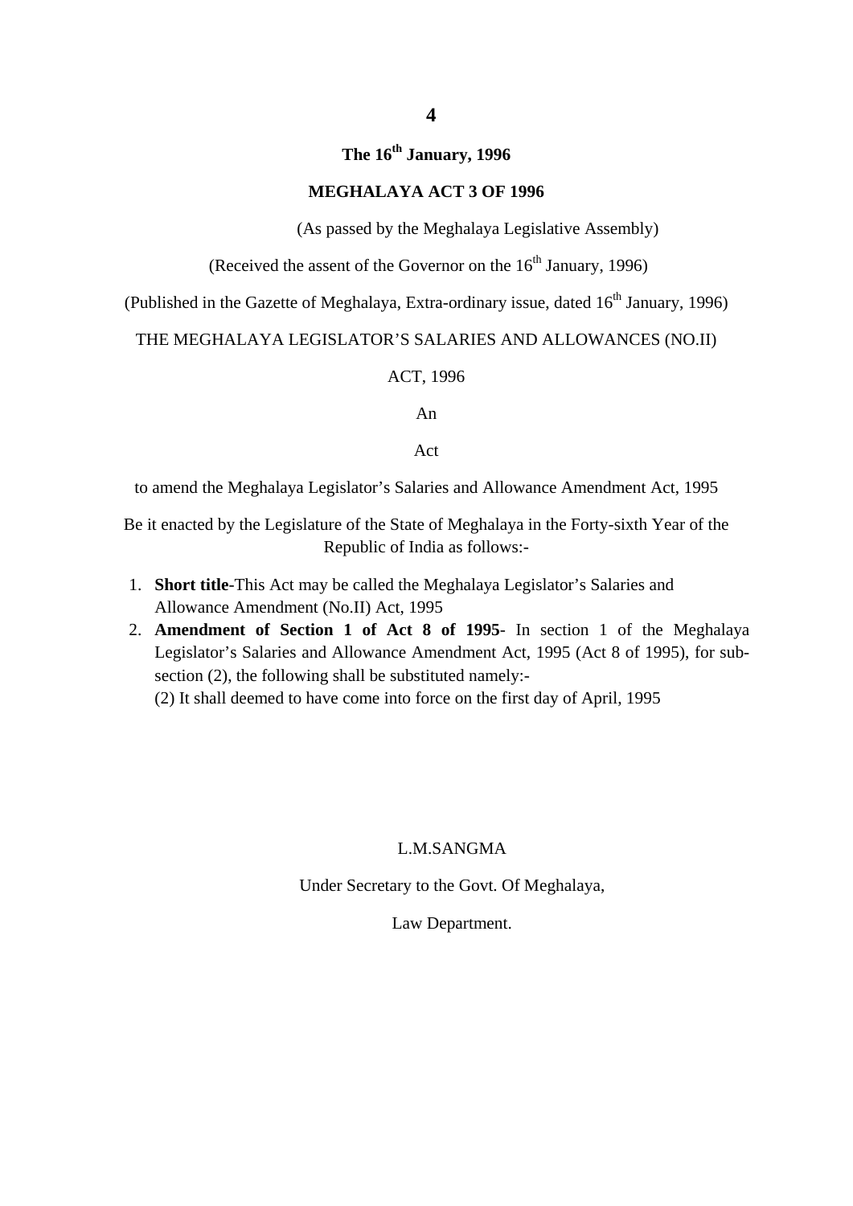**The 16th January, 1996**

**MEGHALAYA ACT 3 OF 1996**

(As passed by the Meghalaya Legislative Assembly)

(Received the assent of the Governor on the 16th January, 1996)

(Published in the Gazette of Meghalaya, Extra-ordinary issue, dated 16th January, 1996)

THE MEGHALAYA LEGISLATOR'S SALARIES AND ALLOWANCES (NO.II) ACT, 1996

An

Act

to amend the Meghalaya Legislator's Salaries and Allowance Amendment Act, 1995

Be it enacted by the Legislature of the State of Meghalaya in the Forty-sixth Year of the Republic of India as follows:-

1. **Short title**-This Act may be called the Meghalaya Legislator's Salaries and Allowance Amendment (No.II) Act, 1995
2. **Amendment of Section 1 of Act 8 of 1995**- In section 1 of the Meghalaya Legislator's Salaries and Allowance Amendment Act, 1995 (Act 8 of 1995), for sub-section (2), the following shall be substituted namely:-
   (2) It shall deemed to have come into force on the first day of April, 1995

L.M.SANGMA

Under Secretary to the Govt. Of Meghalaya,

Law Department.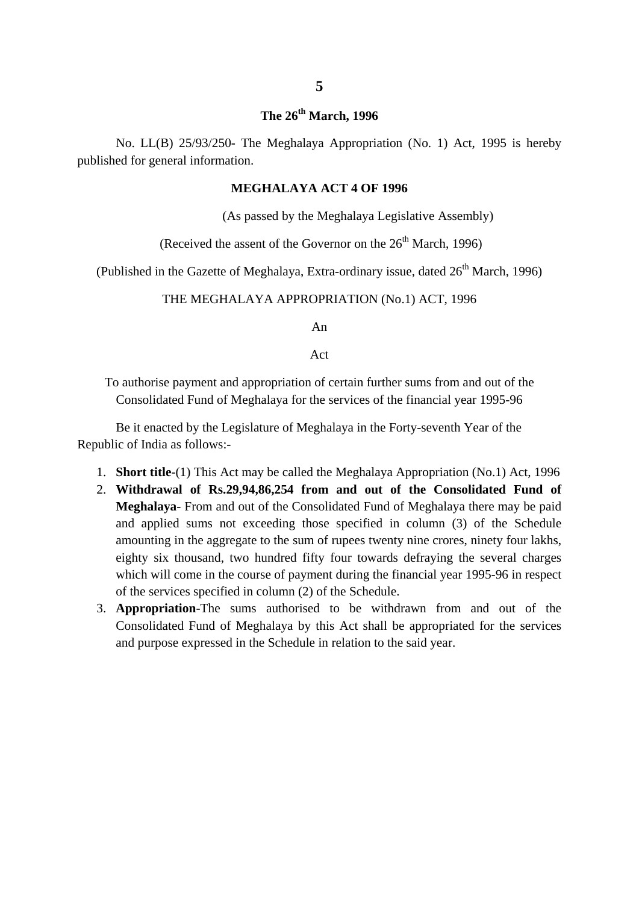**The 26th March, 1996**

No. LL(B) 25/93/250- The Meghalaya Appropriation (No. 1) Act, 1995 is hereby published for general information.

**MEGHALAYA ACT 4 OF 1996**

(As passed by the Meghalaya Legislative Assembly)

(Received the assent of the Governor on the 26th March, 1996)

(Published in the Gazette of Meghalaya, Extra-ordinary issue, dated 26th March, 1996)

THE MEGHALAYA APPROPRIATION (No.1) ACT, 1996

An

Act

To authorise payment and appropriation of certain further sums from and out of the Consolidated Fund of Meghalaya for the services of the financial year 1995-96

Be it enacted by the Legislature of Meghalaya in the Forty-seventh Year of the Republic of India as follows:-

1. **Short title**-(1) This Act may be called the Meghalaya Appropriation (No.1) Act, 1996
2. **Withdrawal of Rs.29,94,86,254 from and out of the Consolidated Fund of Meghalaya**- From and out of the Consolidated Fund of Meghalaya there may be paid and applied sums not exceeding those specified in column (3) of the Schedule amounting in the aggregate to the sum of rupees twenty nine crores, ninety four lakhs, eighty six thousand, two hundred fifty four towards defraying the several charges which will come in the course of payment during the financial year 1995-96 in respect of the services specified in column (2) of the Schedule.
3. **Appropriation**-The sums authorised to be withdrawn from and out of the Consolidated Fund of Meghalaya by this Act shall be appropriated for the services and purpose expressed in the Schedule in relation to the said year.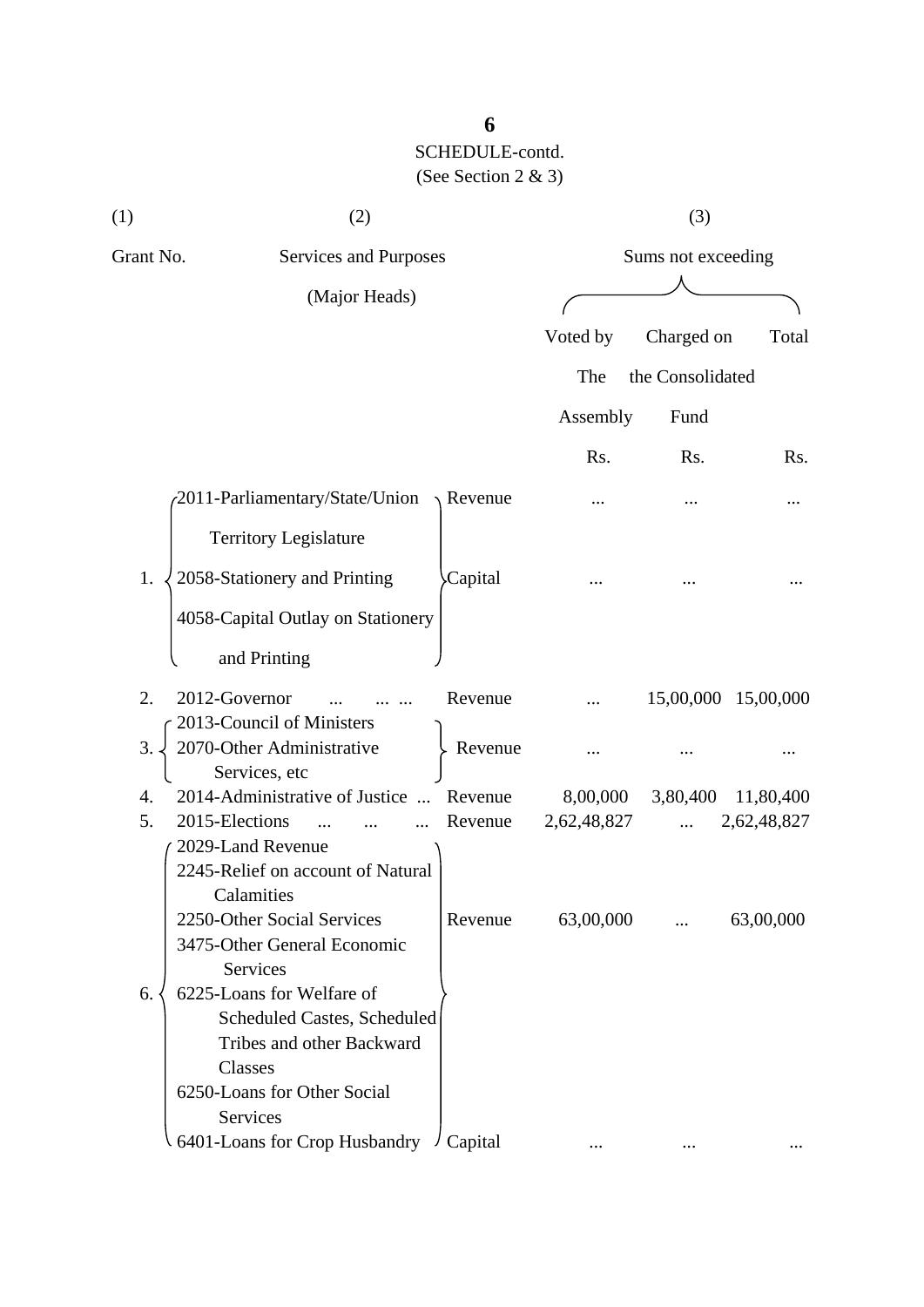SCHEDULE-contd.

(See Section 2 & 3)

| (1) | (2) | | (3) | | |
|---|---|---|---|---|---|
| Grant No. | Services and Purposes (Major Heads) | | Sums not exceeding | | |
| | | | Voted by The Assembly | Charged on the Consolidated Fund | Total |
| | | | Rs. | Rs. | Rs. |
| 1. | 2011-Parliamentary/State/Union Territory Legislature<br>2058-Stationery and Printing | Revenue | ... | ... | ... |
| | 4058-Capital Outlay on Stationery and Printing | Capital | ... | ... | ... |
| 2. | 2012-Governor ... ... ... | Revenue | ... | 15,00,000 | 15,00,000 |
| 3. | 2013-Council of Ministers<br>2070-Other Administrative Services, etc | Revenue | ... | ... | ... |
| 4. | 2014-Administrative of Justice ... | Revenue | 8,00,000 | 3,80,400 | 11,80,400 |
| 5. | 2015-Elections ... ... ... | Revenue | 2,62,48,827 | ... | 2,62,48,827 |
| 6. | 2029-Land Revenue<br>2245-Relief on account of Natural Calamities<br>2250-Other Social Services<br>3475-Other General Economic Services | Revenue | 63,00,000 | ... | 63,00,000 |
| | 6225-Loans for Welfare of Scheduled Castes, Scheduled Tribes and other Backward Classes<br>6250-Loans for Other Social Services<br>6401-Loans for Crop Husbandry | Capital | ... | ... | ... |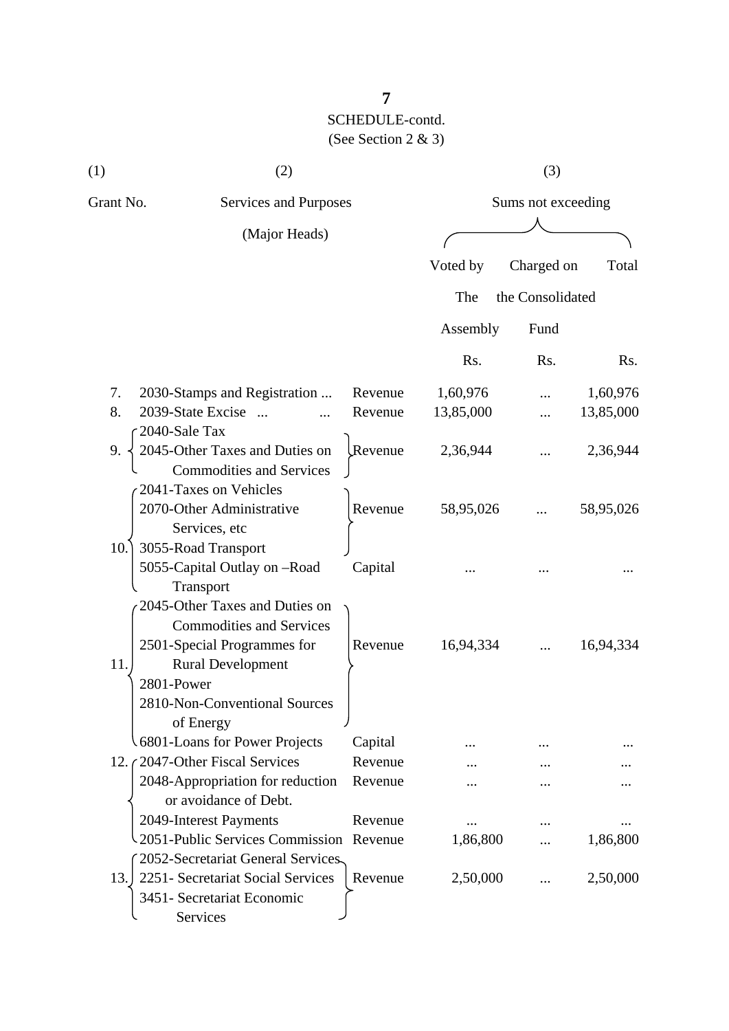SCHEDULE-contd.
(See Section 2 & 3)

| (1) | (2) | | (3) | | |
|---|---|---|---|---|---|
| Grant No. | Services and Purposes (Major Heads) | | Sums not exceeding | | |
| | | | Voted by The Assembly | Charged on the Consolidated Fund | Total |
| | | | Rs. | Rs. | Rs. |
| 7. | 2030-Stamps and Registration ... | Revenue | 1,60,976 | ... | 1,60,976 |
| 8. | 2039-State Excise ... ... | Revenue | 13,85,000 | ... | 13,85,000 |
| 9. | 2040-Sale Tax<br>2045-Other Taxes and Duties on Commodities and Services | Revenue | 2,36,944 | ... | 2,36,944 |
| 10. | 2041-Taxes on Vehicles<br>2070-Other Administrative Services, etc<br>3055-Road Transport | Revenue | 58,95,026 | ... | 58,95,026 |
| | 5055-Capital Outlay on –Road Transport | Capital | ... | ... | ... |
| 11. | 2045-Other Taxes and Duties on Commodities and Services<br>2501-Special Programmes for Rural Development<br>2801-Power<br>2810-Non-Conventional Sources of Energy | Revenue | 16,94,334 | ... | 16,94,334 |
| | 6801-Loans for Power Projects | Capital | ... | ... | ... |
| 12. | 2047-Other Fiscal Services | Revenue | ... | ... | ... |
| | 2048-Appropriation for reduction or avoidance of Debt. | Revenue | ... | ... | ... |
| | 2049-Interest Payments | Revenue | ... | ... | ... |
| | 2051-Public Services Commission | Revenue | 1,86,800 | ... | 1,86,800 |
| 13. | 2052-Secretariat General Services<br>2251- Secretariat Social Services<br>3451- Secretariat Economic Services | Revenue | 2,50,000 | ... | 2,50,000 |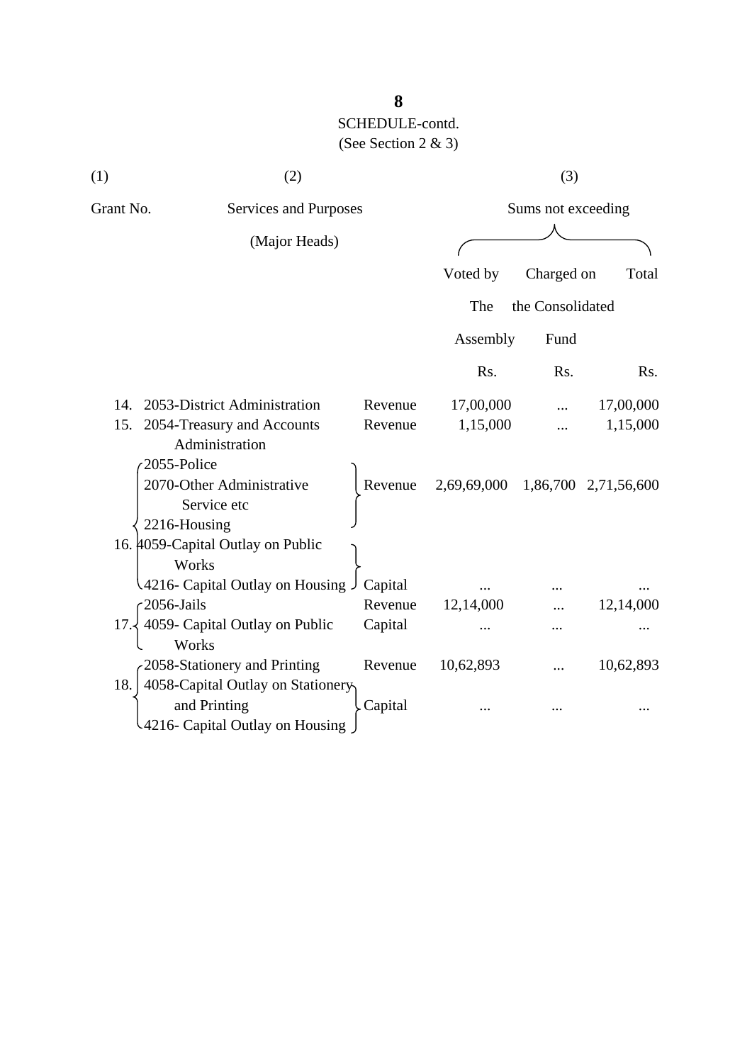SCHEDULE-contd.

(See Section 2 & 3)

| (1) | (2) | | (3) | | |
|---|---|---|---|---|---|
| Grant No. | Services and Purposes (Major Heads) | | Sums not exceeding | | |
| | | | Voted by The Assembly | Charged on the Consolidated Fund | Total |
| | | | Rs. | Rs. | Rs. |
| 14. | 2053-District Administration | Revenue | 17,00,000 | ... | 17,00,000 |
| 15. | 2054-Treasury and Accounts Administration | Revenue | 1,15,000 | ... | 1,15,000 |
| 16. | 2055-Police<br>2070-Other Administrative Service etc<br>2216-Housing | Revenue | 2,69,69,000 | 1,86,700 | 2,71,56,600 |
| | 4059-Capital Outlay on Public Works<br>4216- Capital Outlay on Housing | Capital | ... | ... | ... |
| 17. | 2056-Jails | Revenue | 12,14,000 | ... | 12,14,000 |
| | 4059- Capital Outlay on Public Works | Capital | ... | ... | ... |
| 18. | 2058-Stationery and Printing | Revenue | 10,62,893 | ... | 10,62,893 |
| | 4058-Capital Outlay on Stationery and Printing<br>4216- Capital Outlay on Housing | Capital | ... | ... | ... |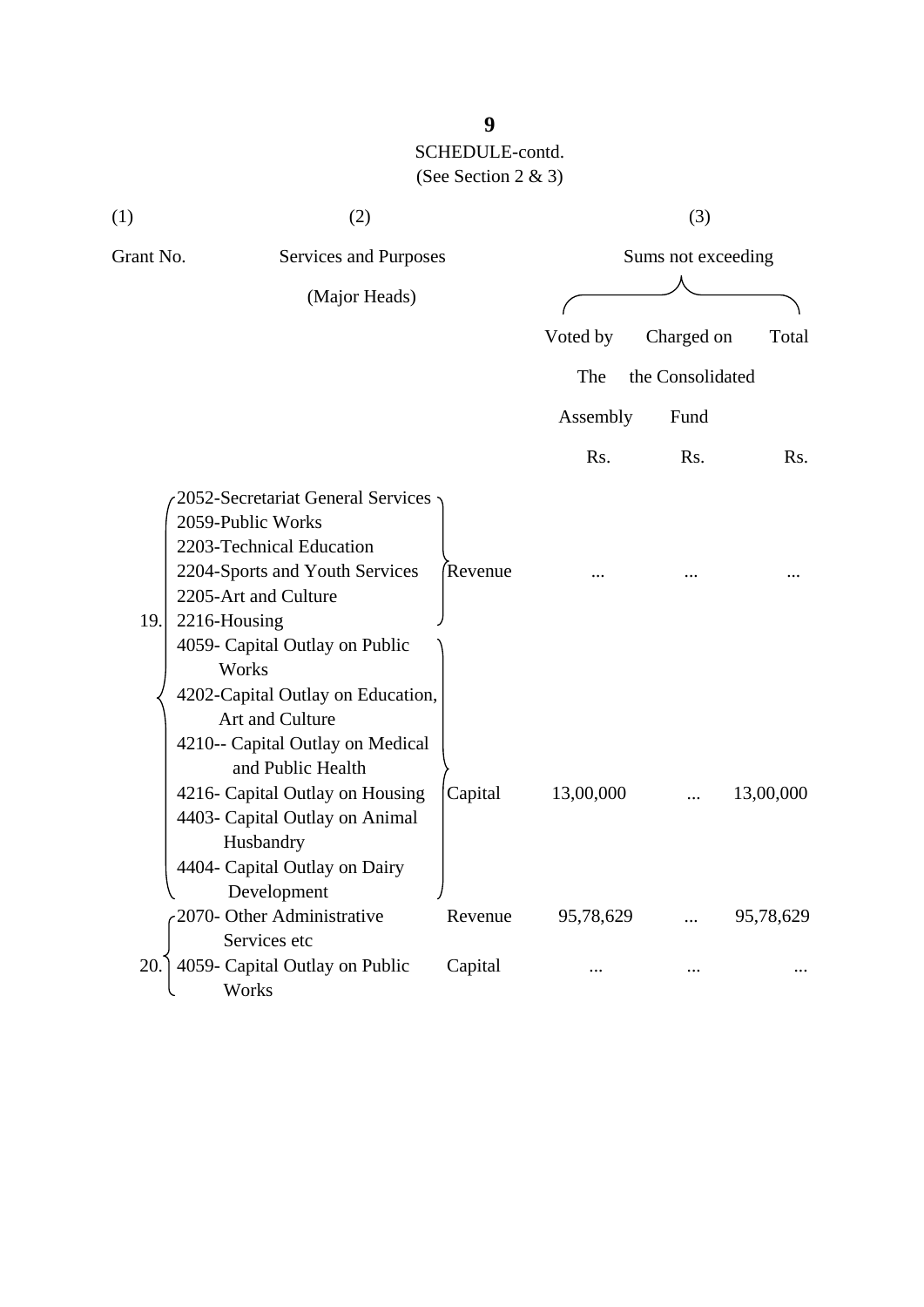SCHEDULE-contd.
(See Section 2 & 3)

| (1) | (2) | | (3) | | |
|---|---|---|---|---|---|
| Grant No. | Services and Purposes (Major Heads) | | Sums not exceeding | | |
| | | | Voted by The Assembly | Charged on the Consolidated Fund | Total |
| | | | Rs. | Rs. | Rs. |
| 19. | 2052-Secretariat General Services<br>2059-Public Works<br>2203-Technical Education<br>2204-Sports and Youth Services<br>2205-Art and Culture<br>2216-Housing | Revenue | ... | ... | ... |
| | 4059- Capital Outlay on Public Works<br>4202-Capital Outlay on Education, Art and Culture<br>4210-- Capital Outlay on Medical and Public Health<br>4216- Capital Outlay on Housing<br>4403- Capital Outlay on Animal Husbandry<br>4404- Capital Outlay on Dairy Development | Capital | 13,00,000 | ... | 13,00,000 |
| 20. | 2070- Other Administrative Services etc | Revenue | 95,78,629 | ... | 95,78,629 |
| | 4059- Capital Outlay on Public Works | Capital | ... | ... | ... |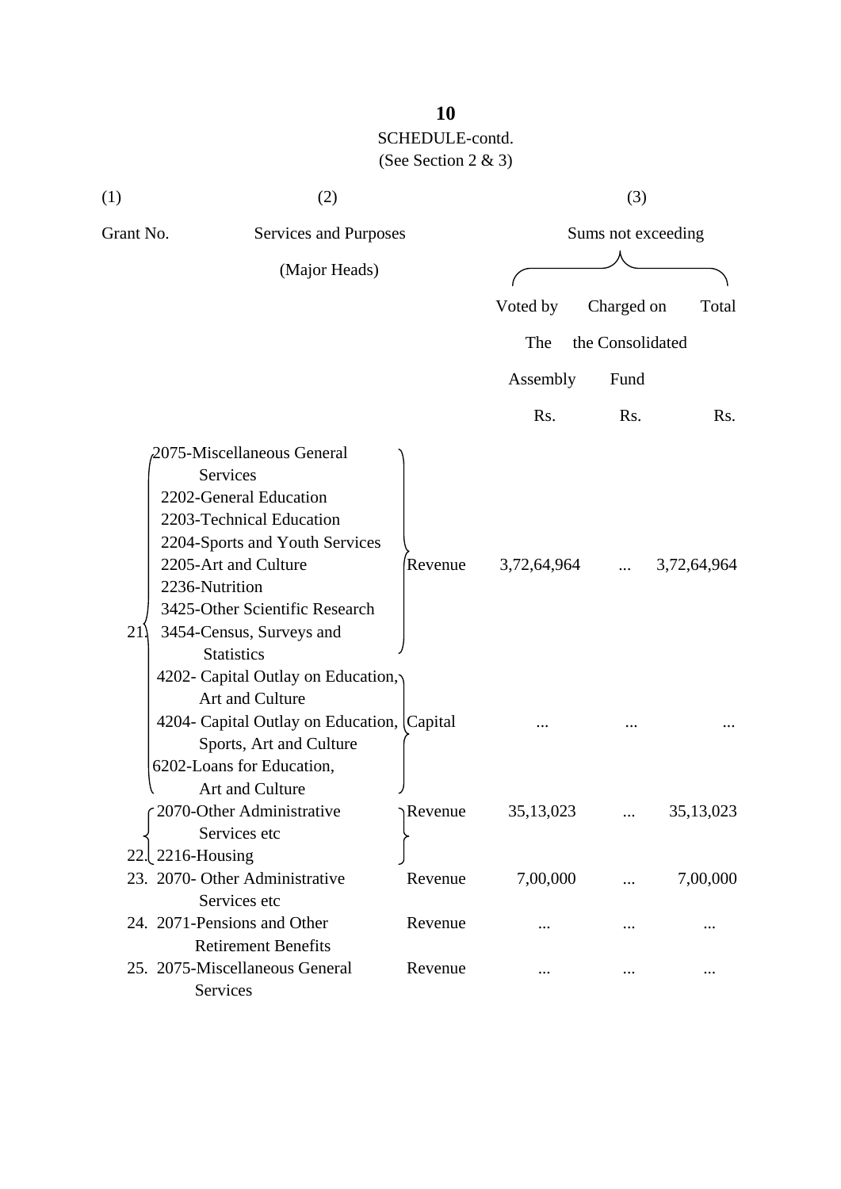SCHEDULE-contd.

(See Section 2 & 3)

| (1) | (2) | | (3) | | |
|---|---|---|---|---|---|
| Grant No. | Services and Purposes (Major Heads) | | Sums not exceeding | | |
| | | | Voted by The Assembly | Charged on the Consolidated Fund | Total |
| | | | Rs. | Rs. | Rs. |
| 21. | 2075-Miscellaneous General Services<br>2202-General Education<br>2203-Technical Education<br>2204-Sports and Youth Services<br>2205-Art and Culture<br>2236-Nutrition<br>3425-Other Scientific Research<br>3454-Census, Surveys and Statistics | Revenue | 3,72,64,964 | ... | 3,72,64,964 |
| | 4202- Capital Outlay on Education, Art and Culture<br>4204- Capital Outlay on Education, Sports, Art and Culture<br>6202-Loans for Education, Art and Culture | Capital | ... | ... | ... |
| 22. | 2070-Other Administrative Services etc<br>2216-Housing | Revenue | 35,13,023 | ... | 35,13,023 |
| 23. | 2070- Other Administrative Services etc | Revenue | 7,00,000 | ... | 7,00,000 |
| 24. | 2071-Pensions and Other Retirement Benefits | Revenue | ... | ... | ... |
| 25. | 2075-Miscellaneous General Services | Revenue | ... | ... | ... |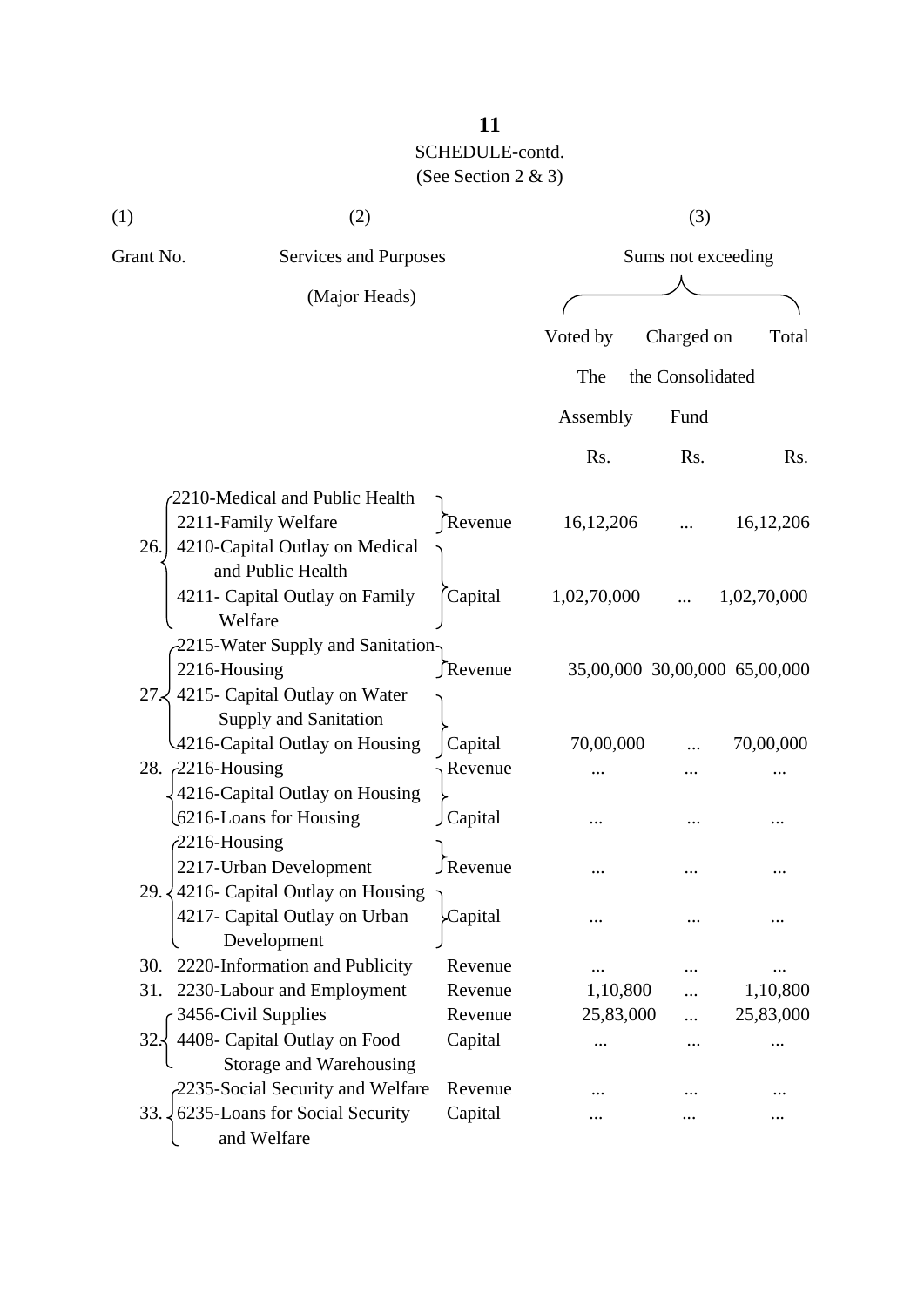SCHEDULE-contd.

(See Section 2 & 3)

| (1) | (2) | | (3) | | |
|---|---|---|---|---|---|
| Grant No. | Services and Purposes (Major Heads) | | Sums not exceeding | | |
| | | | Voted by The Assembly | Charged on the Consolidated Fund | Total |
| | | | Rs. | Rs. | Rs. |
| 26. | 2210-Medical and Public Health<br>2211-Family Welfare | Revenue | 16,12,206 | ... | 16,12,206 |
| | 4210-Capital Outlay on Medical and Public Health<br>4211- Capital Outlay on Family Welfare | Capital | 1,02,70,000 | ... | 1,02,70,000 |
| 27. | 2215-Water Supply and Sanitation<br>2216-Housing | Revenue | 35,00,000 | 30,00,000 | 65,00,000 |
| | 4215- Capital Outlay on Water Supply and Sanitation<br>4216-Capital Outlay on Housing | Capital | 70,00,000 | ... | 70,00,000 |
| 28. | 2216-Housing | Revenue | ... | ... | ... |
| | 4216-Capital Outlay on Housing<br>6216-Loans for Housing | Capital | ... | ... | ... |
| 29. | 2216-Housing<br>2217-Urban Development | Revenue | ... | ... | ... |
| | 4216- Capital Outlay on Housing<br>4217- Capital Outlay on Urban Development | Capital | ... | ... | ... |
| 30. | 2220-Information and Publicity | Revenue | ... | ... | ... |
| 31. | 2230-Labour and Employment | Revenue | 1,10,800 | ... | 1,10,800 |
| 32. | 3456-Civil Supplies | Revenue | 25,83,000 | ... | 25,83,000 |
| | 4408- Capital Outlay on Food Storage and Warehousing | Capital | ... | ... | ... |
| 33. | 2235-Social Security and Welfare | Revenue | ... | ... | ... |
| | 6235-Loans for Social Security and Welfare | Capital | ... | ... | ... |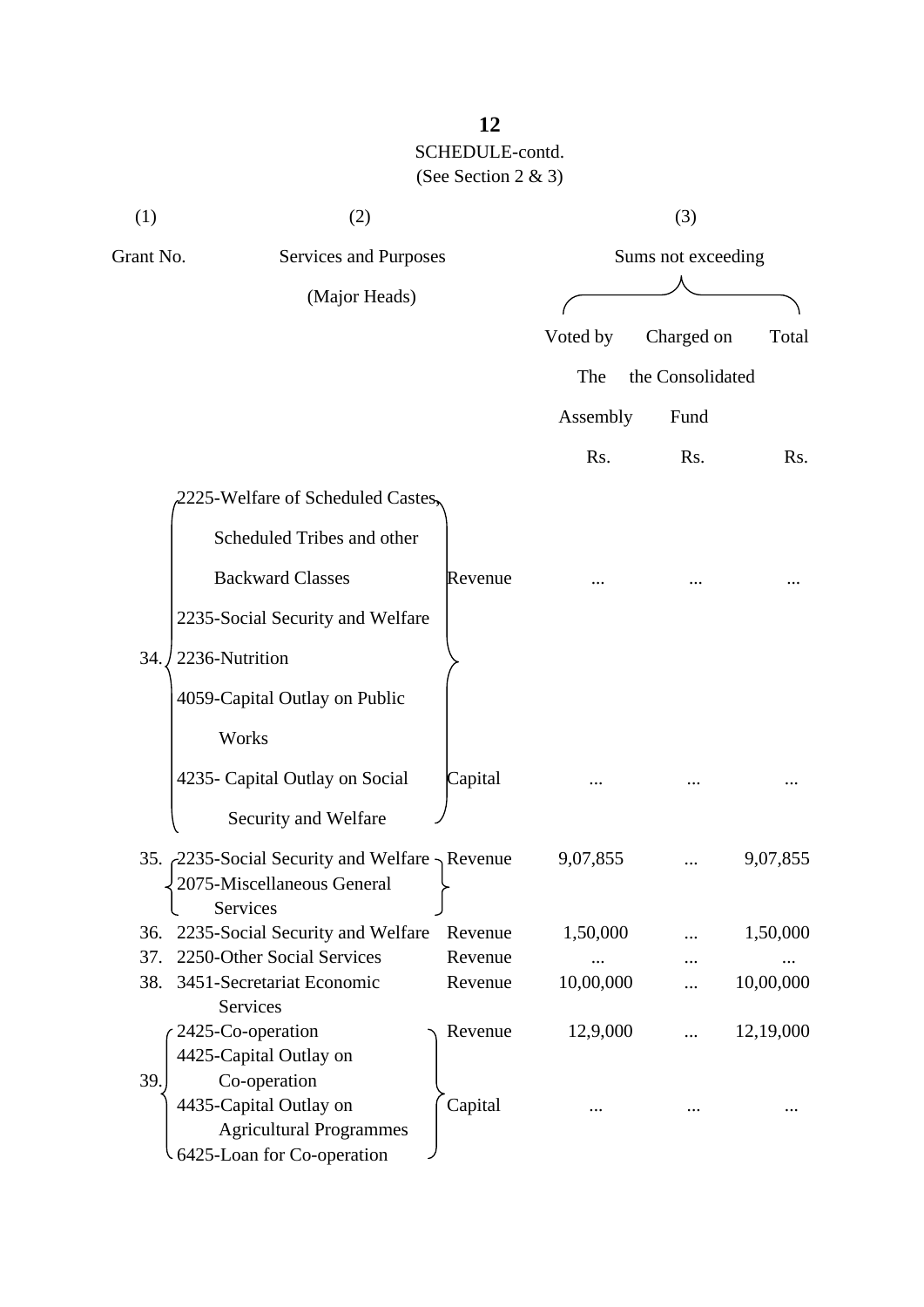SCHEDULE-contd.

(See Section 2 & 3)

| (1) | (2) | | (3) | | |
|---|---|---|---|---|---|
| Grant No. | Services and Purposes (Major Heads) | | Sums not exceeding | | |
| | | | Voted by The Assembly | Charged on the Consolidated Fund | Total |
| | | | Rs. | Rs. | Rs. |
| 34. | 2225-Welfare of Scheduled Castes, Scheduled Tribes and other Backward Classes<br>2235-Social Security and Welfare<br>2236-Nutrition | Revenue | ... | ... | ... |
| | 4059-Capital Outlay on Public Works<br>4235- Capital Outlay on Social Security and Welfare | Capital | ... | ... | ... |
| 35. | 2235-Social Security and Welfare<br>2075-Miscellaneous General Services | Revenue | 9,07,855 | ... | 9,07,855 |
| 36. | 2235-Social Security and Welfare | Revenue | 1,50,000 | ... | 1,50,000 |
| 37. | 2250-Other Social Services | Revenue | ... | ... | ... |
| 38. | 3451-Secretariat Economic Services | Revenue | 10,00,000 | ... | 10,00,000 |
| 39. | 2425-Co-operation | Revenue | 12,9,000 | ... | 12,19,000 |
| | 4425-Capital Outlay on Co-operation<br>4435-Capital Outlay on Agricultural Programmes<br>6425-Loan for Co-operation | Capital | ... | ... | ... |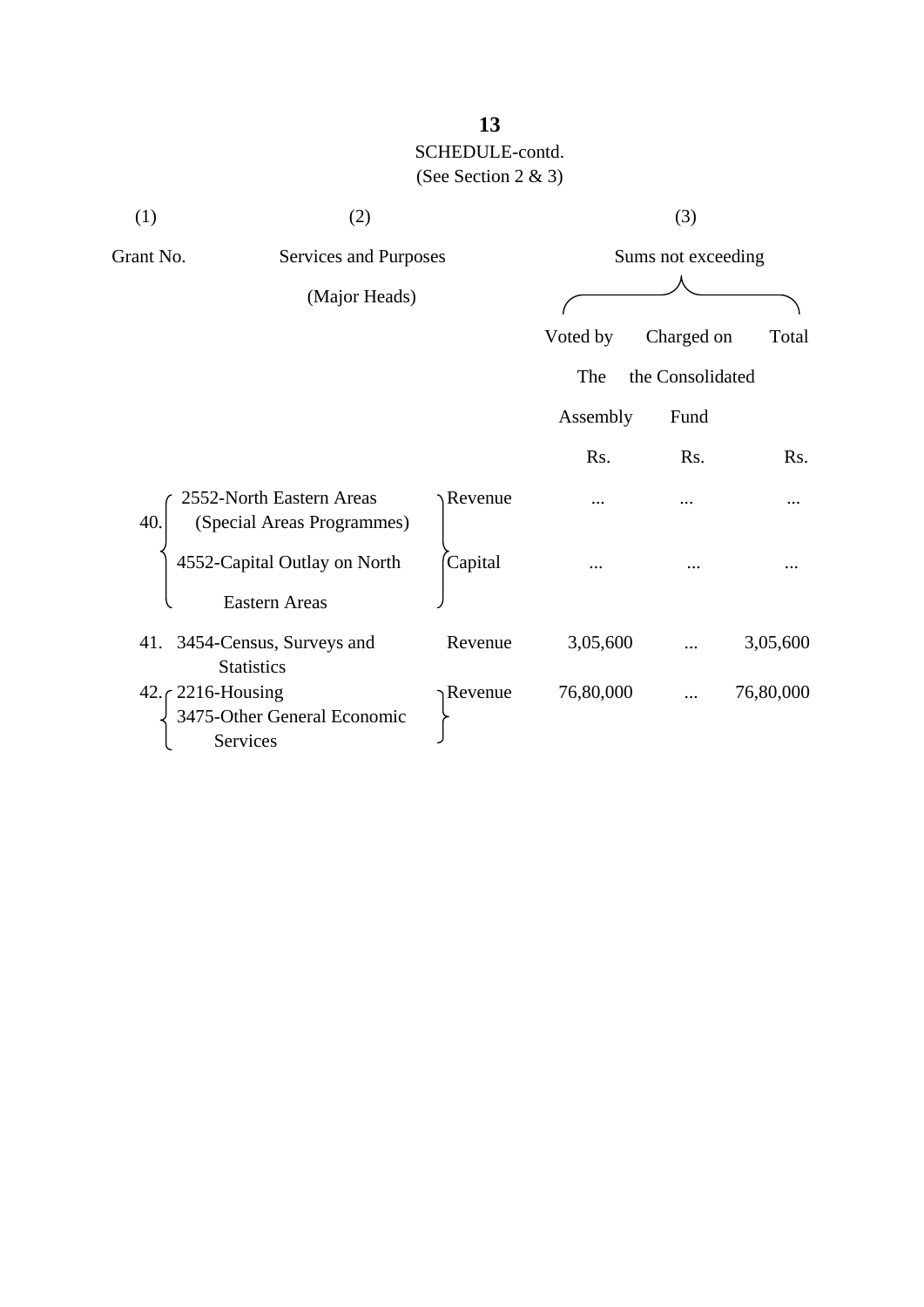SCHEDULE-contd.

(See Section 2 & 3)

| (1) | (2) | | (3) | | |
|---|---|---|---|---|---|
| Grant No. | Services and Purposes (Major Heads) | | Sums not exceeding | | |
| | | | Voted by The Assembly | Charged on the Consolidated Fund | Total |
| | | | Rs. | Rs. | Rs. |
| 40. | 2552-North Eastern Areas (Special Areas Programmes) | Revenue | ... | ... | ... |
| | 4552-Capital Outlay on North Eastern Areas | Capital | ... | ... | ... |
| 41. | 3454-Census, Surveys and Statistics | Revenue | 3,05,600 | ... | 3,05,600 |
| 42. | 2216-Housing<br>3475-Other General Economic Services | Revenue | 76,80,000 | ... | 76,80,000 |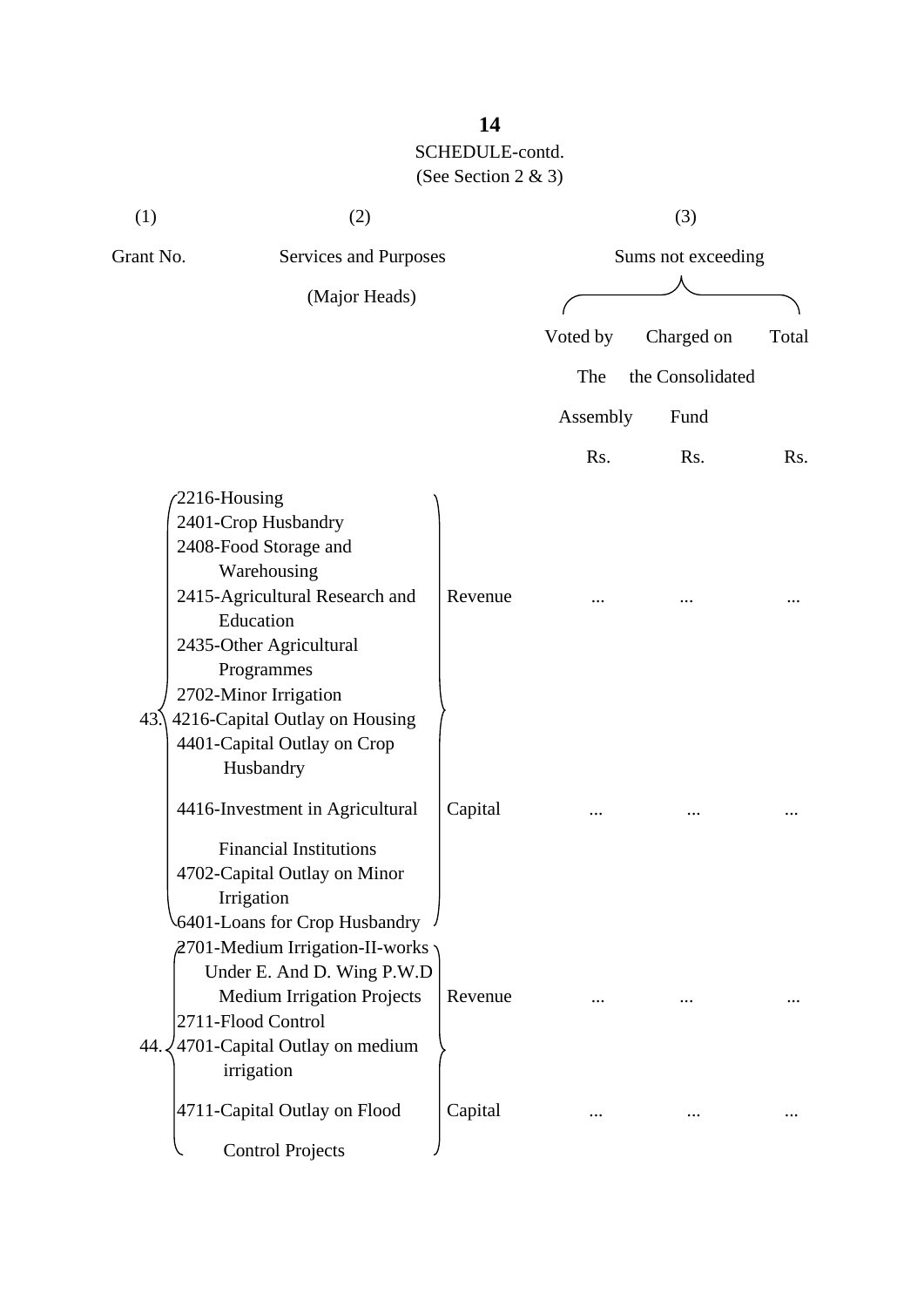SCHEDULE-contd.

(See Section 2 & 3)

| (1) | (2) | | (3) | | |
|---|---|---|---|---|---|
| Grant No. | Services and Purposes (Major Heads) | | Sums not exceeding | | |
| | | | Voted by The Assembly | Charged on the Consolidated Fund | Total |
| | | | Rs. | Rs. | Rs. |
| 43. | 2216-Housing<br>2401-Crop Husbandry<br>2408-Food Storage and Warehousing<br>2415-Agricultural Research and Education<br>2435-Other Agricultural Programmes<br>2702-Minor Irrigation | Revenue | ... | ... | ... |
| | 4216-Capital Outlay on Housing<br>4401-Capital Outlay on Crop Husbandry<br>4416-Investment in Agricultural Financial Institutions<br>4702-Capital Outlay on Minor Irrigation<br>6401-Loans for Crop Husbandry | Capital | ... | ... | ... |
| 44. | 2701-Medium Irrigation-II-works Under E. And D. Wing P.W.D Medium Irrigation Projects<br>2711-Flood Control | Revenue | ... | ... | ... |
| | 4701-Capital Outlay on medium irrigation<br>4711-Capital Outlay on Flood Control Projects | Capital | ... | ... | ... |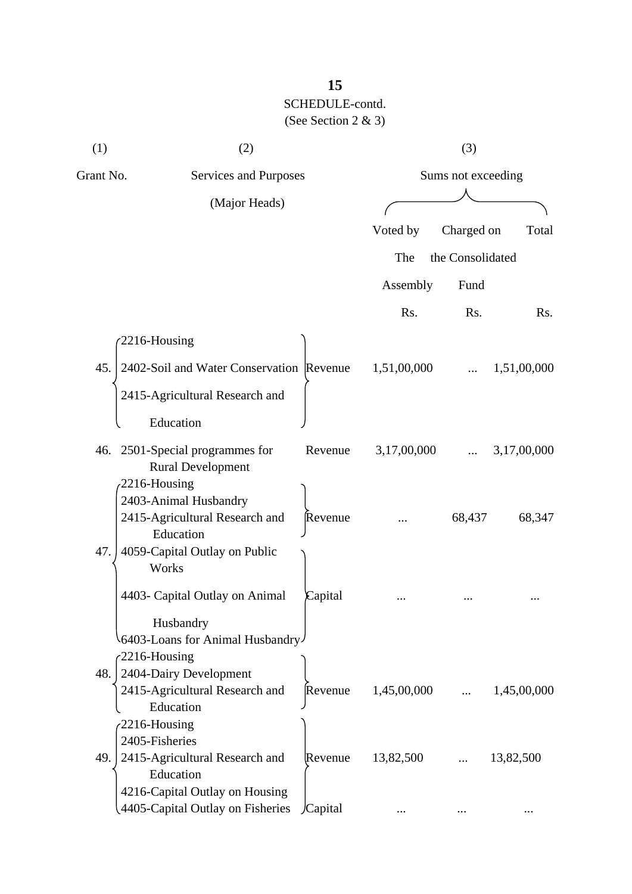SCHEDULE-contd.

(See Section 2 & 3)

| (1) | (2) | | (3) | | |
|---|---|---|---|---|---|
| Grant No. | Services and Purposes (Major Heads) | | Sums not exceeding | | |
| | | | Voted by The Assembly | Charged on the Consolidated Fund | Total |
| | | | Rs. | Rs. | Rs. |
| 45. | 2216-Housing<br>2402-Soil and Water Conservation<br>2415-Agricultural Research and Education | Revenue | 1,51,00,000 | ... | 1,51,00,000 |
| 46. | 2501-Special programmes for Rural Development | Revenue | 3,17,00,000 | ... | 3,17,00,000 |
| 47. | 2216-Housing<br>2403-Animal Husbandry<br>2415-Agricultural Research and Education | Revenue | ... | 68,437 | 68,347 |
| | 4059-Capital Outlay on Public Works<br>4403- Capital Outlay on Animal Husbandry<br>6403-Loans for Animal Husbandry | Capital | ... | ... | ... |
| 48. | 2216-Housing<br>2404-Dairy Development<br>2415-Agricultural Research and Education | Revenue | 1,45,00,000 | ... | 1,45,00,000 |
| 49. | 2216-Housing<br>2405-Fisheries<br>2415-Agricultural Research and Education | Revenue | 13,82,500 | ... | 13,82,500 |
| | 4216-Capital Outlay on Housing<br>4405-Capital Outlay on Fisheries | Capital | ... | ... | ... |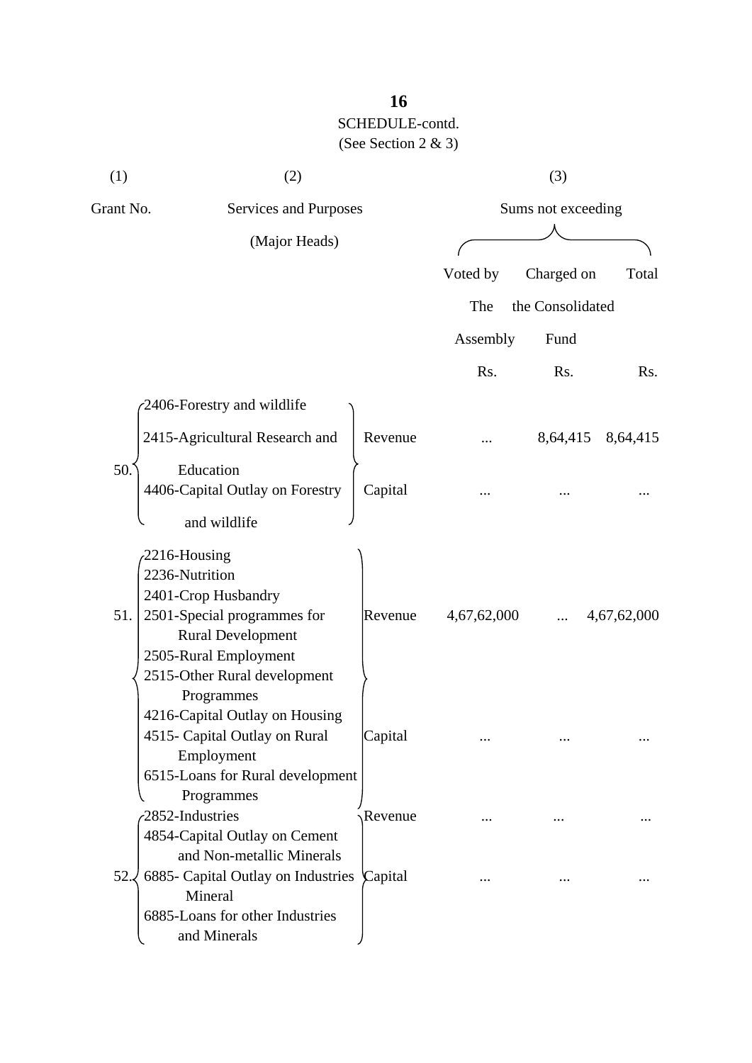SCHEDULE-contd.
(See Section 2 & 3)

| (1) | (2) | | (3) | | |
|---|---|---|---|---|---|
| Grant No. | Services and Purposes (Major Heads) | | Sums not exceeding | | |
| | | | Voted by The Assembly | Charged on the Consolidated Fund | Total |
| | | | Rs. | Rs. | Rs. |
| 50. | 2406-Forestry and wildlife<br>2415-Agricultural Research and Education | Revenue | ... | 8,64,415 | 8,64,415 |
| | 4406-Capital Outlay on Forestry and wildlife | Capital | ... | ... | ... |
| 51. | 2216-Housing<br>2236-Nutrition<br>2401-Crop Husbandry<br>2501-Special programmes for Rural Development<br>2505-Rural Employment<br>2515-Other Rural development Programmes | Revenue | 4,67,62,000 | ... | 4,67,62,000 |
| | 4216-Capital Outlay on Housing<br>4515- Capital Outlay on Rural Employment<br>6515-Loans for Rural development Programmes | Capital | ... | ... | ... |
| 52. | 2852-Industries | Revenue | ... | ... | ... |
| | 4854-Capital Outlay on Cement and Non-metallic Minerals<br>6885- Capital Outlay on Industries Mineral<br>6885-Loans for other Industries and Minerals | Capital | ... | ... | ... |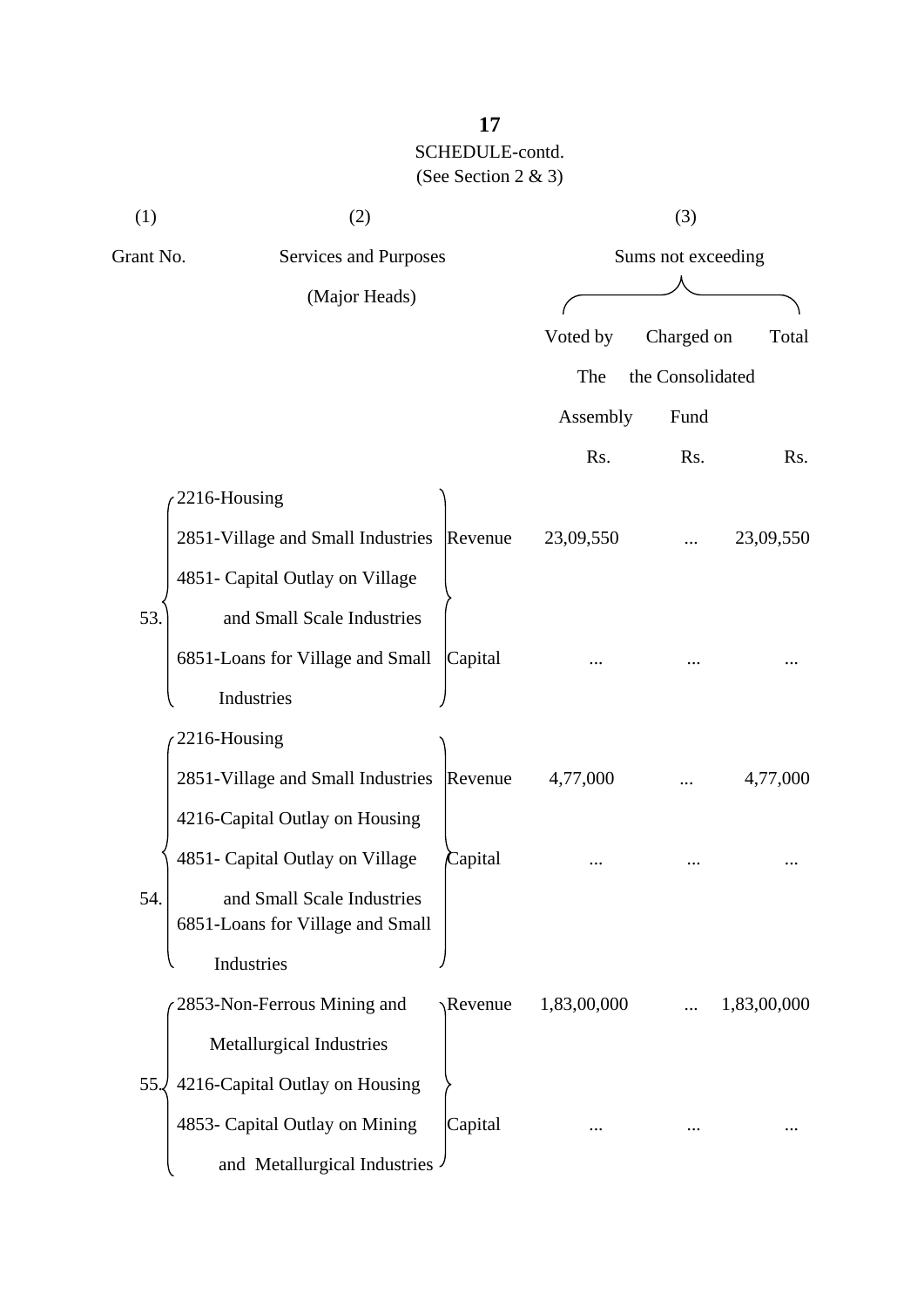SCHEDULE-contd.

(See Section 2 & 3)

| (1) | (2) | | (3) | | |
|---|---|---|---|---|---|
| Grant No. | Services and Purposes (Major Heads) | | Sums not exceeding | | |
| | | | Voted by The Assembly | Charged on the Consolidated Fund | Total |
| | | | Rs. | Rs. | Rs. |
| 53. | 2216-Housing<br>2851-Village and Small Industries<br>4851- Capital Outlay on Village and Small Scale Industries<br>6851-Loans for Village and Small Industries | Revenue | 23,09,550 | ... | 23,09,550 |
| | | Capital | ... | ... | ... |
| 54. | 2216-Housing<br>2851-Village and Small Industries<br>4216-Capital Outlay on Housing<br>4851- Capital Outlay on Village and Small Scale Industries<br>6851-Loans for Village and Small Industries | Revenue | 4,77,000 | ... | 4,77,000 |
| | | Capital | ... | ... | ... |
| 55. | 2853-Non-Ferrous Mining and Metallurgical Industries<br>4216-Capital Outlay on Housing<br>4853- Capital Outlay on Mining and Metallurgical Industries | Revenue | 1,83,00,000 | ... | 1,83,00,000 |
| | | Capital | ... | ... | ... |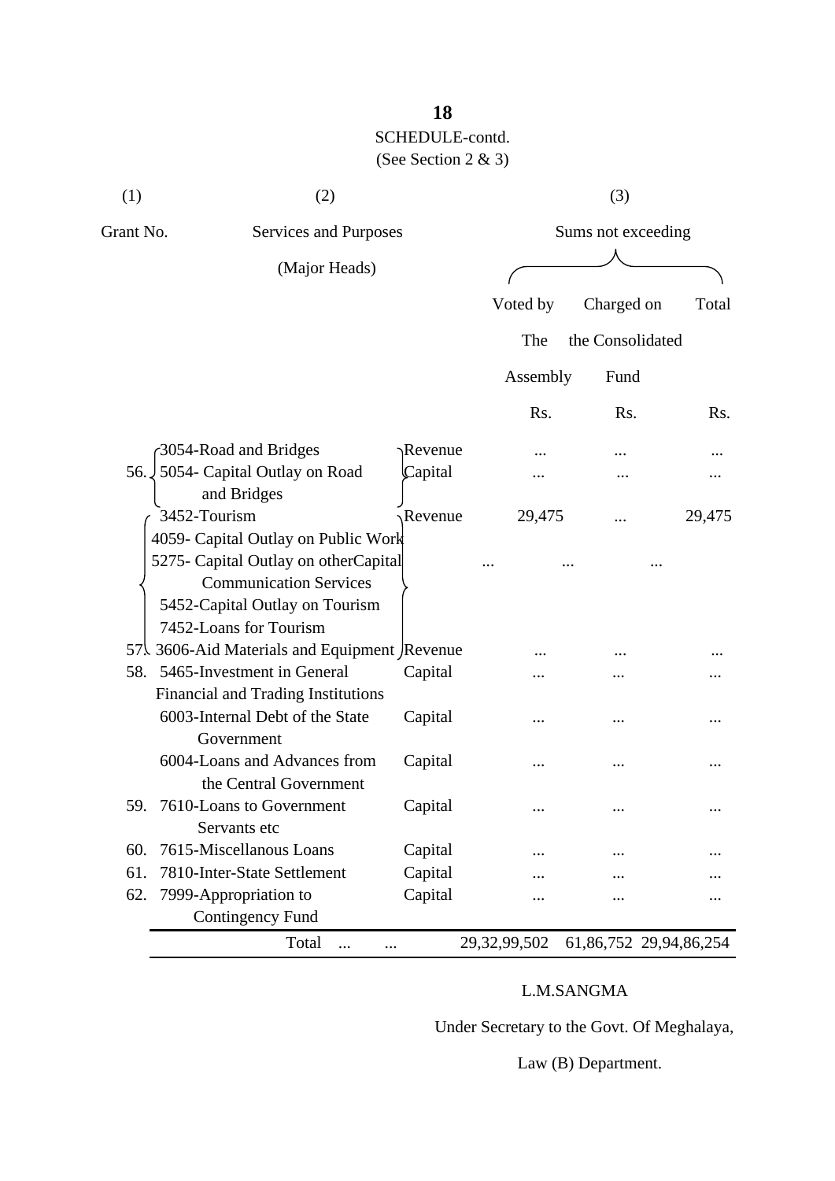SCHEDULE-contd.
(See Section 2 & 3)

| (1) | (2) | | (3) | | |
|---|---|---|---|---|---|
| Grant No. | Services and Purposes (Major Heads) | | Sums not exceeding | | |
| | | | Voted by The Assembly | Charged on the Consolidated Fund | Total |
| | | | Rs. | Rs. | Rs. |
| 56. | 3054-Road and Bridges | Revenue | ... | ... | ... |
| | 5054- Capital Outlay on Road and Bridges | Capital | ... | ... | ... |
| 57. | 3452-Tourism | Revenue | 29,475 | ... | 29,475 |
| | 4059- Capital Outlay on Public Work<br>5275- Capital Outlay on otherCapital Communication Services<br>5452-Capital Outlay on Tourism<br>7452-Loans for Tourism | | ... | ... | ... |
| | 3606-Aid Materials and Equipment | Revenue | ... | ... | ... |
| 58. | 5465-Investment in General Financial and Trading Institutions | Capital | ... | ... | ... |
| | 6003-Internal Debt of the State Government | Capital | ... | ... | ... |
| | 6004-Loans and Advances from the Central Government | Capital | ... | ... | ... |
| 59. | 7610-Loans to Government Servants etc | Capital | ... | ... | ... |
| 60. | 7615-Miscellanous Loans | Capital | ... | ... | ... |
| 61. | 7810-Inter-State Settlement | Capital | ... | ... | ... |
| 62. | 7999-Appropriation to Contingency Fund | Capital | ... | ... | ... |
| | Total ... ... | | 29,32,99,502 | 61,86,752 | 29,94,86,254 |

L.M.SANGMA

Under Secretary to the Govt. Of Meghalaya,

Law (B) Department.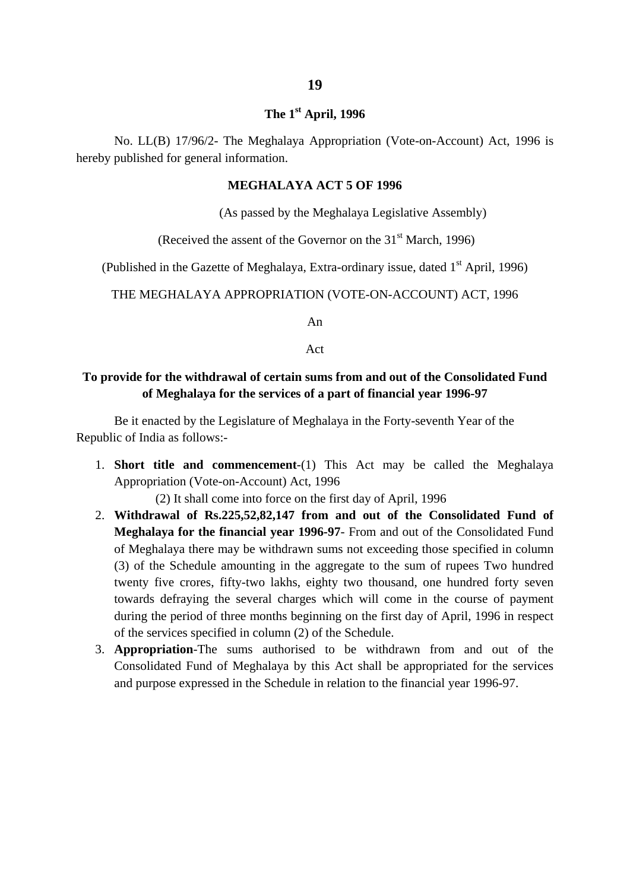**The 1st April, 1996**

No. LL(B) 17/96/2- The Meghalaya Appropriation (Vote-on-Account) Act, 1996 is hereby published for general information.

**MEGHALAYA ACT 5 OF 1996**

(As passed by the Meghalaya Legislative Assembly)

(Received the assent of the Governor on the 31st March, 1996)

(Published in the Gazette of Meghalaya, Extra-ordinary issue, dated 1st April, 1996)

THE MEGHALAYA APPROPRIATION (VOTE-ON-ACCOUNT) ACT, 1996

An

Act

**To provide for the withdrawal of certain sums from and out of the Consolidated Fund of Meghalaya for the services of a part of financial year 1996-97**

Be it enacted by the Legislature of Meghalaya in the Forty-seventh Year of the Republic of India as follows:-

1. **Short title and commencement**-(1) This Act may be called the Meghalaya Appropriation (Vote-on-Account) Act, 1996

   (2) It shall come into force on the first day of April, 1996
2. **Withdrawal of Rs.225,52,82,147 from and out of the Consolidated Fund of Meghalaya for the financial year 1996-97**- From and out of the Consolidated Fund of Meghalaya there may be withdrawn sums not exceeding those specified in column (3) of the Schedule amounting in the aggregate to the sum of rupees Two hundred twenty five crores, fifty-two lakhs, eighty two thousand, one hundred forty seven towards defraying the several charges which will come in the course of payment during the period of three months beginning on the first day of April, 1996 in respect of the services specified in column (2) of the Schedule.
3. **Appropriation**-The sums authorised to be withdrawn from and out of the Consolidated Fund of Meghalaya by this Act shall be appropriated for the services and purpose expressed in the Schedule in relation to the financial year 1996-97.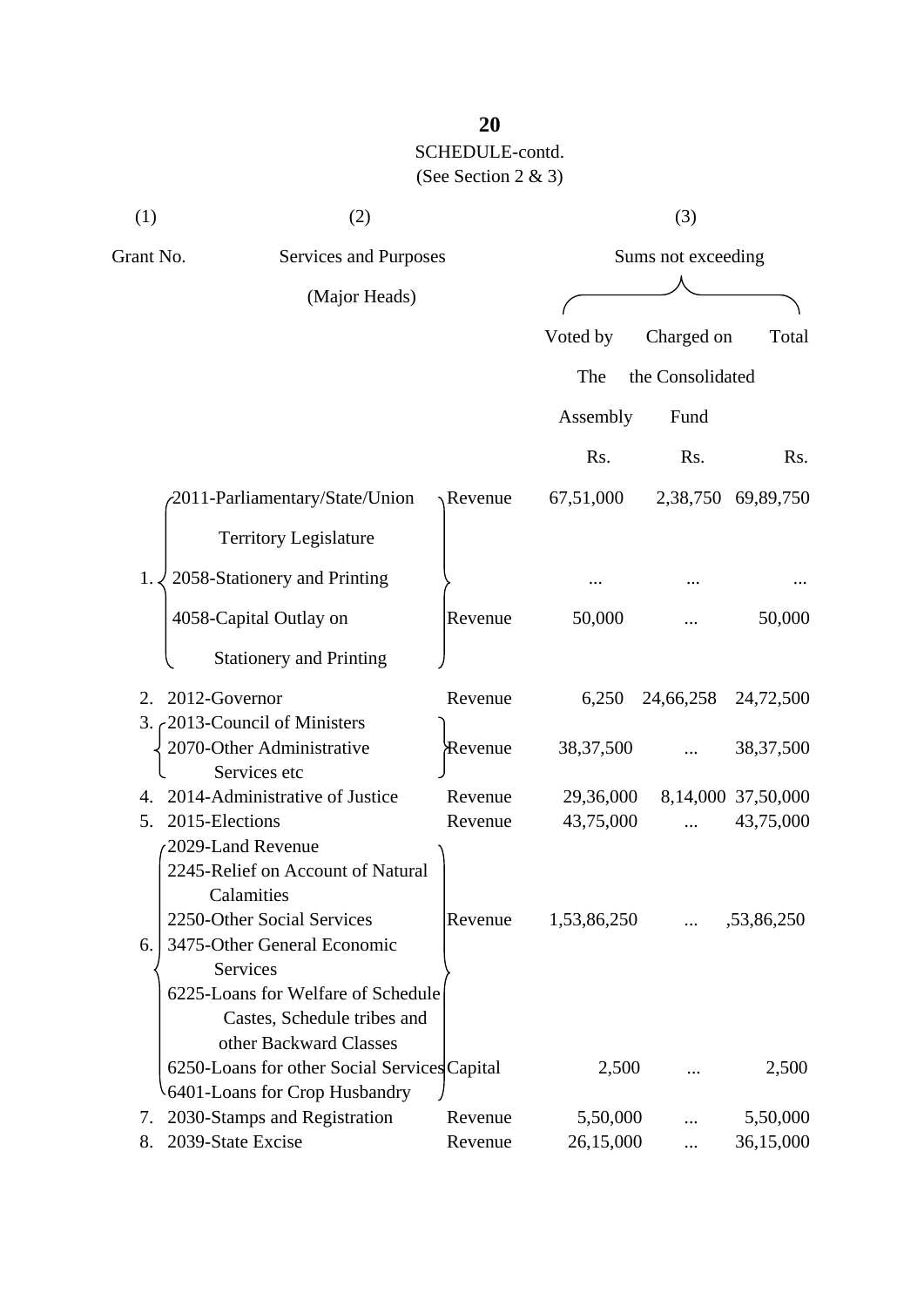SCHEDULE-contd.

(See Section 2 & 3)

| (1) | (2) | | (3) | | |
|---|---|---|---|---|---|
| Grant No. | Services and Purposes (Major Heads) | | Sums not exceeding | | |
| | | | Voted by The Assembly | Charged on the Consolidated Fund | Total |
| | | | Rs. | Rs. | Rs. |
| 1. | 2011-Parliamentary/State/Union Territory Legislature | Revenue | 67,51,000 | 2,38,750 | 69,89,750 |
| | 2058-Stationery and Printing | | ... | ... | ... |
| | 4058-Capital Outlay on Stationery and Printing | Revenue | 50,000 | ... | 50,000 |
| 2. | 2012-Governor | Revenue | 6,250 | 24,66,258 | 24,72,500 |
| 3. | 2013-Council of Ministers<br>2070-Other Administrative Services etc | Revenue | 38,37,500 | ... | 38,37,500 |
| 4. | 2014-Administrative of Justice | Revenue | 29,36,000 | 8,14,000 | 37,50,000 |
| 5. | 2015-Elections | Revenue | 43,75,000 | ... | 43,75,000 |
| 6. | 2029-Land Revenue<br>2245-Relief on Account of Natural Calamities<br>2250-Other Social Services<br>3475-Other General Economic Services<br>6225-Loans for Welfare of Schedule Castes, Schedule tribes and other Backward Classes | Revenue | 1,53,86,250 | ... | ,53,86,250 |
| | 6250-Loans for other Social Services<br>6401-Loans for Crop Husbandry | Capital | 2,500 | ... | 2,500 |
| 7. | 2030-Stamps and Registration | Revenue | 5,50,000 | ... | 5,50,000 |
| 8. | 2039-State Excise | Revenue | 26,15,000 | ... | 36,15,000 |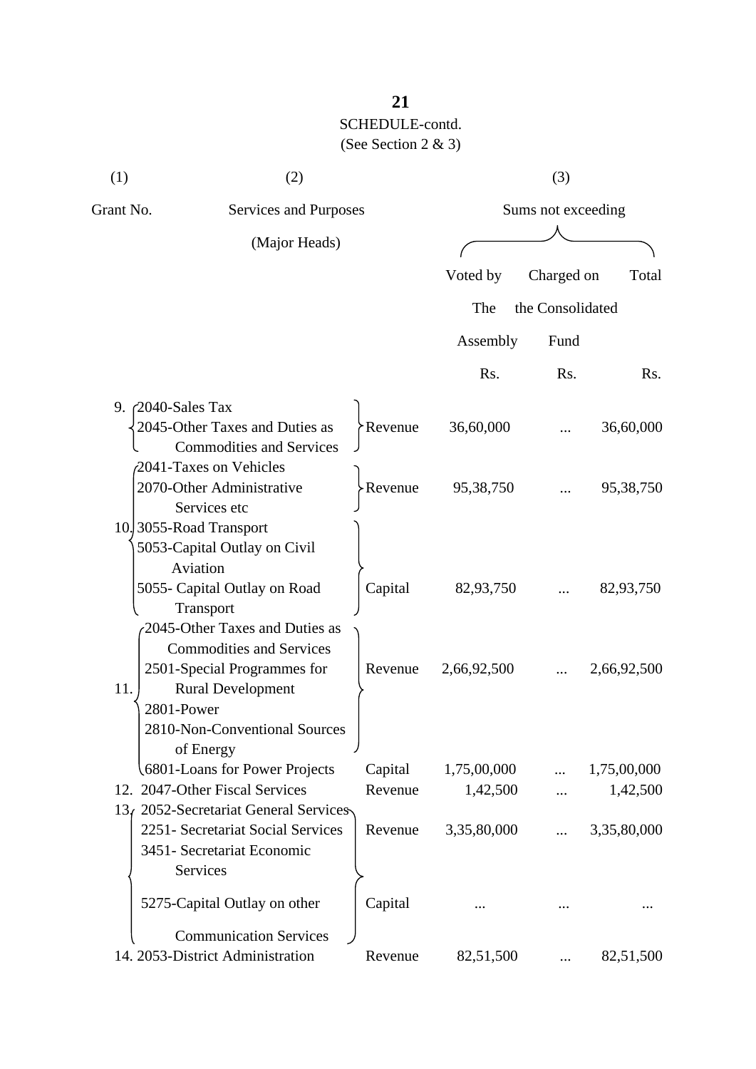SCHEDULE-contd.

(See Section 2 & 3)

| (1) | (2) | | (3) | | |
|---|---|---|---|---|---|
| Grant No. | Services and Purposes (Major Heads) | | Sums not exceeding | | |
| | | | Voted by The Assembly | Charged on the Consolidated Fund | Total |
| | | | Rs. | Rs. | Rs. |
| 9. | 2040-Sales Tax<br>2045-Other Taxes and Duties as Commodities and Services | Revenue | 36,60,000 | ... | 36,60,000 |
| 10. | 2041-Taxes on Vehicles<br>2070-Other Administrative Services etc | Revenue | 95,38,750 | ... | 95,38,750 |
| | 3055-Road Transport<br>5053-Capital Outlay on Civil Aviation<br>5055- Capital Outlay on Road Transport | Capital | 82,93,750 | ... | 82,93,750 |
| 11. | 2045-Other Taxes and Duties as Commodities and Services<br>2501-Special Programmes for Rural Development<br>2801-Power<br>2810-Non-Conventional Sources of Energy | Revenue | 2,66,92,500 | ... | 2,66,92,500 |
| | 6801-Loans for Power Projects | Capital | 1,75,00,000 | ... | 1,75,00,000 |
| 12. | 2047-Other Fiscal Services | Revenue | 1,42,500 | ... | 1,42,500 |
| 13. | 2052-Secretariat General Services<br>2251- Secretariat Social Services<br>3451- Secretariat Economic Services | Revenue | 3,35,80,000 | ... | 3,35,80,000 |
| | 5275-Capital Outlay on other Communication Services | Capital | ... | ... | ... |
| 14. | 2053-District Administration | Revenue | 82,51,500 | ... | 82,51,500 |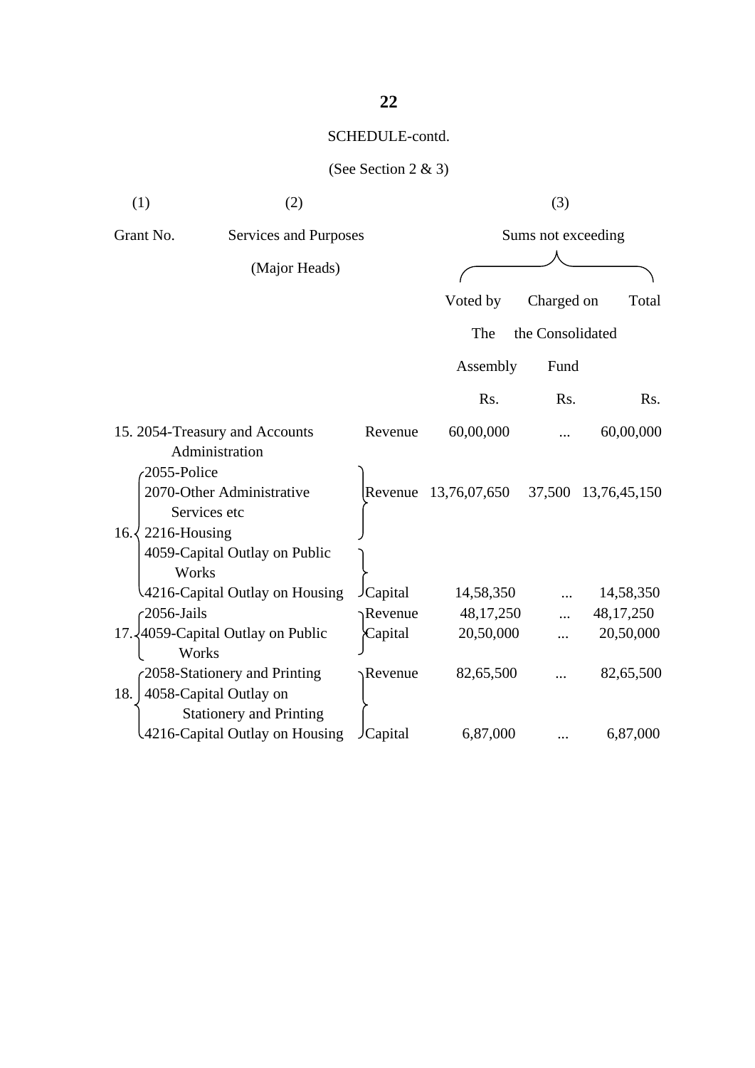SCHEDULE-contd.

(See Section 2 & 3)

| (1) | (2) | | (3) | | |
|---|---|---|---|---|---|
| Grant No. | Services and Purposes (Major Heads) | | Sums not exceeding | | |
| | | | Voted by The Assembly | Charged on the Consolidated Fund | Total |
| | | | Rs. | Rs. | Rs. |
| 15. | 2054-Treasury and Accounts Administration | Revenue | 60,00,000 | ... | 60,00,000 |
| 16. | 2055-Police<br>2070-Other Administrative Services etc<br>2216-Housing | Revenue | 13,76,07,650 | 37,500 | 13,76,45,150 |
| | 4059-Capital Outlay on Public Works<br>4216-Capital Outlay on Housing | Capital | 14,58,350 | ... | 14,58,350 |
| 17. | 2056-Jails | Revenue | 48,17,250 | ... | 48,17,250 |
| | 4059-Capital Outlay on Public Works | Capital | 20,50,000 | ... | 20,50,000 |
| 18. | 2058-Stationery and Printing | Revenue | 82,65,500 | ... | 82,65,500 |
| | 4058-Capital Outlay on Stationery and Printing<br>4216-Capital Outlay on Housing | Capital | 6,87,000 | ... | 6,87,000 |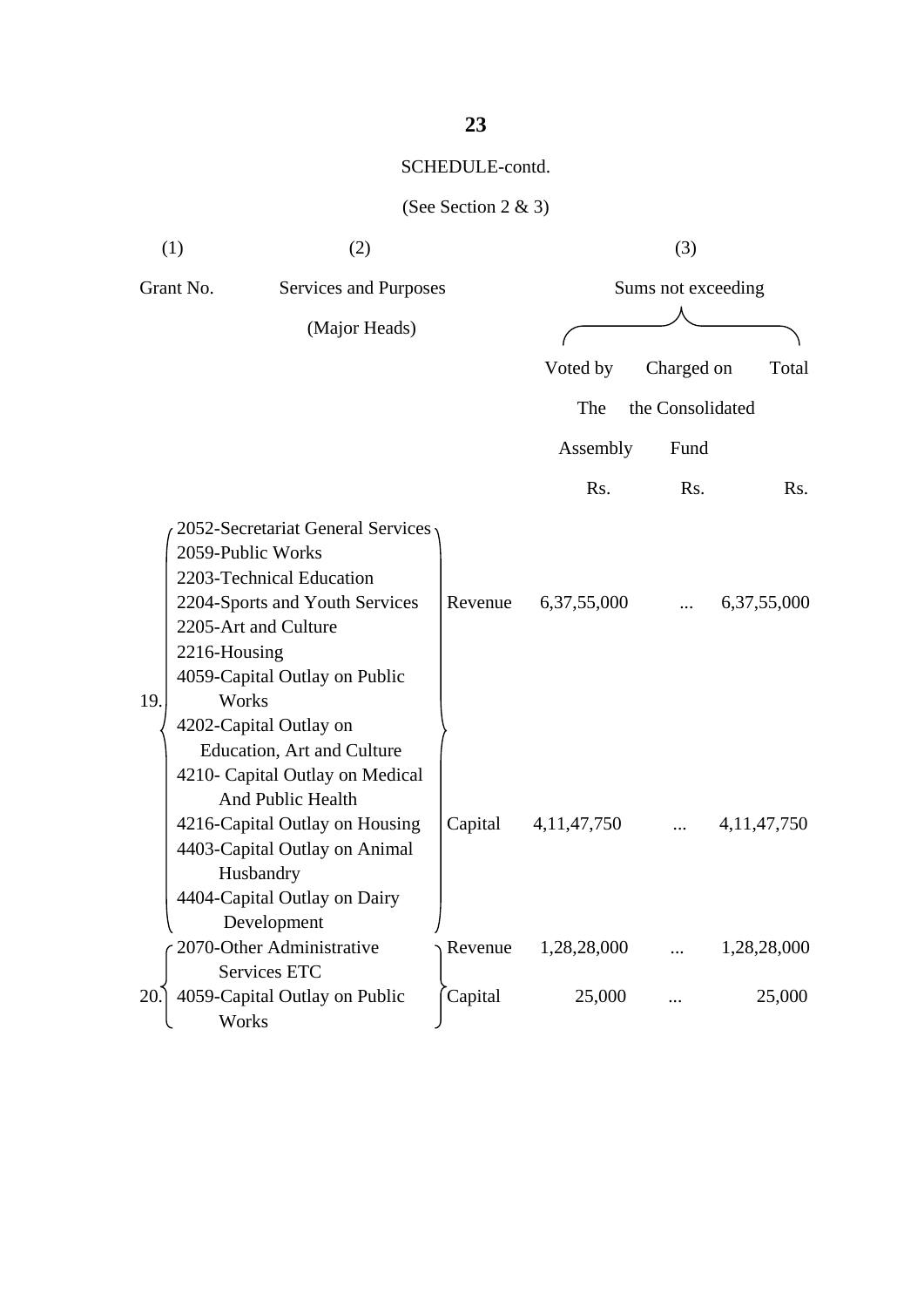SCHEDULE-contd.

(See Section 2 & 3)

| (1) | (2) | | (3) | | |
|---|---|---|---|---|---|
| Grant No. | Services and Purposes (Major Heads) | | Sums not exceeding | | |
| | | | Voted by The Assembly | Charged on the Consolidated Fund | Total |
| | | | Rs. | Rs. | Rs. |
| 19. | 2052-Secretariat General Services<br>2059-Public Works<br>2203-Technical Education<br>2204-Sports and Youth Services<br>2205-Art and Culture<br>2216-Housing | Revenue | 6,37,55,000 | ... | 6,37,55,000 |
| | 4059-Capital Outlay on Public Works<br>4202-Capital Outlay on Education, Art and Culture<br>4210- Capital Outlay on Medical And Public Health<br>4216-Capital Outlay on Housing<br>4403-Capital Outlay on Animal Husbandry<br>4404-Capital Outlay on Dairy Development | Capital | 4,11,47,750 | ... | 4,11,47,750 |
| 20. | 2070-Other Administrative Services ETC | Revenue | 1,28,28,000 | ... | 1,28,28,000 |
| | 4059-Capital Outlay on Public Works | Capital | 25,000 | ... | 25,000 |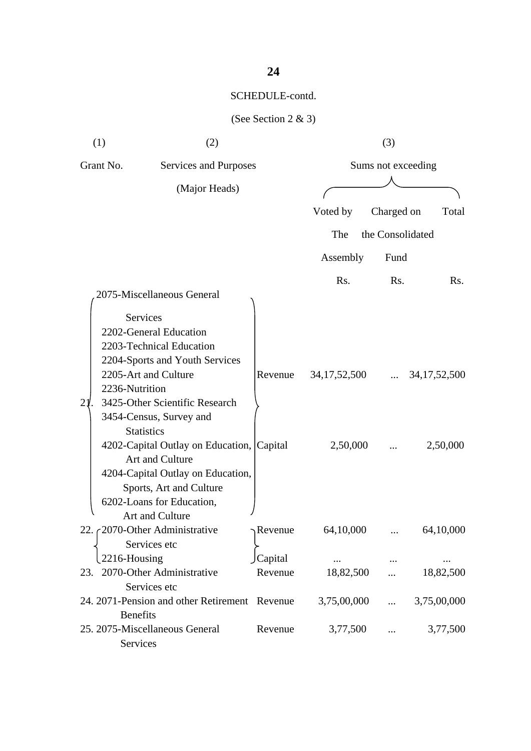SCHEDULE-contd.

(See Section 2 & 3)

| (1) | (2) | | (3) | | |
|---|---|---|---|---|---|
| Grant No. | Services and Purposes (Major Heads) | | Sums not exceeding | | |
| | | | Voted by The Assembly | Charged on the Consolidated Fund | Total |
| | | | Rs. | Rs. | Rs. |
| 21. | 2075-Miscellaneous General Services<br>2202-General Education<br>2203-Technical Education<br>2204-Sports and Youth Services<br>2205-Art and Culture<br>2236-Nutrition<br>3425-Other Scientific Research<br>3454-Census, Survey and Statistics | Revenue | 34,17,52,500 | ... | 34,17,52,500 |
| | 4202-Capital Outlay on Education, Art and Culture<br>4204-Capital Outlay on Education, Sports, Art and Culture<br>6202-Loans for Education, Art and Culture | Capital | 2,50,000 | ... | 2,50,000 |
| 22. | 2070-Other Administrative Services etc | Revenue | 64,10,000 | ... | 64,10,000 |
| | 2216-Housing | Capital | ... | ... | ... |
| 23. | 2070-Other Administrative Services etc | Revenue | 18,82,500 | ... | 18,82,500 |
| 24. | 2071-Pension and other Retirement Benefits | Revenue | 3,75,00,000 | ... | 3,75,00,000 |
| 25. | 2075-Miscellaneous General Services | Revenue | 3,77,500 | ... | 3,77,500 |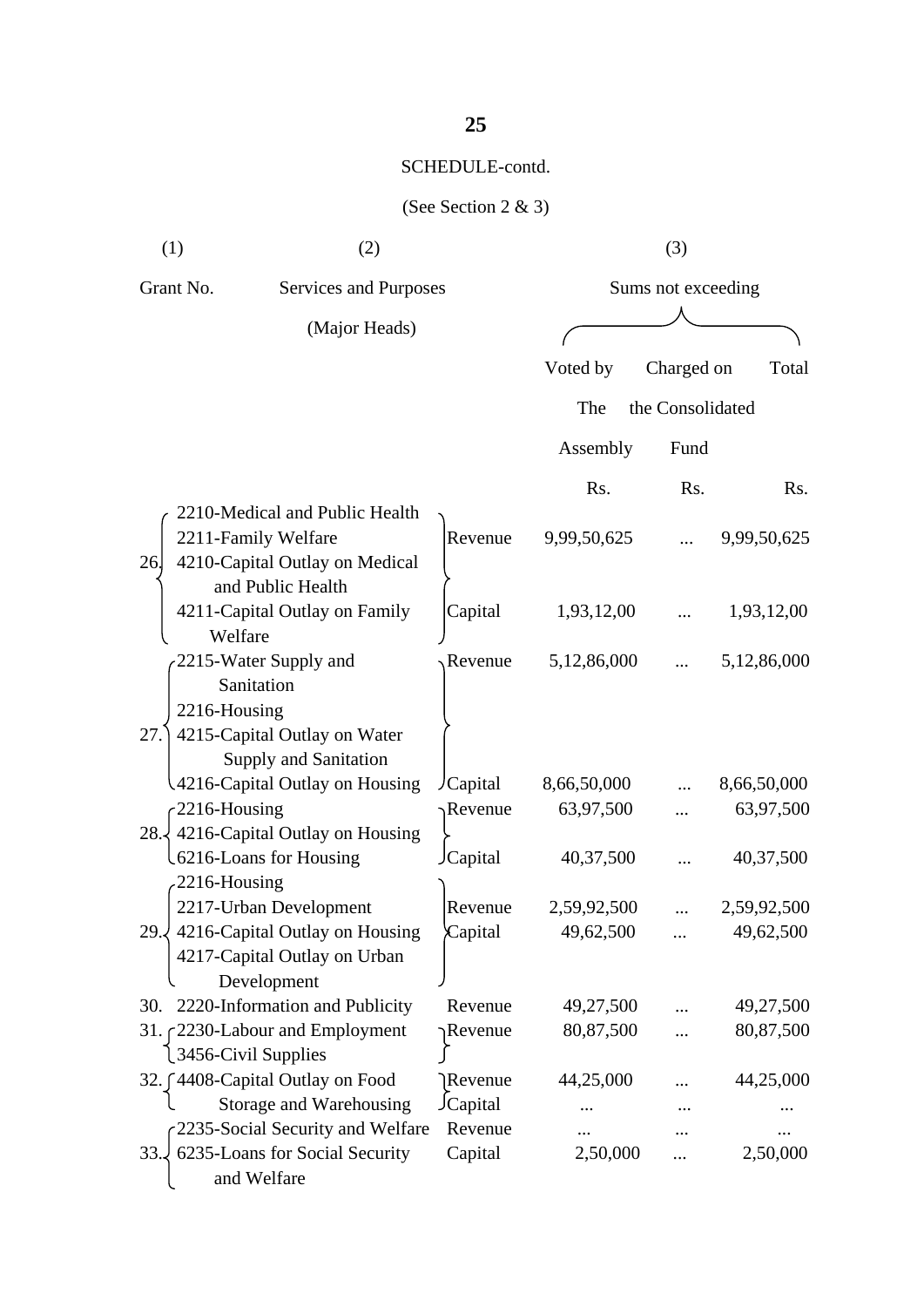SCHEDULE-contd.

(See Section 2 & 3)

| (1) | (2) | | (3) | | |
|---|---|---|---|---|---|
| Grant No. | Services and Purposes (Major Heads) | | Sums not exceeding | | |
| | | | Voted by The Assembly | Charged on the Consolidated Fund | Total |
| | | | Rs. | Rs. | Rs. |
| 26. | 2210-Medical and Public Health<br>2211-Family Welfare<br>4210-Capital Outlay on Medical and Public Health<br>4211-Capital Outlay on Family Welfare | Revenue | 9,99,50,625 | ... | 9,99,50,625 |
| | | Capital | 1,93,12,00 | ... | 1,93,12,00 |
| 27. | 2215-Water Supply and Sanitation<br>2216-Housing<br>4215-Capital Outlay on Water Supply and Sanitation<br>4216-Capital Outlay on Housing | Revenue | 5,12,86,000 | ... | 5,12,86,000 |
| | | Capital | 8,66,50,000 | ... | 8,66,50,000 |
| 28. | 2216-Housing<br>4216-Capital Outlay on Housing<br>6216-Loans for Housing | Revenue | 63,97,500 | ... | 63,97,500 |
| | | Capital | 40,37,500 | ... | 40,37,500 |
| 29. | 2216-Housing<br>2217-Urban Development<br>4216-Capital Outlay on Housing<br>4217-Capital Outlay on Urban Development | Revenue | 2,59,92,500 | ... | 2,59,92,500 |
| | | Capital | 49,62,500 | ... | 49,62,500 |
| 30. | 2220-Information and Publicity | Revenue | 49,27,500 | ... | 49,27,500 |
| 31. | 2230-Labour and Employment<br>3456-Civil Supplies | Revenue | 80,87,500 | ... | 80,87,500 |
| 32. | 4408-Capital Outlay on Food Storage and Warehousing | Revenue | 44,25,000 | ... | 44,25,000 |
| | | Capital | ... | ... | ... |
| 33. | 2235-Social Security and Welfare | Revenue | ... | ... | ... |
| | 6235-Loans for Social Security and Welfare | Capital | 2,50,000 | ... | 2,50,000 |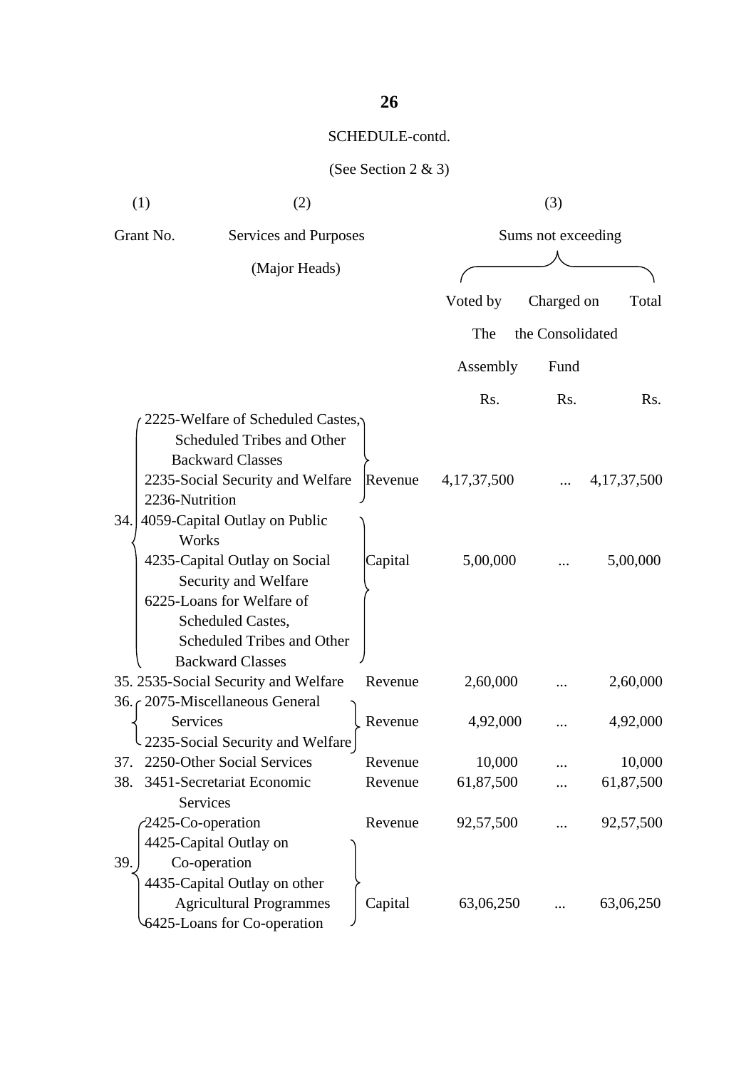SCHEDULE-contd.

(See Section 2 & 3)

| (1) | (2) | | (3) | | |
|---|---|---|---|---|---|
| Grant No. | Services and Purposes (Major Heads) | | Sums not exceeding | | |
| | | | Voted by The Assembly | Charged on the Consolidated Fund | Total |
| | | | Rs. | Rs. | Rs. |
| 34. | 2225-Welfare of Scheduled Castes, Scheduled Tribes and Other Backward Classes<br>2235-Social Security and Welfare<br>2236-Nutrition | Revenue | 4,17,37,500 | ... | 4,17,37,500 |
| | 4059-Capital Outlay on Public Works<br>4235-Capital Outlay on Social Security and Welfare<br>6225-Loans for Welfare of Scheduled Castes, Scheduled Tribes and Other Backward Classes | Capital | 5,00,000 | ... | 5,00,000 |
| 35. | 2535-Social Security and Welfare | Revenue | 2,60,000 | ... | 2,60,000 |
| 36. | 2075-Miscellaneous General Services<br>2235-Social Security and Welfare | Revenue | 4,92,000 | ... | 4,92,000 |
| 37. | 2250-Other Social Services | Revenue | 10,000 | ... | 10,000 |
| 38. | 3451-Secretariat Economic Services | Revenue | 61,87,500 | ... | 61,87,500 |
| 39. | 2425-Co-operation | Revenue | 92,57,500 | ... | 92,57,500 |
| | 4425-Capital Outlay on Co-operation<br>4435-Capital Outlay on other Agricultural Programmes<br>6425-Loans for Co-operation | Capital | 63,06,250 | ... | 63,06,250 |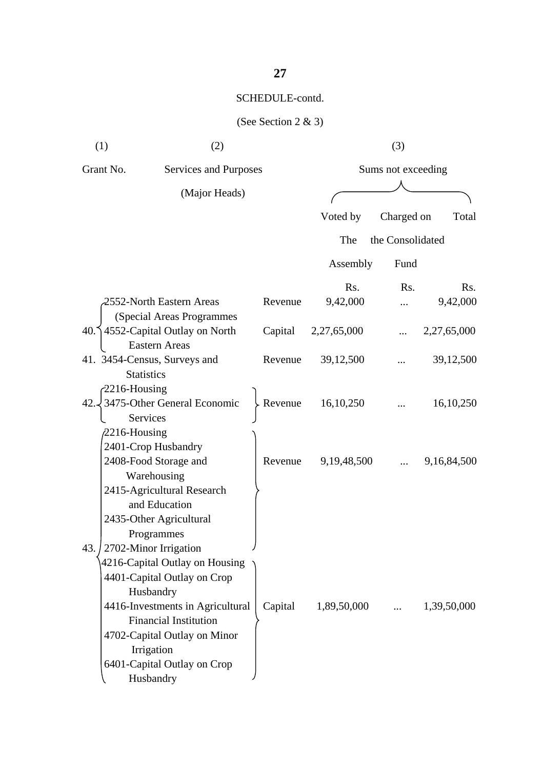SCHEDULE-contd.

(See Section 2 & 3)

| (1) | (2) | | (3) | | |
|---|---|---|---|---|---|
| Grant No. | Services and Purposes (Major Heads) | | Sums not exceeding | | |
| | | | Voted by The Assembly | Charged on the Consolidated Fund | Total |
| | | | Rs. | Rs. | Rs. |
| 40. | 2552-North Eastern Areas (Special Areas Programmes | Revenue | 9,42,000 | ... | 9,42,000 |
| | 4552-Capital Outlay on North Eastern Areas | Capital | 2,27,65,000 | ... | 2,27,65,000 |
| 41. | 3454-Census, Surveys and Statistics | Revenue | 39,12,500 | ... | 39,12,500 |
| 42. | 2216-Housing<br>3475-Other General Economic Services | Revenue | 16,10,250 | ... | 16,10,250 |
| 43. | 2216-Housing<br>2401-Crop Husbandry<br>2408-Food Storage and Warehousing<br>2415-Agricultural Research and Education<br>2435-Other Agricultural Programmes<br>2702-Minor Irrigation | Revenue | 9,19,48,500 | ... | 9,16,84,500 |
| | 4216-Capital Outlay on Housing<br>4401-Capital Outlay on Crop Husbandry<br>4416-Investments in Agricultural Financial Institution<br>4702-Capital Outlay on Minor Irrigation<br>6401-Capital Outlay on Crop Husbandry | Capital | 1,89,50,000 | ... | 1,39,50,000 |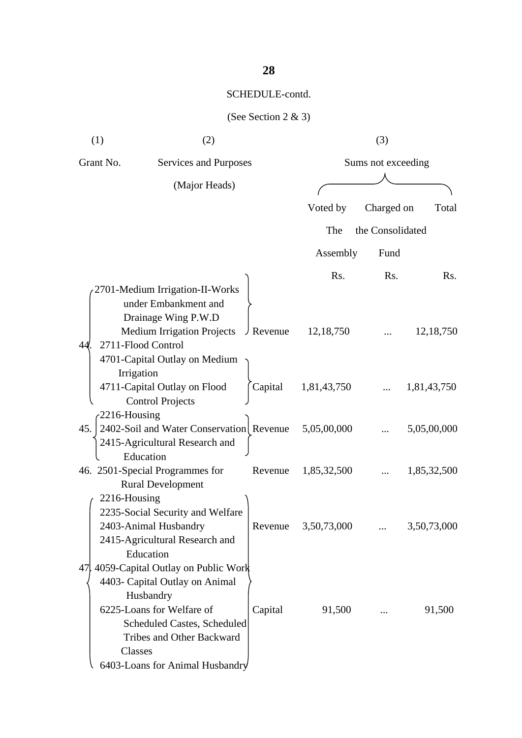SCHEDULE-contd.

(See Section 2 & 3)

| (1) | (2) | | (3) | | |
|---|---|---|---|---|---|
| Grant No. | Services and Purposes (Major Heads) | | Sums not exceeding | | |
| | | | Voted by The Assembly | Charged on the Consolidated Fund | Total |
| | | | Rs. | Rs. | Rs. |
| 44. | 2701-Medium Irrigation-II-Works under Embankment and Drainage Wing P.W.D Medium Irrigation Projects | Revenue | 12,18,750 | ... | 12,18,750 |
| | 2711-Flood Control 4701-Capital Outlay on Medium Irrigation 4711-Capital Outlay on Flood Control Projects | Capital | 1,81,43,750 | ... | 1,81,43,750 |
| 45. | 2216-Housing 2402-Soil and Water Conservation 2415-Agricultural Research and Education | Revenue | 5,05,00,000 | ... | 5,05,00,000 |
| 46. | 2501-Special Programmes for Rural Development | Revenue | 1,85,32,500 | ... | 1,85,32,500 |
| 47. | 2216-Housing 2235-Social Security and Welfare 2403-Animal Husbandry 2415-Agricultural Research and Education | Revenue | 3,50,73,000 | ... | 3,50,73,000 |
| | 4059-Capital Outlay on Public Work 4403- Capital Outlay on Animal Husbandry 6225-Loans for Welfare of Scheduled Castes, Scheduled Tribes and Other Backward Classes 6403-Loans for Animal Husbandry | Capital | 91,500 | ... | 91,500 |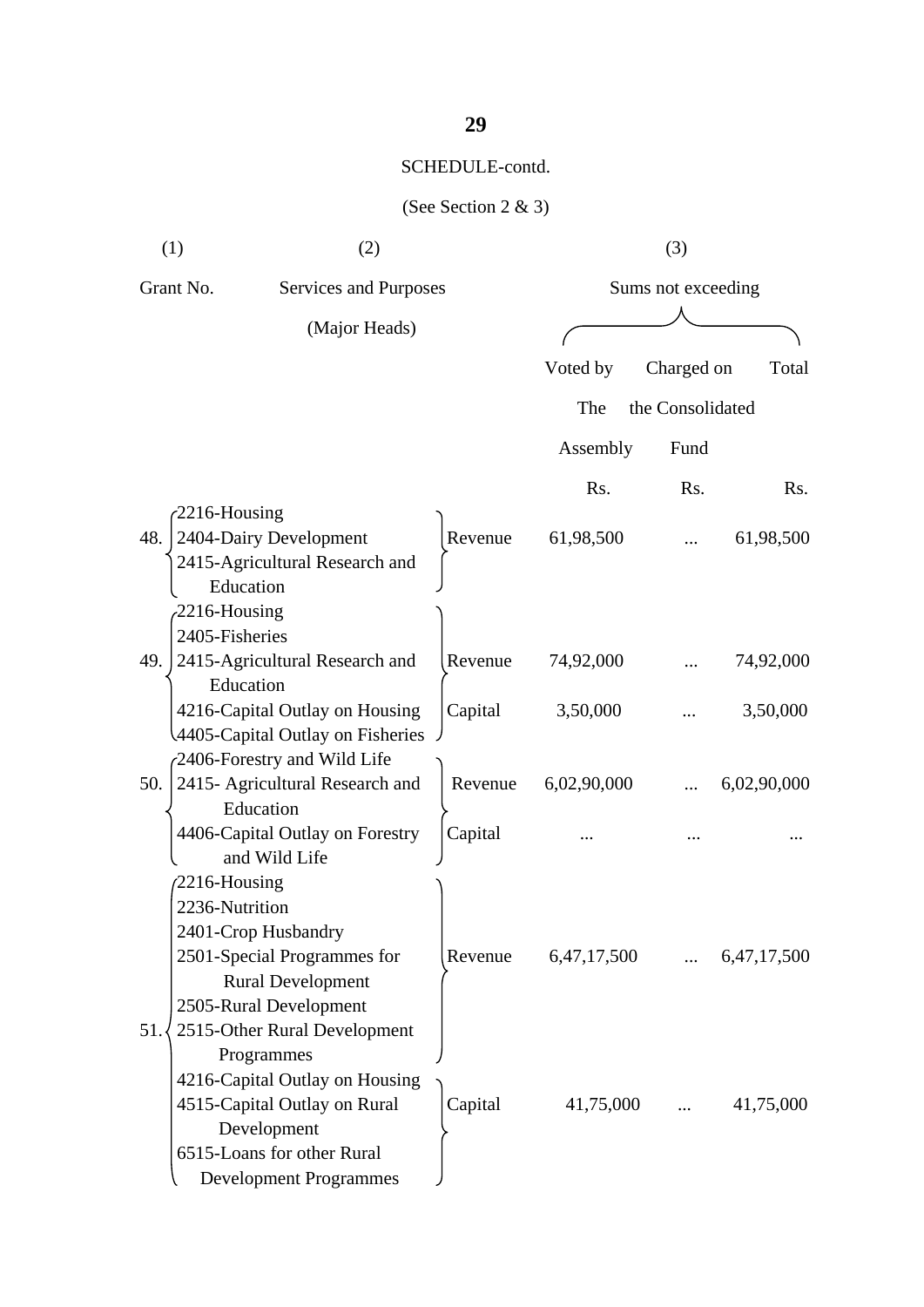SCHEDULE-contd.

(See Section 2 & 3)

| (1) Grant No. | (2) Services and Purposes (Major Heads) | | (3) Sums not exceeding | | |
|---|---|---|---|---|---|
| | | | Voted by The Assembly | Charged on the Consolidated Fund | Total |
| | | | Rs. | Rs. | Rs. |
| 48. | 2216-Housing<br>2404-Dairy Development<br>2415-Agricultural Research and Education | Revenue | 61,98,500 | ... | 61,98,500 |
| 49. | 2216-Housing<br>2405-Fisheries<br>2415-Agricultural Research and Education | Revenue | 74,92,000 | ... | 74,92,000 |
| | 4216-Capital Outlay on Housing<br>4405-Capital Outlay on Fisheries | Capital | 3,50,000 | ... | 3,50,000 |
| 50. | 2406-Forestry and Wild Life<br>2415- Agricultural Research and Education | Revenue | 6,02,90,000 | ... | 6,02,90,000 |
| | 4406-Capital Outlay on Forestry and Wild Life | Capital | ... | ... | ... |
| 51. | 2216-Housing<br>2236-Nutrition<br>2401-Crop Husbandry<br>2501-Special Programmes for Rural Development<br>2505-Rural Development<br>2515-Other Rural Development Programmes | Revenue | 6,47,17,500 | ... | 6,47,17,500 |
| | 4216-Capital Outlay on Housing<br>4515-Capital Outlay on Rural Development<br>6515-Loans for other Rural Development Programmes | Capital | 41,75,000 | ... | 41,75,000 |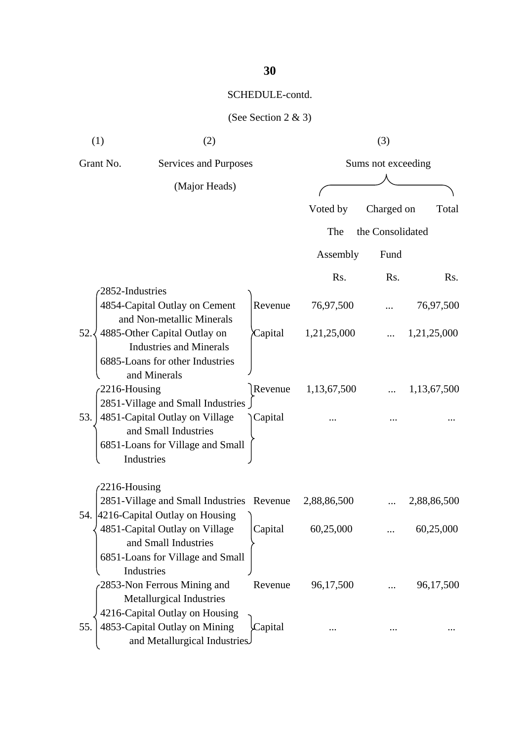SCHEDULE-contd.

(See Section 2 & 3)

| (1) | (2) | | (3) | | |
|---|---|---|---|---|---|
| Grant No. | Services and Purposes (Major Heads) | | Sums not exceeding | | |
| | | | Voted by The Assembly | Charged on the Consolidated Fund | Total |
| | | | Rs. | Rs. | Rs. |
| 52. | 2852-Industries<br>4854-Capital Outlay on Cement and Non-metallic Minerals<br>4885-Other Capital Outlay on Industries and Minerals<br>6885-Loans for other Industries and Minerals | Revenue | 76,97,500 | ... | 76,97,500 |
| | | Capital | 1,21,25,000 | ... | 1,21,25,000 |
| 53. | 2216-Housing<br>2851-Village and Small Industries | Revenue | 1,13,67,500 | ... | 1,13,67,500 |
| | 4851-Capital Outlay on Village and Small Industries<br>6851-Loans for Village and Small Industries | Capital | ... | ... | ... |
| 54. | 2216-Housing<br>2851-Village and Small Industries | Revenue | 2,88,86,500 | ... | 2,88,86,500 |
| | 4216-Capital Outlay on Housing<br>4851-Capital Outlay on Village and Small Industries<br>6851-Loans for Village and Small Industries | Capital | 60,25,000 | ... | 60,25,000 |
| 55. | 2853-Non Ferrous Mining and Metallurgical Industries | Revenue | 96,17,500 | ... | 96,17,500 |
| | 4216-Capital Outlay on Housing<br>4853-Capital Outlay on Mining and Metallurgical Industries | Capital | ... | ... | ... |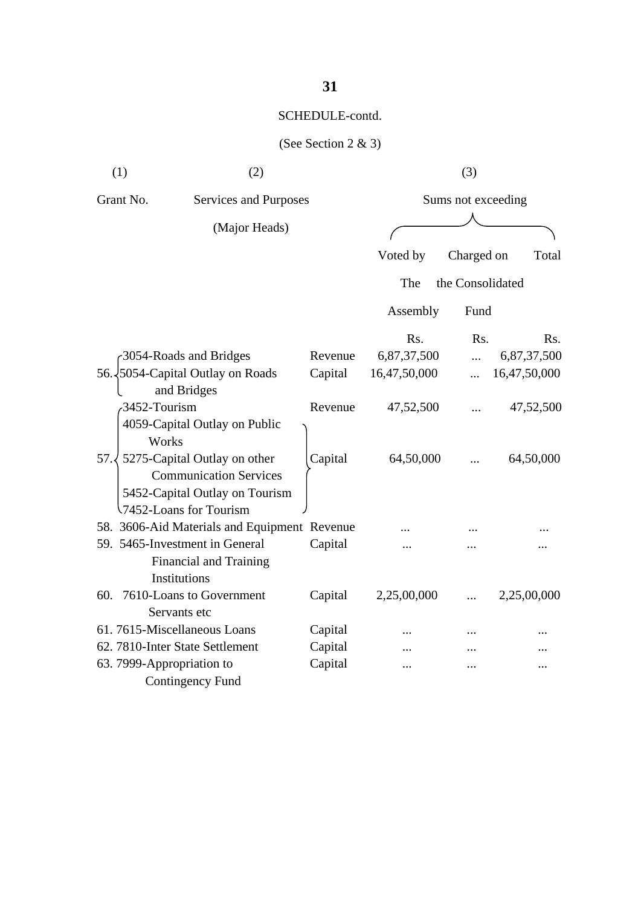SCHEDULE-contd.

(See Section 2 & 3)

| (1) | (2) | | (3) | | |
|---|---|---|---|---|---|
| Grant No. | Services and Purposes (Major Heads) | | Sums not exceeding | | |
| | | | Voted by The Assembly | Charged on the Consolidated Fund | Total |
| | | | Rs. | Rs. | Rs. |
| 56. | 3054-Roads and Bridges | Revenue | 6,87,37,500 | ... | 6,87,37,500 |
| | 5054-Capital Outlay on Roads and Bridges | Capital | 16,47,50,000 | ... | 16,47,50,000 |
| 57. | 3452-Tourism | Revenue | 47,52,500 | ... | 47,52,500 |
| | 4059-Capital Outlay on Public Works<br>5275-Capital Outlay on other Communication Services<br>5452-Capital Outlay on Tourism<br>7452-Loans for Tourism | Capital | 64,50,000 | ... | 64,50,000 |
| 58. | 3606-Aid Materials and Equipment | Revenue | ... | ... | ... |
| 59. | 5465-Investment in General Financial and Training Institutions | Capital | ... | ... | ... |
| 60. | 7610-Loans to Government Servants etc | Capital | 2,25,00,000 | ... | 2,25,00,000 |
| 61. | 7615-Miscellaneous Loans | Capital | ... | ... | ... |
| 62. | 7810-Inter State Settlement | Capital | ... | ... | ... |
| 63. | 7999-Appropriation to Contingency Fund | Capital | ... | ... | ... |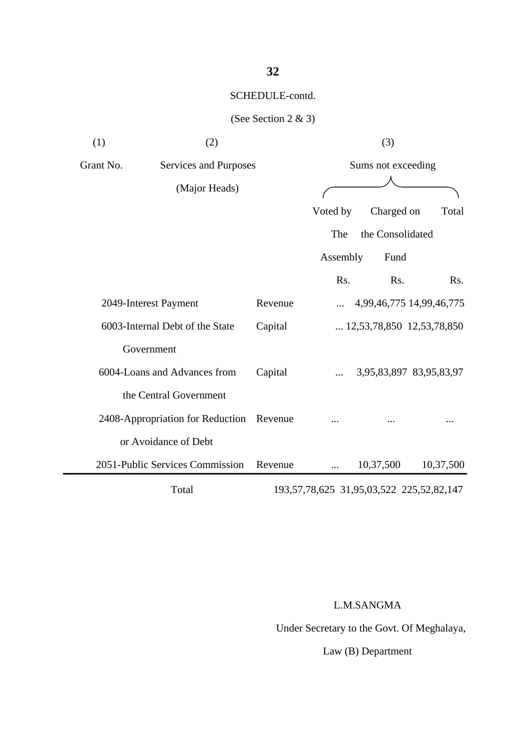SCHEDULE-contd.

(See Section 2 & 3)

| (1) | (2) | | (3) | | |
|---|---|---|---|---|---|
| Grant No. | Services and Purposes (Major Heads) | | Sums not exceeding | | |
| | | | Voted by The Assembly | Charged on the Consolidated Fund | Total |
| | | | Rs. | Rs. | Rs. |
| | 2049-Interest Payment | Revenue | ... | 4,99,46,775 | 14,99,46,775 |
| | 6003-Internal Debt of the State Government | Capital | ... | 12,53,78,850 | 12,53,78,850 |
| | 6004-Loans and Advances from the Central Government | Capital | ... | 3,95,83,897 | 83,95,83,97 |
| | 2408-Appropriation for Reduction or Avoidance of Debt | Revenue | ... | ... | ... |
| | 2051-Public Services Commission | Revenue | ... | 10,37,500 | 10,37,500 |
| | Total | | 193,57,78,625 | 31,95,03,522 | 225,52,82,147 |

L.M.SANGMA

Under Secretary to the Govt. Of Meghalaya,

Law (B) Department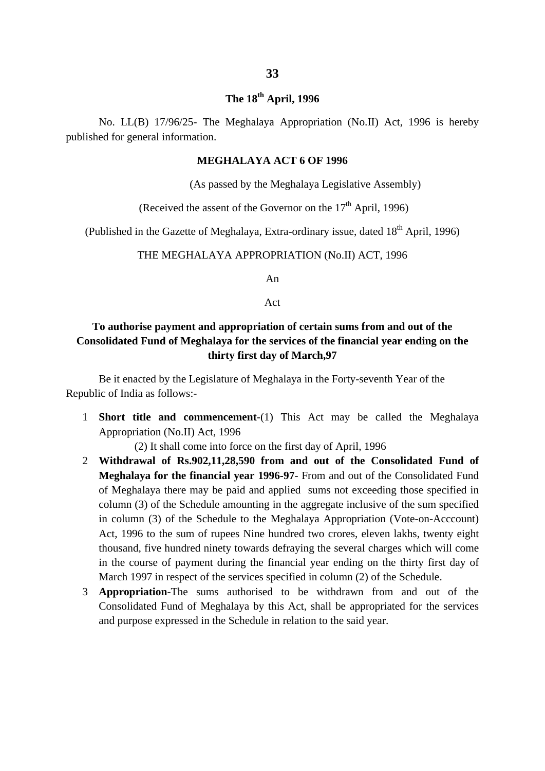**The 18th April, 1996**

No. LL(B) 17/96/25- The Meghalaya Appropriation (No.II) Act, 1996 is hereby published for general information.

**MEGHALAYA ACT 6 OF 1996**

(As passed by the Meghalaya Legislative Assembly)

(Received the assent of the Governor on the 17th April, 1996)

(Published in the Gazette of Meghalaya, Extra-ordinary issue, dated 18th April, 1996)

THE MEGHALAYA APPROPRIATION (No.II) ACT, 1996

An

Act

**To authorise payment and appropriation of certain sums from and out of the Consolidated Fund of Meghalaya for the services of the financial year ending on the thirty first day of March,97**

Be it enacted by the Legislature of Meghalaya in the Forty-seventh Year of the Republic of India as follows:-

1 **Short title and commencement**-(1) This Act may be called the Meghalaya Appropriation (No.II) Act, 1996

(2) It shall come into force on the first day of April, 1996

2 **Withdrawal of Rs.902,11,28,590 from and out of the Consolidated Fund of Meghalaya for the financial year 1996-97**- From and out of the Consolidated Fund of Meghalaya there may be paid and applied sums not exceeding those specified in column (3) of the Schedule amounting in the aggregate inclusive of the sum specified in column (3) of the Schedule to the Meghalaya Appropriation (Vote-on-Acccount) Act, 1996 to the sum of rupees Nine hundred two crores, eleven lakhs, twenty eight thousand, five hundred ninety towards defraying the several charges which will come in the course of payment during the financial year ending on the thirty first day of March 1997 in respect of the services specified in column (2) of the Schedule.

3 **Appropriation**-The sums authorised to be withdrawn from and out of the Consolidated Fund of Meghalaya by this Act, shall be appropriated for the services and purpose expressed in the Schedule in relation to the said year.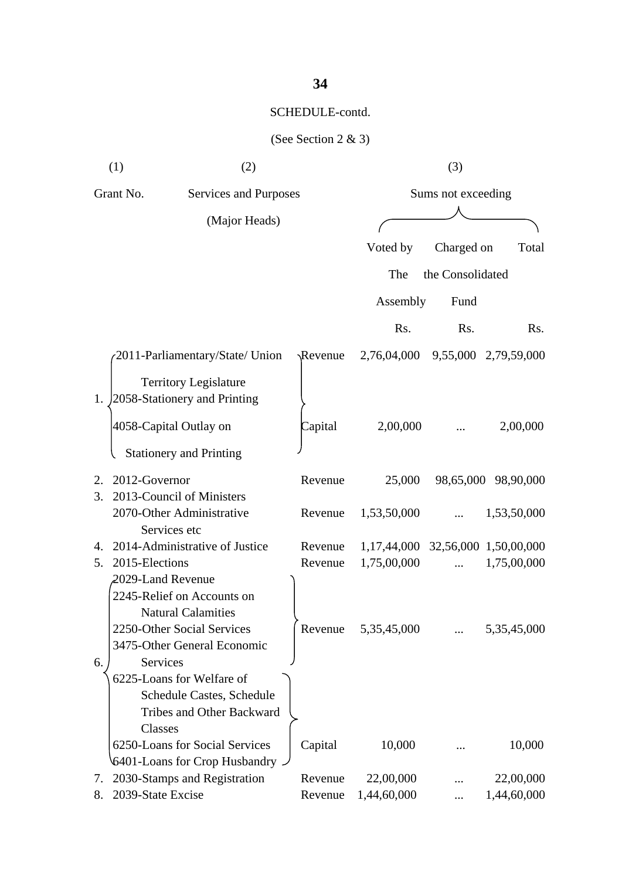SCHEDULE-contd.

(See Section 2 & 3)

| (1) | (2) | | (3) | | |
|---|---|---|---|---|---|
| Grant No. | Services and Purposes (Major Heads) | | Sums not exceeding | | |
| | | | Voted by The Assembly | Charged on the Consolidated Fund | Total |
| | | | Rs. | Rs. | Rs. |
| 1. | 2011-Parliamentary/State/ Union Territory Legislature<br>2058-Stationery and Printing | Revenue | 2,76,04,000 | 9,55,000 | 2,79,59,000 |
| | 4058-Capital Outlay on Stationery and Printing | Capital | 2,00,000 | ... | 2,00,000 |
| 2. | 2012-Governor | Revenue | 25,000 | 98,65,000 | 98,90,000 |
| 3. | 2013-Council of Ministers<br>2070-Other Administrative Services etc | Revenue | 1,53,50,000 | ... | 1,53,50,000 |
| 4. | 2014-Administrative of Justice | Revenue | 1,17,44,000 | 32,56,000 | 1,50,00,000 |
| 5. | 2015-Elections | Revenue | 1,75,00,000 | ... | 1,75,00,000 |
| 6. | 2029-Land Revenue<br>2245-Relief on Accounts on Natural Calamities<br>2250-Other Social Services<br>3475-Other General Economic Services | Revenue | 5,35,45,000 | ... | 5,35,45,000 |
| | 6225-Loans for Welfare of Schedule Castes, Schedule Tribes and Other Backward Classes<br>6250-Loans for Social Services<br>6401-Loans for Crop Husbandry | Capital | 10,000 | ... | 10,000 |
| 7. | 2030-Stamps and Registration | Revenue | 22,00,000 | ... | 22,00,000 |
| 8. | 2039-State Excise | Revenue | 1,44,60,000 | ... | 1,44,60,000 |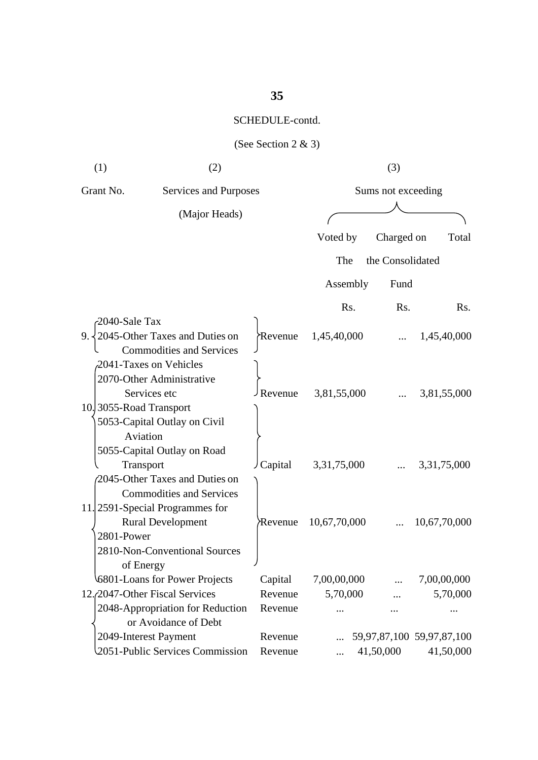SCHEDULE-contd.

(See Section 2 & 3)

| (1) | (2) | | (3) | | |
|---|---|---|---|---|---|
| Grant No. | Services and Purposes (Major Heads) | | Sums not exceeding | | |
| | | | Voted by The Assembly | Charged on the Consolidated Fund | Total |
| | | | Rs. | Rs. | Rs. |
| 9. | 2040-Sale Tax<br>2045-Other Taxes and Duties on Commodities and Services | Revenue | 1,45,40,000 | ... | 1,45,40,000 |
| 10. | 2041-Taxes on Vehicles<br>2070-Other Administrative Services etc<br>3055-Road Transport | Revenue | 3,81,55,000 | ... | 3,81,55,000 |
| | 5053-Capital Outlay on Civil Aviation<br>5055-Capital Outlay on Road Transport | Capital | 3,31,75,000 | ... | 3,31,75,000 |
| 11. | 2045-Other Taxes and Duties on Commodities and Services<br>2591-Special Programmes for Rural Development<br>2801-Power<br>2810-Non-Conventional Sources of Energy | Revenue | 10,67,70,000 | ... | 10,67,70,000 |
| | 6801-Loans for Power Projects | Capital | 7,00,00,000 | ... | 7,00,00,000 |
| 12. | 2047-Other Fiscal Services | Revenue | 5,70,000 | ... | 5,70,000 |
| | 2048-Appropriation for Reduction or Avoidance of Debt | Revenue | ... | ... | ... |
| | 2049-Interest Payment | Revenue | ... | 59,97,87,100 | 59,97,87,100 |
| | 2051-Public Services Commission | Revenue | ... | 41,50,000 | 41,50,000 |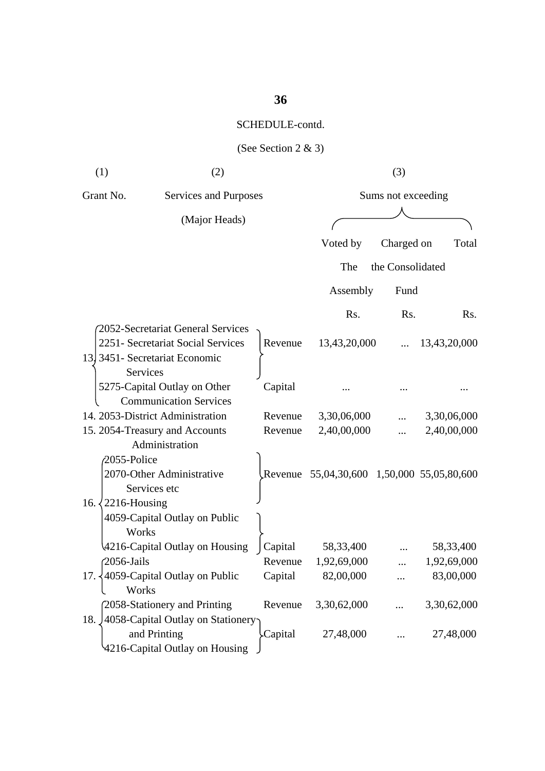SCHEDULE-contd.

(See Section 2 & 3)

| (1) | (2) | | (3) | | |
|---|---|---|---|---|---|
| Grant No. | Services and Purposes (Major Heads) | | Sums not exceeding | | |
| | | | Voted by The Assembly | Charged on the Consolidated Fund | Total |
| | | | Rs. | Rs. | Rs. |
| 13. | 2052-Secretariat General Services<br>2251- Secretariat Social Services<br>3451- Secretariat Economic Services | Revenue | 13,43,20,000 | ... | 13,43,20,000 |
| | 5275-Capital Outlay on Other Communication Services | Capital | ... | ... | ... |
| 14. | 2053-District Administration | Revenue | 3,30,06,000 | ... | 3,30,06,000 |
| 15. | 2054-Treasury and Accounts Administration | Revenue | 2,40,00,000 | ... | 2,40,00,000 |
| 16. | 2055-Police<br>2070-Other Administrative Services etc<br>2216-Housing | Revenue | 55,04,30,600 | 1,50,000 | 55,05,80,600 |
| | 4059-Capital Outlay on Public Works<br>4216-Capital Outlay on Housing | Capital | 58,33,400 | ... | 58,33,400 |
| 17. | 2056-Jails | Revenue | 1,92,69,000 | ... | 1,92,69,000 |
| | 4059-Capital Outlay on Public Works | Capital | 82,00,000 | ... | 83,00,000 |
| 18. | 2058-Stationery and Printing | Revenue | 3,30,62,000 | ... | 3,30,62,000 |
| | 4058-Capital Outlay on Stationery and Printing<br>4216-Capital Outlay on Housing | Capital | 27,48,000 | ... | 27,48,000 |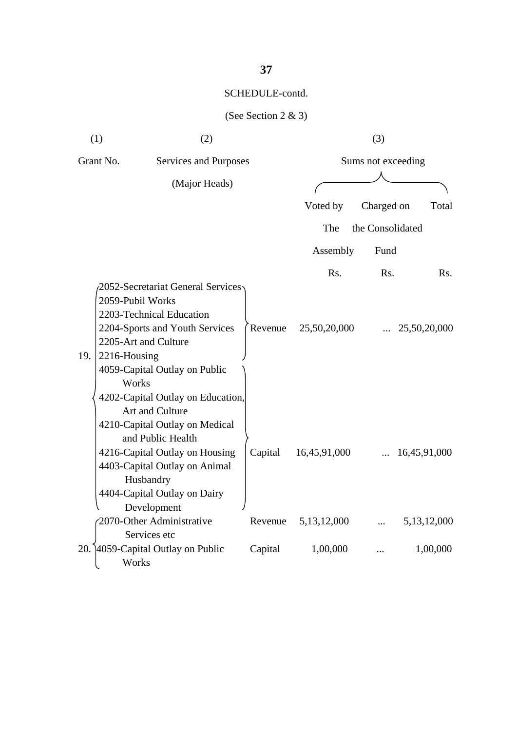SCHEDULE-contd.

(See Section 2 & 3)

| (1) | (2) | | (3) | | |
|---|---|---|---|---|---|
| Grant No. | Services and Purposes (Major Heads) | | Sums not exceeding | | |
| | | | Voted by The Assembly | Charged on the Consolidated Fund | Total |
| | | | Rs. | Rs. | Rs. |
| 19. | 2052-Secretariat General Services<br>2059-Pubil Works<br>2203-Technical Education<br>2204-Sports and Youth Services<br>2205-Art and Culture<br>2216-Housing | Revenue | 25,50,20,000 | ... | 25,50,20,000 |
| | 4059-Capital Outlay on Public Works<br>4202-Capital Outlay on Education, Art and Culture<br>4210-Capital Outlay on Medical and Public Health<br>4216-Capital Outlay on Housing<br>4403-Capital Outlay on Animal Husbandry<br>4404-Capital Outlay on Dairy Development | Capital | 16,45,91,000 | ... | 16,45,91,000 |
| 20. | 2070-Other Administrative Services etc | Revenue | 5,13,12,000 | ... | 5,13,12,000 |
| | 4059-Capital Outlay on Public Works | Capital | 1,00,000 | ... | 1,00,000 |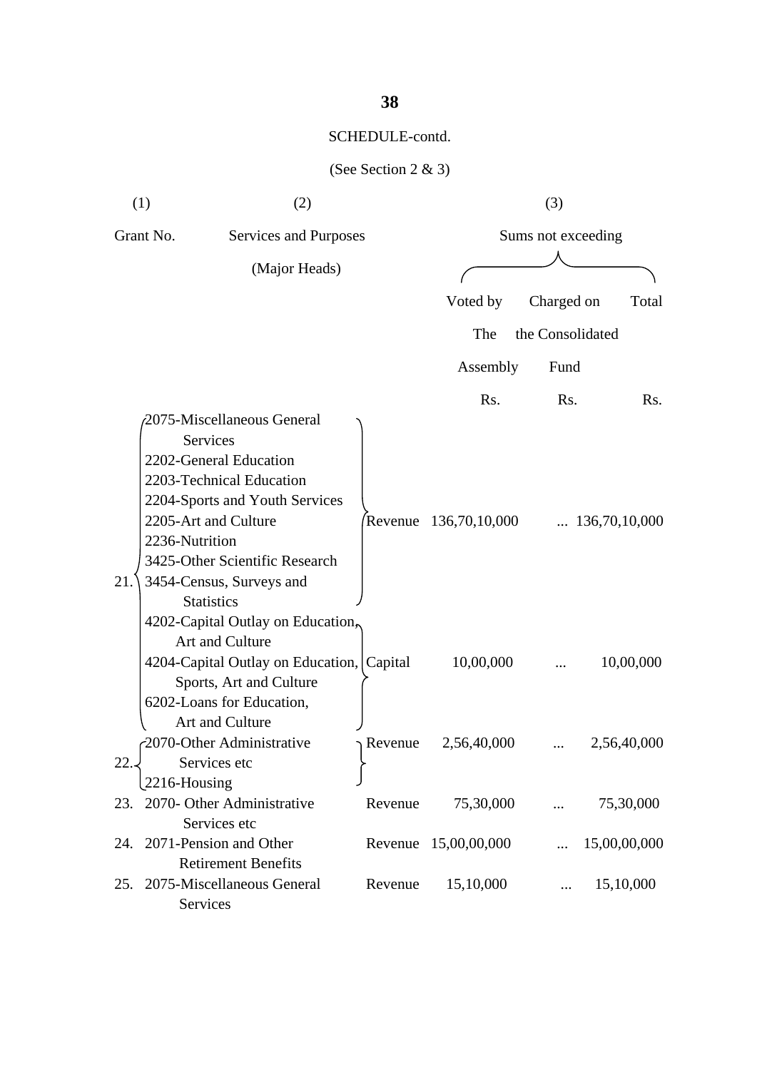SCHEDULE-contd.

(See Section 2 & 3)

| (1) | (2) | | (3) | | |
|---|---|---|---|---|---|
| Grant No. | Services and Purposes (Major Heads) | | Sums not exceeding | | |
| | | | Voted by The Assembly | Charged on the Consolidated Fund | Total |
| | | | Rs. | Rs. | Rs. |
| 21. | 2075-Miscellaneous General Services<br>2202-General Education<br>2203-Technical Education<br>2204-Sports and Youth Services<br>2205-Art and Culture<br>2236-Nutrition<br>3425-Other Scientific Research<br>3454-Census, Surveys and Statistics | Revenue | 136,70,10,000 | ... | 136,70,10,000 |
| | 4202-Capital Outlay on Education, Art and Culture<br>4204-Capital Outlay on Education, Sports, Art and Culture<br>6202-Loans for Education, Art and Culture | Capital | 10,00,000 | ... | 10,00,000 |
| 22. | 2070-Other Administrative Services etc<br>2216-Housing | Revenue | 2,56,40,000 | ... | 2,56,40,000 |
| 23. | 2070- Other Administrative Services etc | Revenue | 75,30,000 | ... | 75,30,000 |
| 24. | 2071-Pension and Other Retirement Benefits | Revenue | 15,00,00,000 | ... | 15,00,00,000 |
| 25. | 2075-Miscellaneous General Services | Revenue | 15,10,000 | ... | 15,10,000 |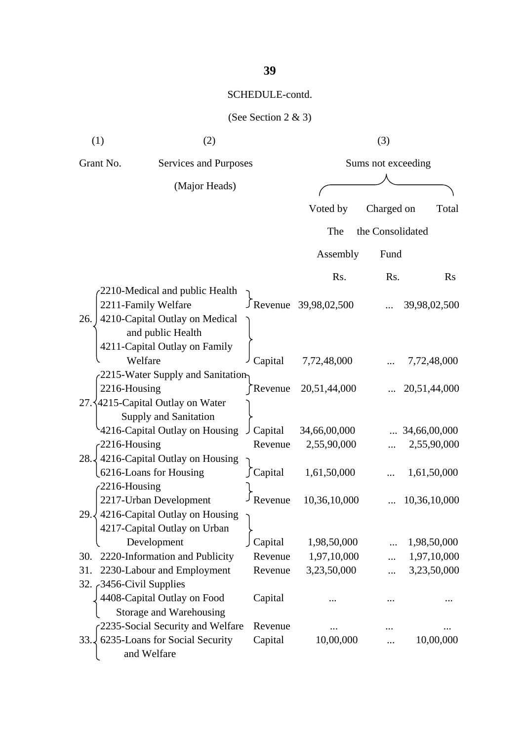SCHEDULE-contd.

(See Section 2 & 3)

| (1) | (2) | | (3) | | |
|---|---|---|---|---|---|
| Grant No. | Services and Purposes (Major Heads) | | Sums not exceeding | | |
| | | | Voted by The Assembly | Charged on the Consolidated Fund | Total |
| | | | Rs. | Rs. | Rs |
| 26. | 2210-Medical and public Health<br>2211-Family Welfare | Revenue | 39,98,02,500 | ... | 39,98,02,500 |
| | 4210-Capital Outlay on Medical and public Health<br>4211-Capital Outlay on Family Welfare | Capital | 7,72,48,000 | ... | 7,72,48,000 |
| 27. | 2215-Water Supply and Sanitation<br>2216-Housing | Revenue | 20,51,44,000 | ... | 20,51,44,000 |
| | 4215-Capital Outlay on Water Supply and Sanitation<br>4216-Capital Outlay on Housing | Capital | 34,66,00,000 | ... | 34,66,00,000 |
| 28. | 2216-Housing | Revenue | 2,55,90,000 | ... | 2,55,90,000 |
| | 4216-Capital Outlay on Housing<br>6216-Loans for Housing | Capital | 1,61,50,000 | ... | 1,61,50,000 |
| 29. | 2216-Housing<br>2217-Urban Development | Revenue | 10,36,10,000 | ... | 10,36,10,000 |
| | 4216-Capital Outlay on Housing<br>4217-Capital Outlay on Urban Development | Capital | 1,98,50,000 | ... | 1,98,50,000 |
| 30. | 2220-Information and Publicity | Revenue | 1,97,10,000 | ... | 1,97,10,000 |
| 31. | 2230-Labour and Employment | Revenue | 3,23,50,000 | ... | 3,23,50,000 |
| 32. | 3456-Civil Supplies<br>4408-Capital Outlay on Food Storage and Warehousing | Capital | ... | ... | ... |
| 33. | 2235-Social Security and Welfare | Revenue | ... | ... | ... |
| | 6235-Loans for Social Security and Welfare | Capital | 10,00,000 | ... | 10,00,000 |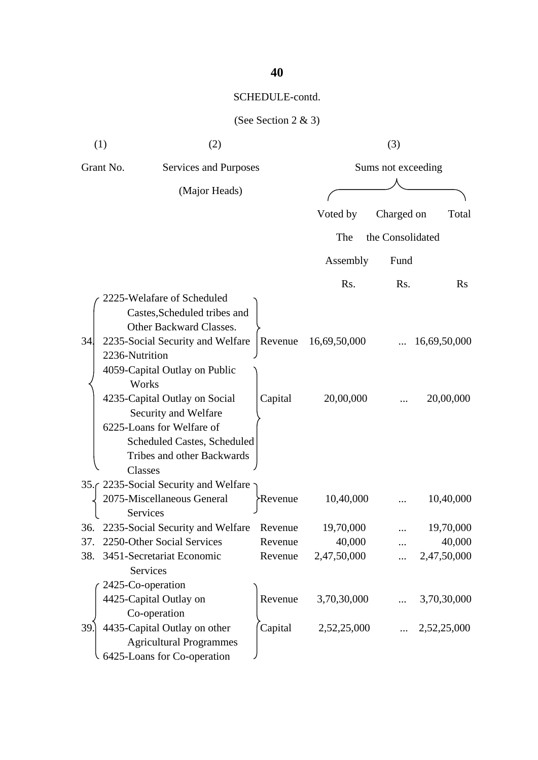SCHEDULE-contd.

(See Section 2 & 3)

| (1) | (2) | | (3) | | |
|---|---|---|---|---|---|
| Grant No. | Services and Purposes (Major Heads) | | Sums not exceeding | | |
| | | | Voted by The Assembly | Charged on the Consolidated Fund | Total |
| | | | Rs. | Rs. | Rs |
| 34. | 2225-Welafare of Scheduled Castes,Scheduled tribes and Other Backward Classes. 2235-Social Security and Welfare 2236-Nutrition | Revenue | 16,69,50,000 | ... | 16,69,50,000 |
| | 4059-Capital Outlay on Public Works 4235-Capital Outlay on Social Security and Welfare 6225-Loans for Welfare of Scheduled Castes, Scheduled Tribes and other Backwards Classes | Capital | 20,00,000 | ... | 20,00,000 |
| 35. | 2235-Social Security and Welfare 2075-Miscellaneous General Services | Revenue | 10,40,000 | ... | 10,40,000 |
| 36. | 2235-Social Security and Welfare | Revenue | 19,70,000 | ... | 19,70,000 |
| 37. | 2250-Other Social Services | Revenue | 40,000 | ... | 40,000 |
| 38. | 3451-Secretariat Economic Services | Revenue | 2,47,50,000 | ... | 2,47,50,000 |
| 39. | 2425-Co-operation | Revenue | 3,70,30,000 | ... | 3,70,30,000 |
| | 4425-Capital Outlay on Co-operation 4435-Capital Outlay on other Agricultural Programmes 6425-Loans for Co-operation | Capital | 2,52,25,000 | ... | 2,52,25,000 |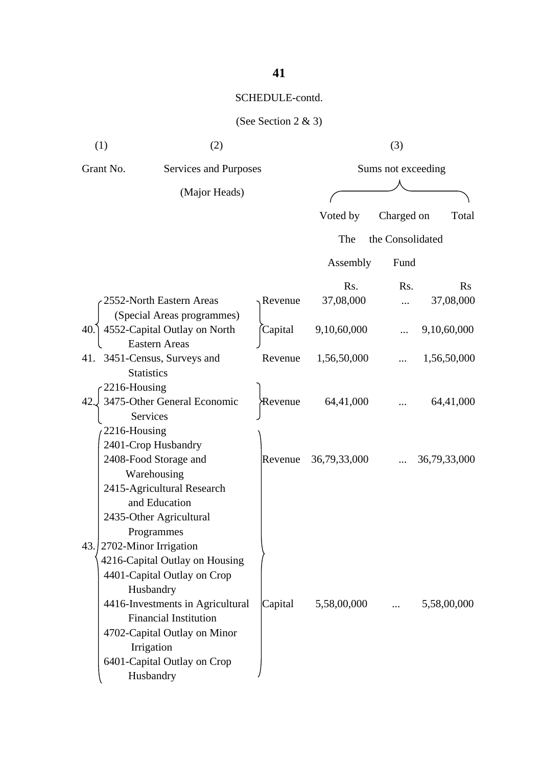SCHEDULE-contd.

(See Section 2 & 3)

| (1) | (2) | | (3) | | |
|---|---|---|---|---|---|
| Grant No. | Services and Purposes (Major Heads) | | Sums not exceeding | | |
| | | | Voted by The Assembly | Charged on the Consolidated Fund | Total |
| | | | Rs. | Rs. | Rs |
| 40. | 2552-North Eastern Areas (Special Areas programmes) | Revenue | 37,08,000 | ... | 37,08,000 |
| | 4552-Capital Outlay on North Eastern Areas | Capital | 9,10,60,000 | ... | 9,10,60,000 |
| 41. | 3451-Census, Surveys and Statistics | Revenue | 1,56,50,000 | ... | 1,56,50,000 |
| 42. | 2216-Housing<br>3475-Other General Economic Services | Revenue | 64,41,000 | ... | 64,41,000 |
| 43. | 2216-Housing<br>2401-Crop Husbandry<br>2408-Food Storage and Warehousing<br>2415-Agricultural Research and Education<br>2435-Other Agricultural Programmes<br>2702-Minor Irrigation | Revenue | 36,79,33,000 | ... | 36,79,33,000 |
| | 4216-Capital Outlay on Housing<br>4401-Capital Outlay on Crop Husbandry<br>4416-Investments in Agricultural Financial Institution<br>4702-Capital Outlay on Minor Irrigation<br>6401-Capital Outlay on Crop Husbandry | Capital | 5,58,00,000 | ... | 5,58,00,000 |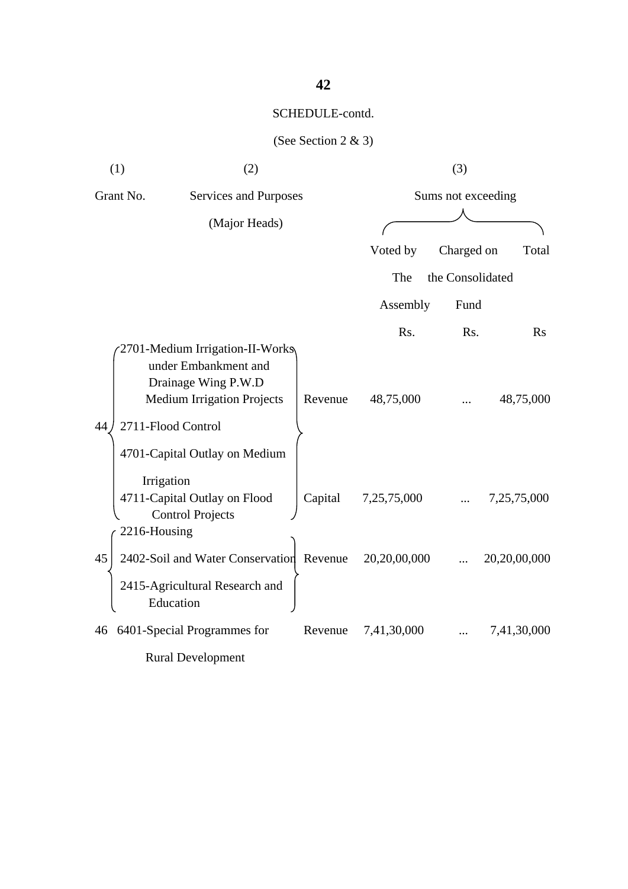SCHEDULE-contd.

(See Section 2 & 3)

| (1) | (2) | | (3) | | |
|---|---|---|---|---|---|
| Grant No. | Services and Purposes (Major Heads) | | Sums not exceeding | | |
| | | | Voted by The Assembly | Charged on the Consolidated Fund | Total |
| | | | Rs. | Rs. | Rs |
| 44 | 2701-Medium Irrigation-II-Works under Embankment and Drainage Wing P.W.D Medium Irrigation Projects<br>2711-Flood Control | Revenue | 48,75,000 | ... | 48,75,000 |
| | 4701-Capital Outlay on Medium Irrigation<br>4711-Capital Outlay on Flood Control Projects | Capital | 7,25,75,000 | ... | 7,25,75,000 |
| 45 | 2216-Housing<br>2402-Soil and Water Conservation<br>2415-Agricultural Research and Education | Revenue | 20,20,00,000 | ... | 20,20,00,000 |
| 46 | 6401-Special Programmes for Rural Development | Revenue | 7,41,30,000 | ... | 7,41,30,000 |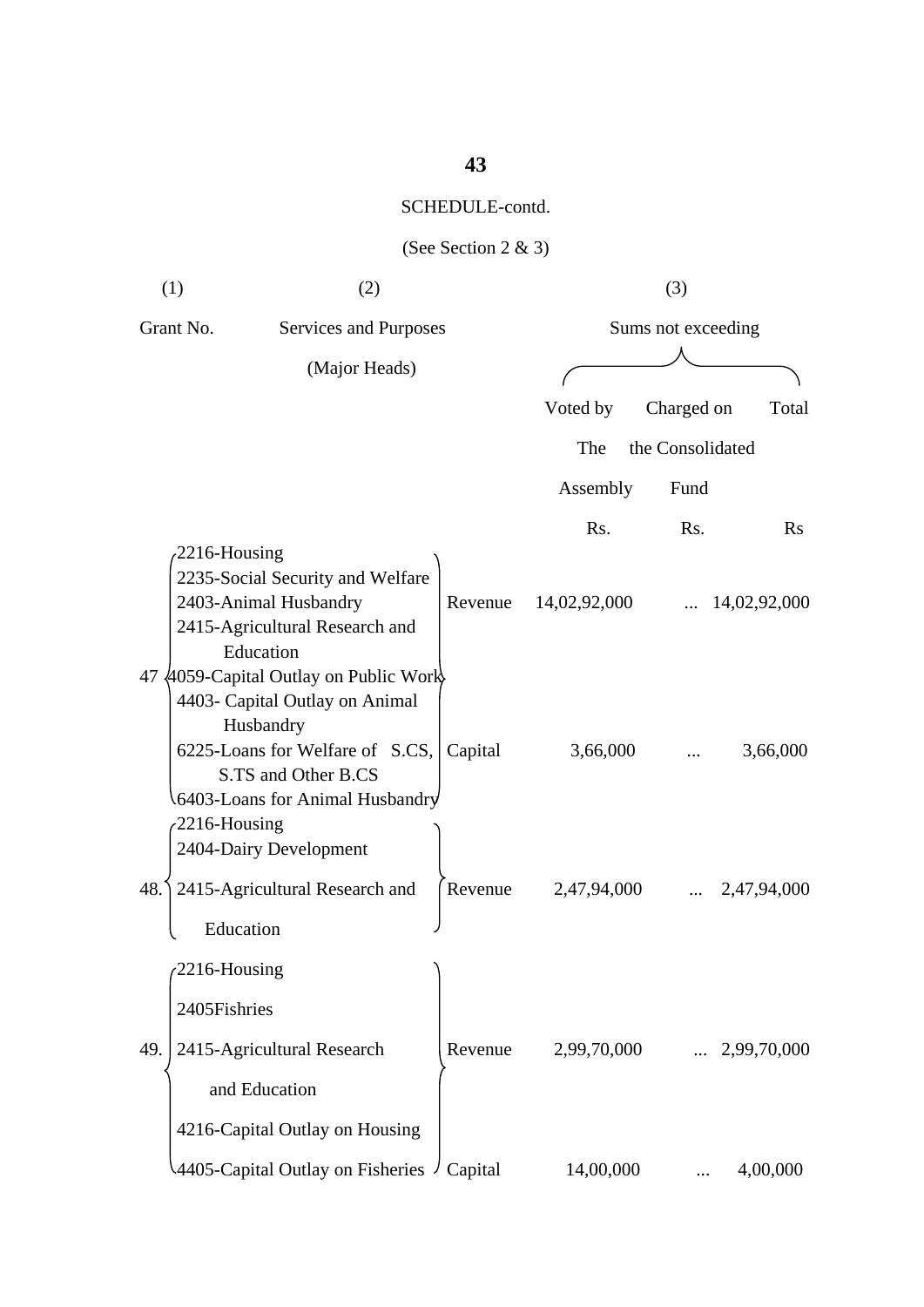SCHEDULE-contd.

(See Section 2 & 3)

| (1) | (2) | | (3) | | |
|---|---|---|---|---|---|
| Grant No. | Services and Purposes (Major Heads) | | Sums not exceeding | | |
| | | | Voted by The Assembly | Charged on the Consolidated Fund | Total |
| | | | Rs. | Rs. | Rs |
| 47 | 2216-Housing<br>2235-Social Security and Welfare<br>2403-Animal Husbandry<br>2415-Agricultural Research and Education | Revenue | 14,02,92,000 | ... | 14,02,92,000 |
| | 4059-Capital Outlay on Public Work<br>4403- Capital Outlay on Animal Husbandry<br>6225-Loans for Welfare of S.CS, S.TS and Other B.CS<br>6403-Loans for Animal Husbandry | Capital | 3,66,000 | ... | 3,66,000 |
| 48. | 2216-Housing<br>2404-Dairy Development<br>2415-Agricultural Research and Education | Revenue | 2,47,94,000 | ... | 2,47,94,000 |
| 49. | 2216-Housing<br>2405Fishries<br>2415-Agricultural Research and Education | Revenue | 2,99,70,000 | ... | 2,99,70,000 |
| | 4216-Capital Outlay on Housing<br>4405-Capital Outlay on Fisheries | Capital | 14,00,000 | ... | 4,00,000 |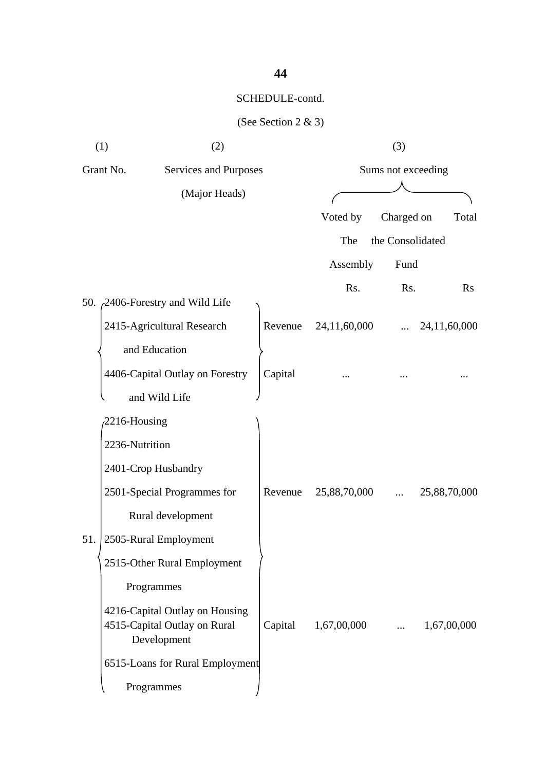SCHEDULE-contd.

(See Section 2 & 3)

| (1) | (2) | | (3) | | |
|---|---|---|---|---|---|
| Grant No. | Services and Purposes (Major Heads) | | Sums not exceeding | | |
| | | | Voted by The Assembly | Charged on the Consolidated Fund | Total |
| | | | Rs. | Rs. | Rs |
| 50. | 2406-Forestry and Wild Life<br>2415-Agricultural Research and Education | Revenue | 24,11,60,000 | ... | 24,11,60,000 |
| | 4406-Capital Outlay on Forestry and Wild Life | Capital | ... | ... | ... |
| 51. | 2216-Housing<br>2236-Nutrition<br>2401-Crop Husbandry<br>2501-Special Programmes for Rural development<br>2505-Rural Employment<br>2515-Other Rural Employment Programmes | Revenue | 25,88,70,000 | ... | 25,88,70,000 |
| | 4216-Capital Outlay on Housing<br>4515-Capital Outlay on Rural Development<br>6515-Loans for Rural Employment Programmes | Capital | 1,67,00,000 | ... | 1,67,00,000 |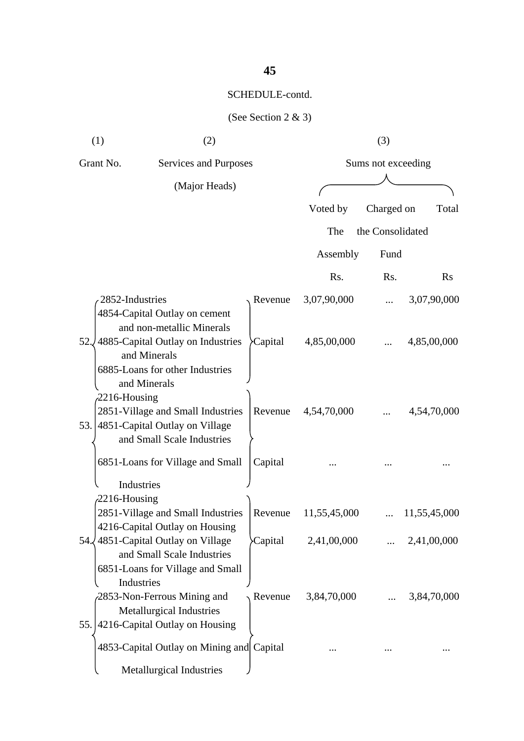SCHEDULE-contd.

(See Section 2 & 3)

| (1) | (2) | | (3) | | |
|---|---|---|---|---|---|
| Grant No. | Services and Purposes (Major Heads) | | Sums not exceeding | | |
| | | | Voted by The Assembly | Charged on the Consolidated Fund | Total |
| | | | Rs. | Rs. | Rs |
| 52. | 2852-Industries | Revenue | 3,07,90,000 | ... | 3,07,90,000 |
| | 4854-Capital Outlay on cement and non-metallic Minerals<br>4885-Capital Outlay on Industries and Minerals<br>6885-Loans for other Industries and Minerals | Capital | 4,85,00,000 | ... | 4,85,00,000 |
| 53. | 2216-Housing<br>2851-Village and Small Industries<br>4851-Capital Outlay on Village and Small Scale Industries | Revenue | 4,54,70,000 | ... | 4,54,70,000 |
| | 6851-Loans for Village and Small Industries | Capital | ... | ... | ... |
| 54. | 2216-Housing<br>2851-Village and Small Industries | Revenue | 11,55,45,000 | ... | 11,55,45,000 |
| | 4216-Capital Outlay on Housing<br>4851-Capital Outlay on Village and Small Scale Industries<br>6851-Loans for Village and Small Industries | Capital | 2,41,00,000 | ... | 2,41,00,000 |
| 55. | 2853-Non-Ferrous Mining and Metallurgical Industries | Revenue | 3,84,70,000 | ... | 3,84,70,000 |
| | 4216-Capital Outlay on Housing<br>4853-Capital Outlay on Mining and Metallurgical Industries | Capital | ... | ... | ... |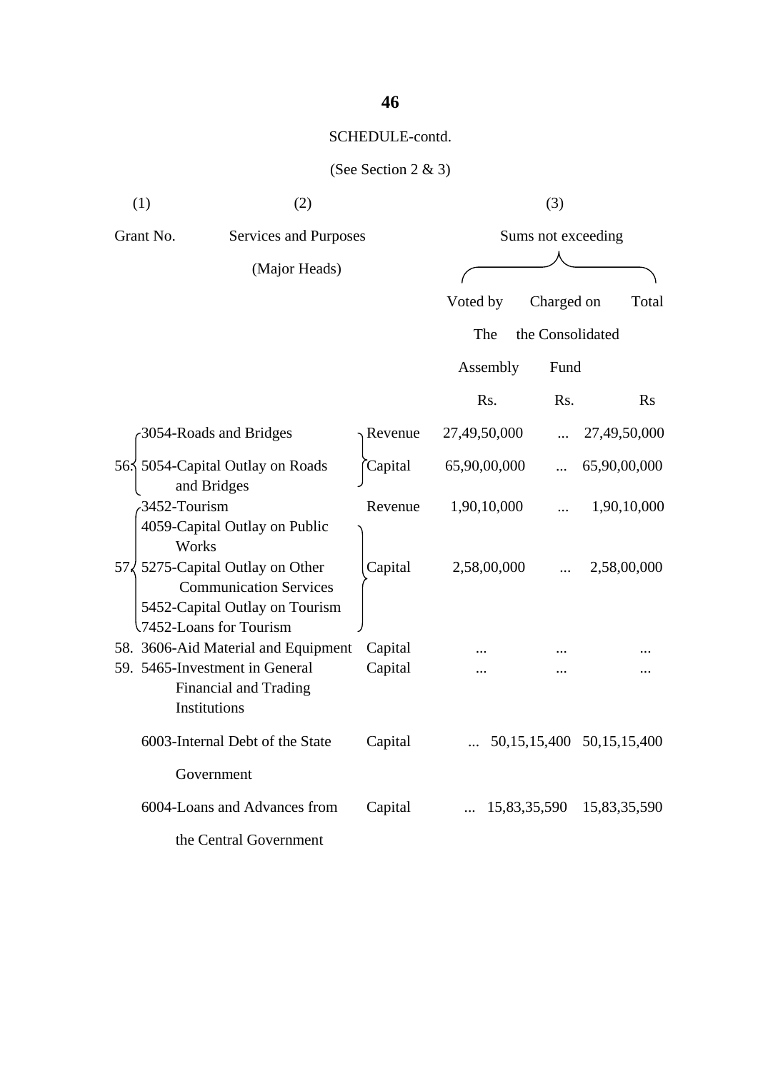SCHEDULE-contd.

(See Section 2 & 3)

| (1) | (2) | | (3) | | |
|---|---|---|---|---|---|
| Grant No. | Services and Purposes (Major Heads) | | Sums not exceeding | | |
| | | | Voted by The Assembly | Charged on the Consolidated Fund | Total |
| | | | Rs. | Rs. | Rs |
| 56. | 3054-Roads and Bridges | Revenue | 27,49,50,000 | ... | 27,49,50,000 |
| | 5054-Capital Outlay on Roads and Bridges | Capital | 65,90,00,000 | ... | 65,90,00,000 |
| 57. | 3452-Tourism | Revenue | 1,90,10,000 | ... | 1,90,10,000 |
| | 4059-Capital Outlay on Public Works<br>5275-Capital Outlay on Other Communication Services<br>5452-Capital Outlay on Tourism<br>7452-Loans for Tourism | Capital | 2,58,00,000 | ... | 2,58,00,000 |
| 58. | 3606-Aid Material and Equipment | Capital | ... | ... | ... |
| 59. | 5465-Investment in General Financial and Trading Institutions | Capital | ... | ... | ... |
| | 6003-Internal Debt of the State Government | Capital | ... | 50,15,15,400 | 50,15,15,400 |
| | 6004-Loans and Advances from the Central Government | Capital | ... | 15,83,35,590 | 15,83,35,590 |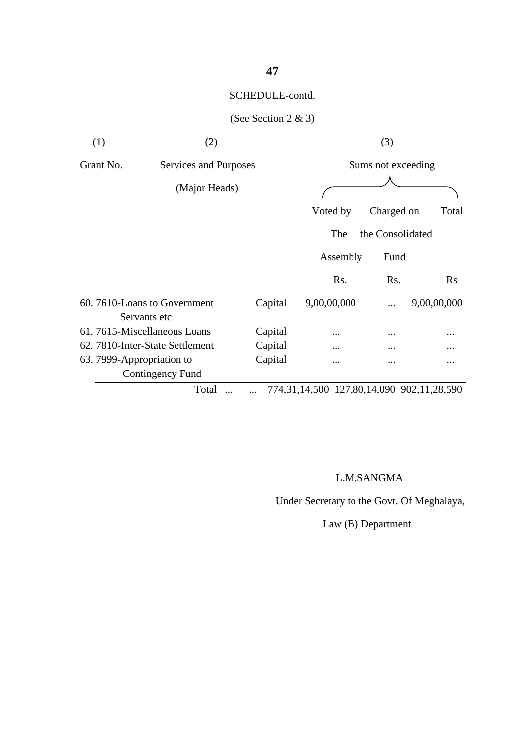SCHEDULE-contd.

(See Section 2 & 3)

| (1) | (2) | | (3) | | |
|---|---|---|---|---|---|
| Grant No. | Services and Purposes (Major Heads) | | Sums not exceeding | | |
| | | | Voted by The Assembly | Charged on the Consolidated Fund | Total |
| | | | Rs. | Rs. | Rs |
| 60. | 7610-Loans to Government Servants etc | Capital | 9,00,00,000 | ... | 9,00,00,000 |
| 61. | 7615-Miscellaneous Loans | Capital | ... | ... | ... |
| 62. | 7810-Inter-State Settlement | Capital | ... | ... | ... |
| 63. | 7999-Appropriation to Contingency Fund | Capital | ... | ... | ... |
| | Total ... | ... | 774,31,14,500 | 127,80,14,090 | 902,11,28,590 |

L.M.SANGMA

Under Secretary to the Govt. Of Meghalaya,

Law (B) Department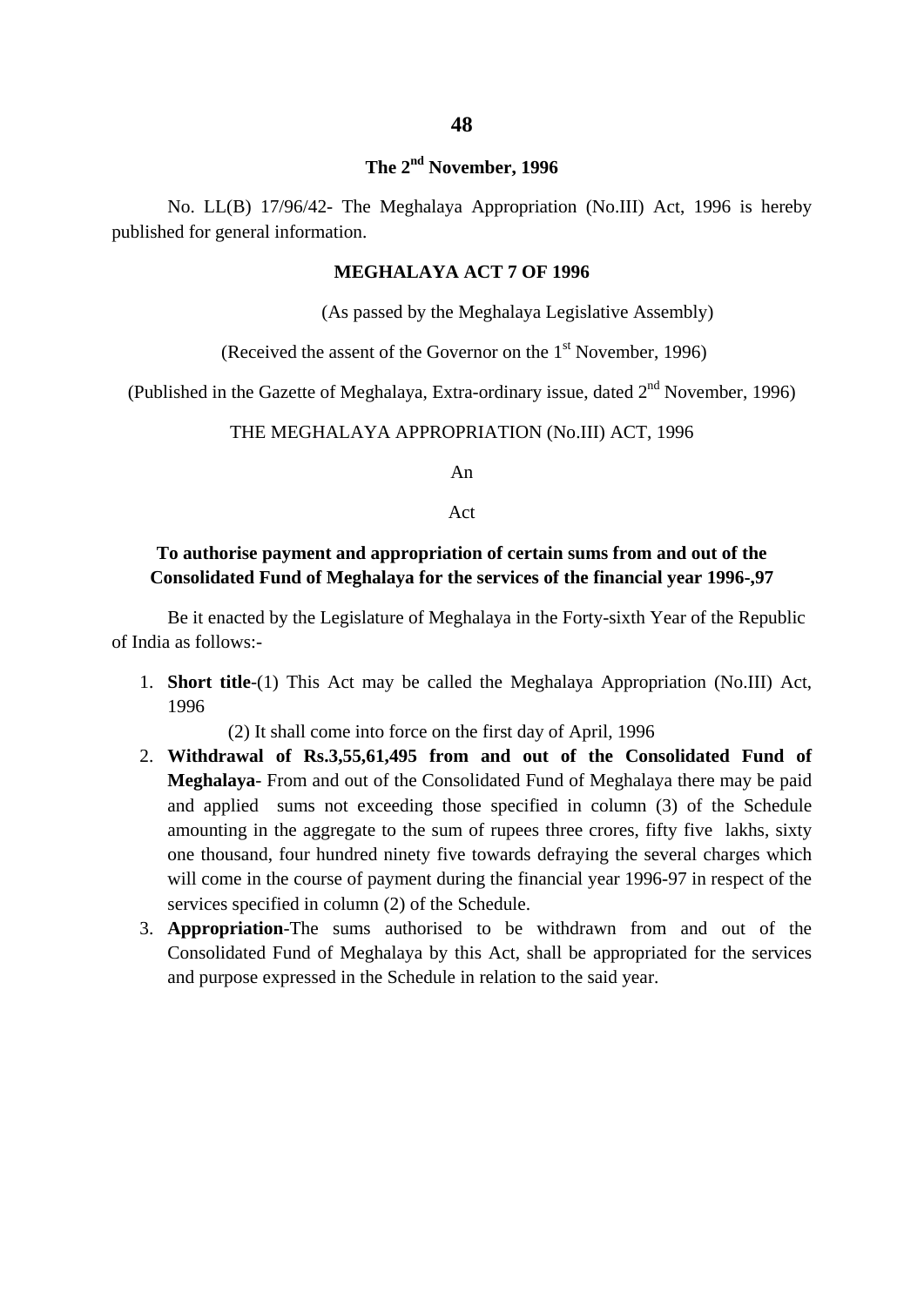**The 2nd November, 1996**

No. LL(B) 17/96/42- The Meghalaya Appropriation (No.III) Act, 1996 is hereby published for general information.

**MEGHALAYA ACT 7 OF 1996**

(As passed by the Meghalaya Legislative Assembly)

(Received the assent of the Governor on the 1st November, 1996)

(Published in the Gazette of Meghalaya, Extra-ordinary issue, dated 2nd November, 1996)

THE MEGHALAYA APPROPRIATION (No.III) ACT, 1996

An

Act

**To authorise payment and appropriation of certain sums from and out of the Consolidated Fund of Meghalaya for the services of the financial year 1996-,97**

Be it enacted by the Legislature of Meghalaya in the Forty-sixth Year of the Republic of India as follows:-

1. **Short title**-(1) This Act may be called the Meghalaya Appropriation (No.III) Act, 1996

   (2) It shall come into force on the first day of April, 1996
2. **Withdrawal of Rs.3,55,61,495 from and out of the Consolidated Fund of Meghalaya**- From and out of the Consolidated Fund of Meghalaya there may be paid and applied sums not exceeding those specified in column (3) of the Schedule amounting in the aggregate to the sum of rupees three crores, fifty five lakhs, sixty one thousand, four hundred ninety five towards defraying the several charges which will come in the course of payment during the financial year 1996-97 in respect of the services specified in column (2) of the Schedule.
3. **Appropriation**-The sums authorised to be withdrawn from and out of the Consolidated Fund of Meghalaya by this Act, shall be appropriated for the services and purpose expressed in the Schedule in relation to the said year.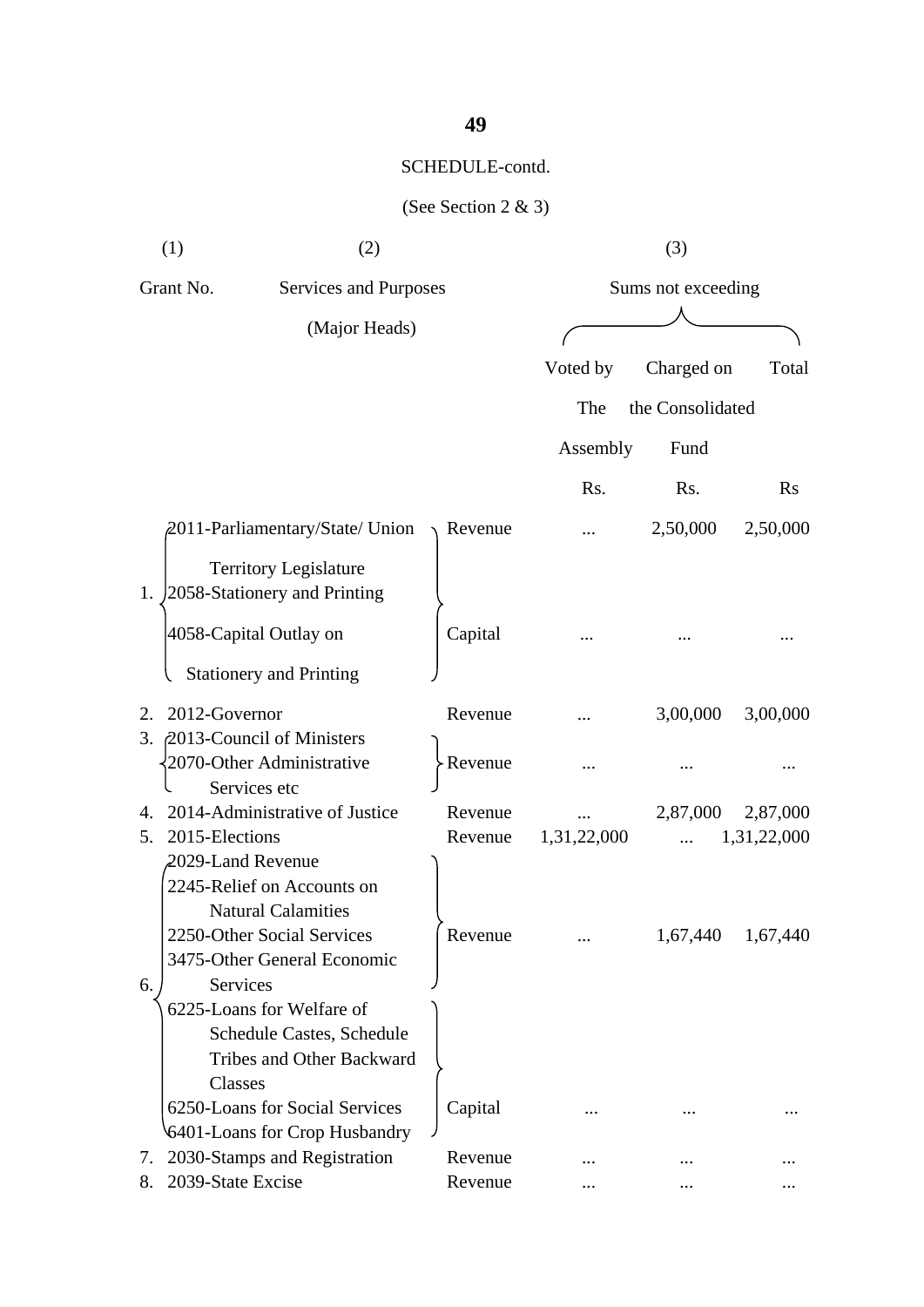SCHEDULE-contd.

(See Section 2 & 3)

| (1) | (2) | | (3) | | |
|---|---|---|---|---|---|
| Grant No. | Services and Purposes (Major Heads) | | Sums not exceeding | | |
| | | | Voted by The Assembly | Charged on the Consolidated Fund | Total |
| | | | Rs. | Rs. | Rs |
| 1. | 2011-Parliamentary/State/ Union Territory Legislature<br>2058-Stationery and Printing | Revenue | ... | 2,50,000 | 2,50,000 |
| | 4058-Capital Outlay on Stationery and Printing | Capital | ... | ... | ... |
| 2. | 2012-Governor | Revenue | ... | 3,00,000 | 3,00,000 |
| 3. | 2013-Council of Ministers<br>2070-Other Administrative Services etc | Revenue | ... | ... | ... |
| 4. | 2014-Administrative of Justice | Revenue | ... | 2,87,000 | 2,87,000 |
| 5. | 2015-Elections | Revenue | 1,31,22,000 | ... | 1,31,22,000 |
| 6. | 2029-Land Revenue<br>2245-Relief on Accounts on Natural Calamities<br>2250-Other Social Services<br>3475-Other General Economic Services | Revenue | ... | 1,67,440 | 1,67,440 |
| | 6225-Loans for Welfare of Schedule Castes, Schedule Tribes and Other Backward Classes<br>6250-Loans for Social Services<br>6401-Loans for Crop Husbandry | Capital | ... | ... | ... |
| 7. | 2030-Stamps and Registration | Revenue | ... | ... | ... |
| 8. | 2039-State Excise | Revenue | ... | ... | ... |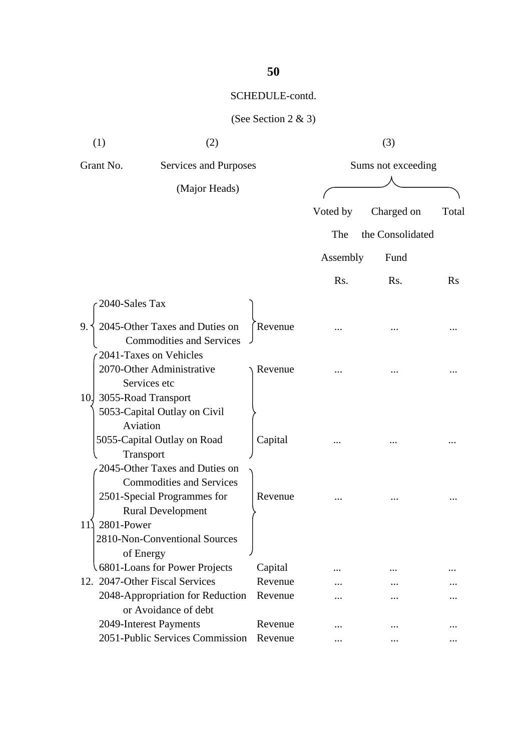SCHEDULE-contd.

(See Section 2 & 3)

| (1) | (2) | | (3) | | |
|---|---|---|---|---|---|
| Grant No. | Services and Purposes (Major Heads) | | Sums not exceeding | | |
| | | | Voted by The Assembly | Charged on the Consolidated Fund | Total |
| | | | Rs. | Rs. | Rs |
| 9. | 2040-Sales Tax<br>2045-Other Taxes and Duties on Commodities and Services | Revenue | ... | ... | ... |
| 10. | 2041-Taxes on Vehicles<br>2070-Other Administrative Services etc<br>3055-Road Transport | Revenue | ... | ... | ... |
| | 5053-Capital Outlay on Civil Aviation<br>5055-Capital Outlay on Road Transport | Capital | ... | ... | ... |
| 11. | 2045-Other Taxes and Duties on Commodities and Services<br>2501-Special Programmes for Rural Development<br>2801-Power<br>2810-Non-Conventional Sources of Energy | Revenue | ... | ... | ... |
| | 6801-Loans for Power Projects | Capital | ... | ... | ... |
| 12. | 2047-Other Fiscal Services | Revenue | ... | ... | ... |
| | 2048-Appropriation for Reduction or Avoidance of debt | Revenue | ... | ... | ... |
| | 2049-Interest Payments | Revenue | ... | ... | ... |
| | 2051-Public Services Commission | Revenue | ... | ... | ... |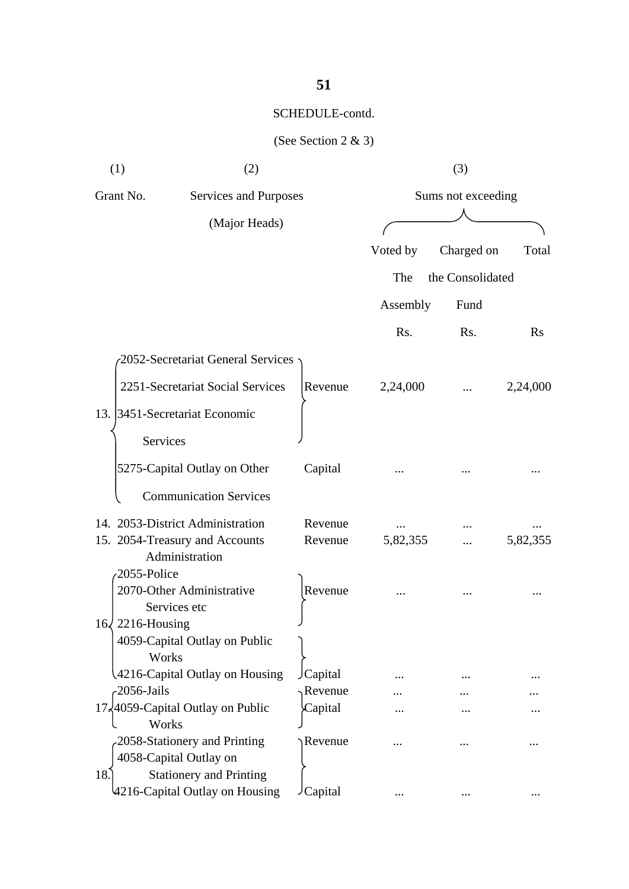SCHEDULE-contd.

(See Section 2 & 3)

| (1) | (2) | | (3) | | |
|---|---|---|---|---|---|
| Grant No. | Services and Purposes (Major Heads) | | Sums not exceeding | | |
| | | | Voted by The Assembly | Charged on the Consolidated Fund | Total |
| | | | Rs. | Rs. | Rs |
| 13. | 2052-Secretariat General Services<br>2251-Secretariat Social Services<br>3451-Secretariat Economic Services | Revenue | 2,24,000 | ... | 2,24,000 |
| | 5275-Capital Outlay on Other Communication Services | Capital | ... | ... | ... |
| 14. | 2053-District Administration | Revenue | ... | ... | ... |
| 15. | 2054-Treasury and Accounts Administration | Revenue | 5,82,355 | ... | 5,82,355 |
| 16. | 2055-Police<br>2070-Other Administrative Services etc<br>2216-Housing | Revenue | ... | ... | ... |
| | 4059-Capital Outlay on Public Works<br>4216-Capital Outlay on Housing | Capital | ... | ... | ... |
| 17. | 2056-Jails | Revenue | ... | ... | ... |
| | 4059-Capital Outlay on Public Works | Capital | ... | ... | ... |
| 18. | 2058-Stationery and Printing | Revenue | ... | ... | ... |
| | 4058-Capital Outlay on Stationery and Printing<br>4216-Capital Outlay on Housing | Capital | ... | ... | ... |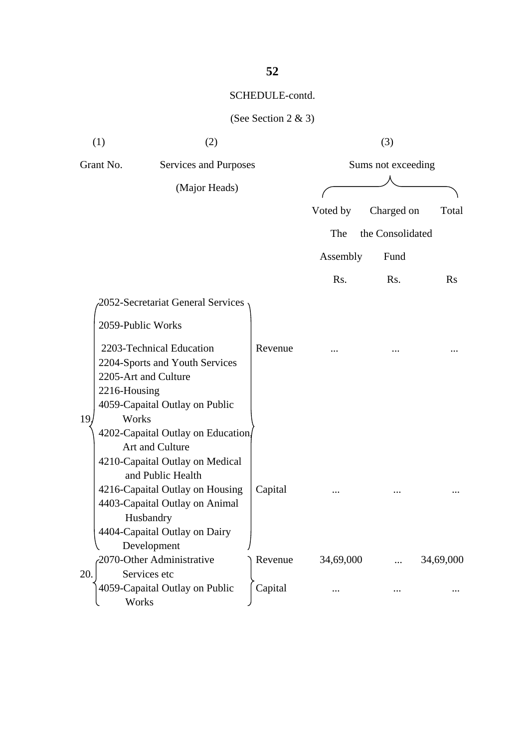SCHEDULE-contd.

(See Section 2 & 3)

| (1) | (2) | | (3) | | |
|---|---|---|---|---|---|
| Grant No. | Services and Purposes (Major Heads) | | Sums not exceeding | | |
| | | | Voted by The Assembly | Charged on the Consolidated Fund | Total |
| | | | Rs. | Rs. | Rs |
| 19. | 2052-Secretariat General Services<br>2059-Public Works<br>2203-Technical Education<br>2204-Sports and Youth Services<br>2205-Art and Culture<br>2216-Housing | Revenue | ... | ... | ... |
| | 4059-Capaital Outlay on Public Works<br>4202-Capaital Outlay on Education, Art and Culture<br>4210-Capaital Outlay on Medical and Public Health<br>4216-Capaital Outlay on Housing<br>4403-Capaital Outlay on Animal Husbandry<br>4404-Capaital Outlay on Dairy Development | Capital | ... | ... | ... |
| 20. | 2070-Other Administrative Services etc | Revenue | 34,69,000 | ... | 34,69,000 |
| | 4059-Capaital Outlay on Public Works | Capital | ... | ... | ... |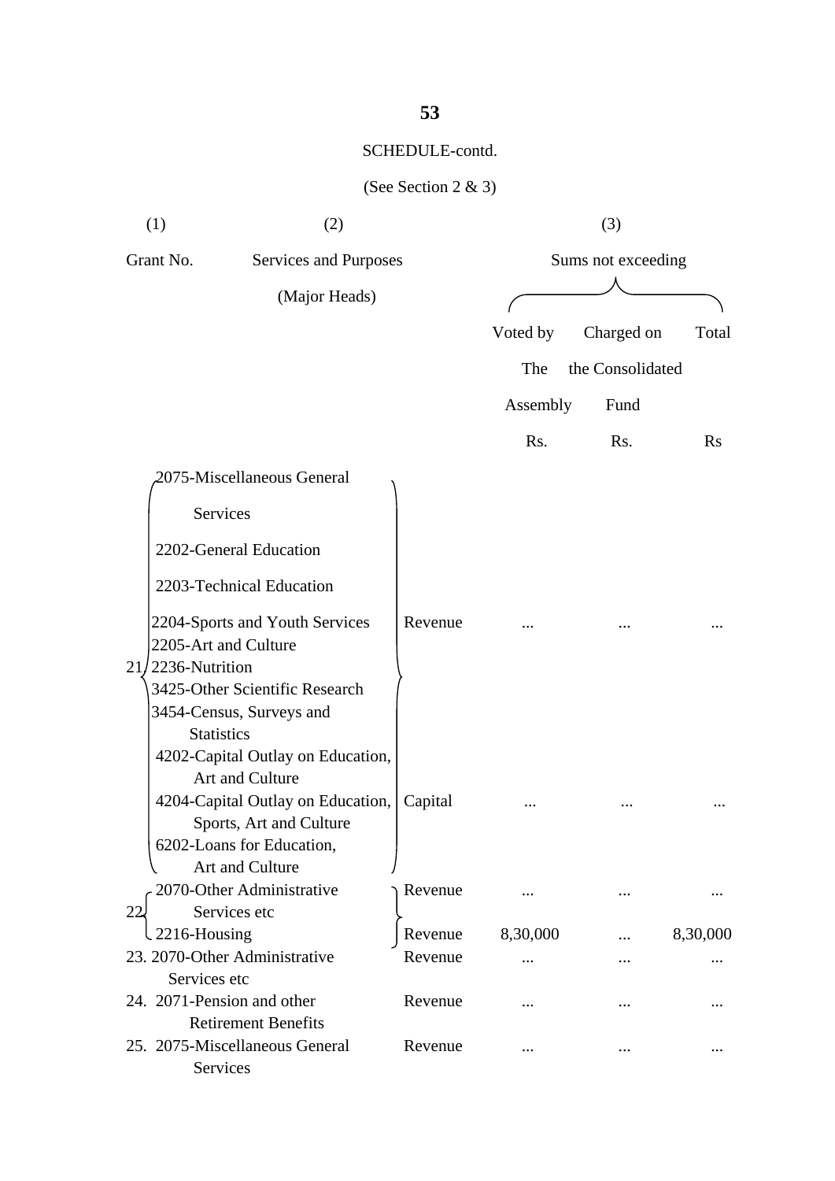SCHEDULE-contd.

(See Section 2 & 3)

| (1) | (2) | | (3) | | |
|---|---|---|---|---|---|
| Grant No. | Services and Purposes (Major Heads) | | Sums not exceeding | | |
| | | | Voted by The Assembly | Charged on the Consolidated Fund | Total |
| | | | Rs. | Rs. | Rs |
| 21 | 2075-Miscellaneous General Services<br>2202-General Education<br>2203-Technical Education<br>2204-Sports and Youth Services<br>2205-Art and Culture<br>2236-Nutrition<br>3425-Other Scientific Research<br>3454-Census, Surveys and Statistics | Revenue | ... | ... | ... |
| | 4202-Capital Outlay on Education, Art and Culture<br>4204-Capital Outlay on Education, Sports, Art and Culture<br>6202-Loans for Education, Art and Culture | Capital | ... | ... | ... |
| 22 | 2070-Other Administrative Services etc | Revenue | ... | ... | ... |
| | 2216-Housing | Revenue | 8,30,000 | ... | 8,30,000 |
| 23. | 2070-Other Administrative Services etc | Revenue | ... | ... | ... |
| 24. | 2071-Pension and other Retirement Benefits | Revenue | ... | ... | ... |
| 25. | 2075-Miscellaneous General Services | Revenue | ... | ... | ... |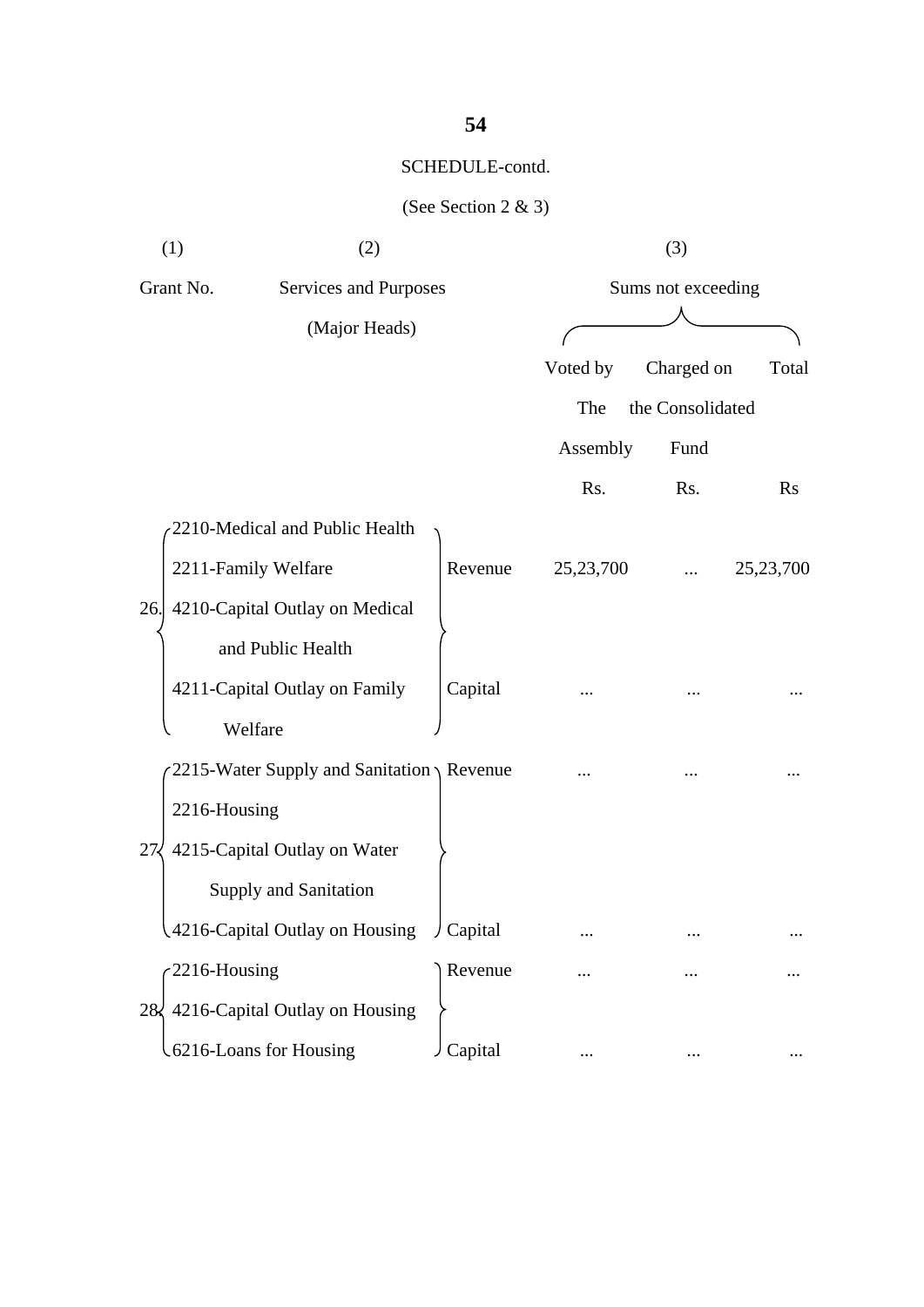SCHEDULE-contd.

(See Section 2 & 3)

| (1) | (2) | | (3) | | |
|---|---|---|---|---|---|
| Grant No. | Services and Purposes (Major Heads) | | Sums not exceeding | | |
| | | | Voted by The Assembly | Charged on the Consolidated Fund | Total |
| | | | Rs. | Rs. | Rs |
| 26. | 2210-Medical and Public Health<br>2211-Family Welfare | Revenue | 25,23,700 | ... | 25,23,700 |
| | 4210-Capital Outlay on Medical and Public Health<br>4211-Capital Outlay on Family Welfare | Capital | ... | ... | ... |
| 27. | 2215-Water Supply and Sanitation<br>2216-Housing | Revenue | ... | ... | ... |
| | 4215-Capital Outlay on Water Supply and Sanitation<br>4216-Capital Outlay on Housing | Capital | ... | ... | ... |
| 28. | 2216-Housing | Revenue | ... | ... | ... |
| | 4216-Capital Outlay on Housing<br>6216-Loans for Housing | Capital | ... | ... | ... |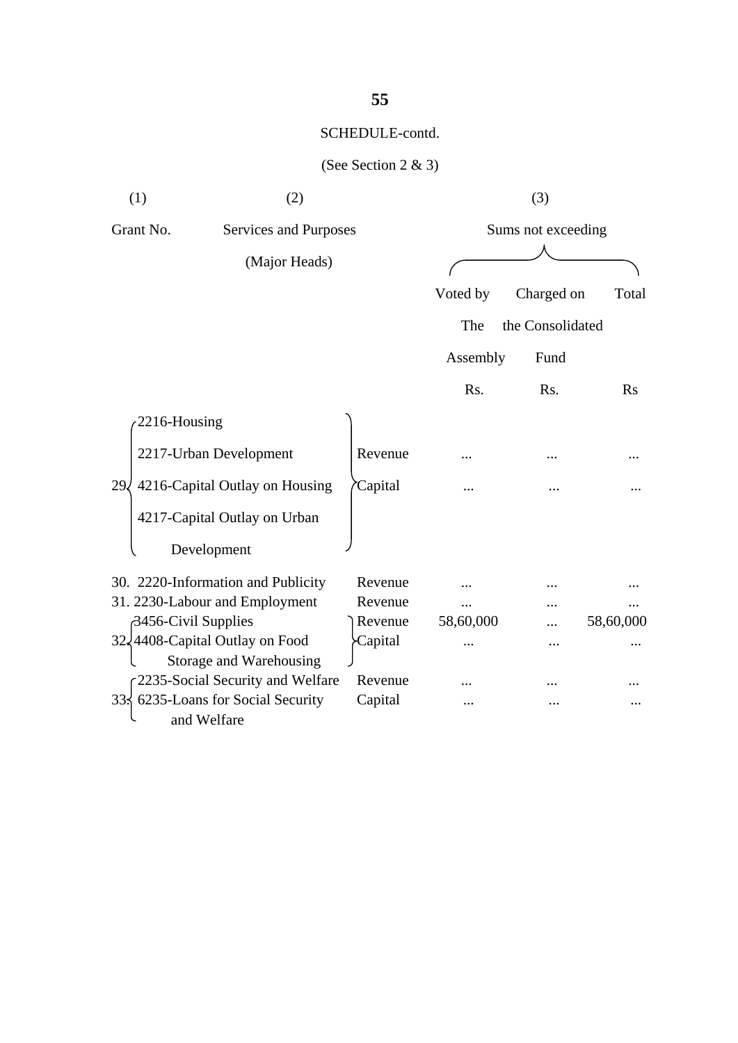SCHEDULE-contd.

(See Section 2 & 3)

| (1) | (2) | | (3) | | |
|---|---|---|---|---|---|
| Grant No. | Services and Purposes (Major Heads) | | Sums not exceeding | | |
| | | | Voted by The Assembly | Charged on the Consolidated Fund | Total |
| | | | Rs. | Rs. | Rs |
| 29. | 2216-Housing<br>2217-Urban Development<br>4216-Capital Outlay on Housing<br>4217-Capital Outlay on Urban Development | Revenue | ... | ... | ... |
| | | Capital | ... | ... | ... |
| 30. | 2220-Information and Publicity | Revenue | ... | ... | ... |
| 31. | 2230-Labour and Employment | Revenue | ... | ... | ... |
| 32. | 3456-Civil Supplies | Revenue | 58,60,000 | ... | 58,60,000 |
| | 4408-Capital Outlay on Food Storage and Warehousing | Capital | ... | ... | ... |
| 33. | 2235-Social Security and Welfare | Revenue | ... | ... | ... |
| | 6235-Loans for Social Security and Welfare | Capital | ... | ... | ... |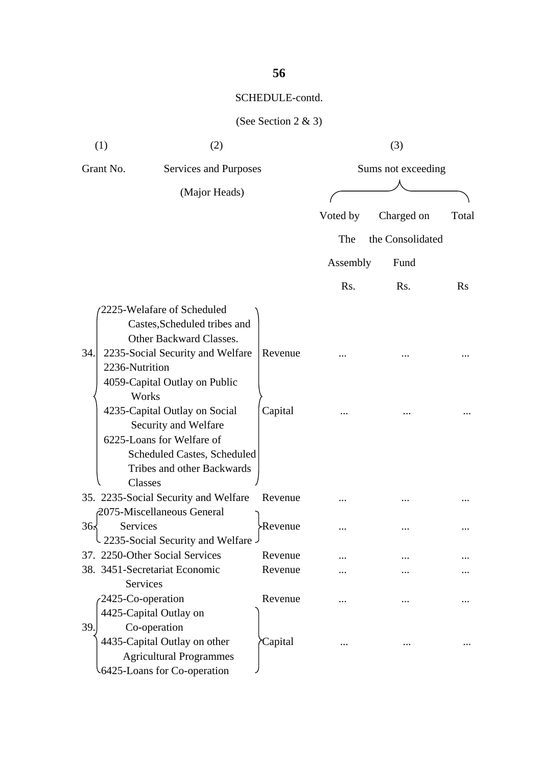SCHEDULE-contd.

(See Section 2 & 3)

| (1) | (2) | | (3) | | |
|---|---|---|---|---|---|
| Grant No. | Services and Purposes (Major Heads) | | Sums not exceeding | | |
| | | | Voted by The Assembly | Charged on the Consolidated Fund | Total |
| | | | Rs. | Rs. | Rs |
| 34. | 2225-Welafare of Scheduled Castes,Scheduled tribes and Other Backward Classes. 2235-Social Security and Welfare 2236-Nutrition | Revenue | ... | ... | ... |
| | 4059-Capital Outlay on Public Works 4235-Capital Outlay on Social Security and Welfare 6225-Loans for Welfare of Scheduled Castes, Scheduled Tribes and other Backwards Classes | Capital | ... | ... | ... |
| 35. | 2235-Social Security and Welfare | Revenue | ... | ... | ... |
| 36. | 2075-Miscellaneous General Services 2235-Social Security and Welfare | Revenue | ... | ... | ... |
| 37. | 2250-Other Social Services | Revenue | ... | ... | ... |
| 38. | 3451-Secretariat Economic Services | Revenue | ... | ... | ... |
| 39. | 2425-Co-operation | Revenue | ... | ... | ... |
| | 4425-Capital Outlay on Co-operation 4435-Capital Outlay on other Agricultural Programmes 6425-Loans for Co-operation | Capital | ... | ... | ... |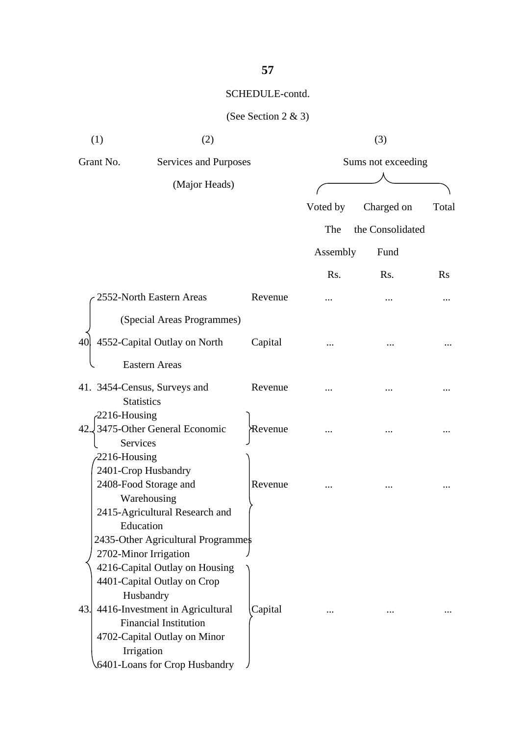SCHEDULE-contd.

(See Section 2 & 3)

| (1) | (2) | | (3) | | |
|---|---|---|---|---|---|
| Grant No. | Services and Purposes (Major Heads) | | Sums not exceeding | | |
| | | | Voted by The Assembly | Charged on the Consolidated Fund | Total |
| | | | Rs. | Rs. | Rs |
| 40. | 2552-North Eastern Areas (Special Areas Programmes) | Revenue | ... | ... | ... |
| | 4552-Capital Outlay on North Eastern Areas | Capital | ... | ... | ... |
| 41. | 3454-Census, Surveys and Statistics | Revenue | ... | ... | ... |
| 42. | 2216-Housing<br>3475-Other General Economic Services | Revenue | ... | ... | ... |
| 43. | 2216-Housing<br>2401-Crop Husbandry<br>2408-Food Storage and Warehousing<br>2415-Agricultural Research and Education<br>2435-Other Agricultural Programmes<br>2702-Minor Irrigation | Revenue | ... | ... | ... |
| | 4216-Capital Outlay on Housing<br>4401-Capital Outlay on Crop Husbandry<br>4416-Investment in Agricultural Financial Institution<br>4702-Capital Outlay on Minor Irrigation<br>6401-Loans for Crop Husbandry | Capital | ... | ... | ... |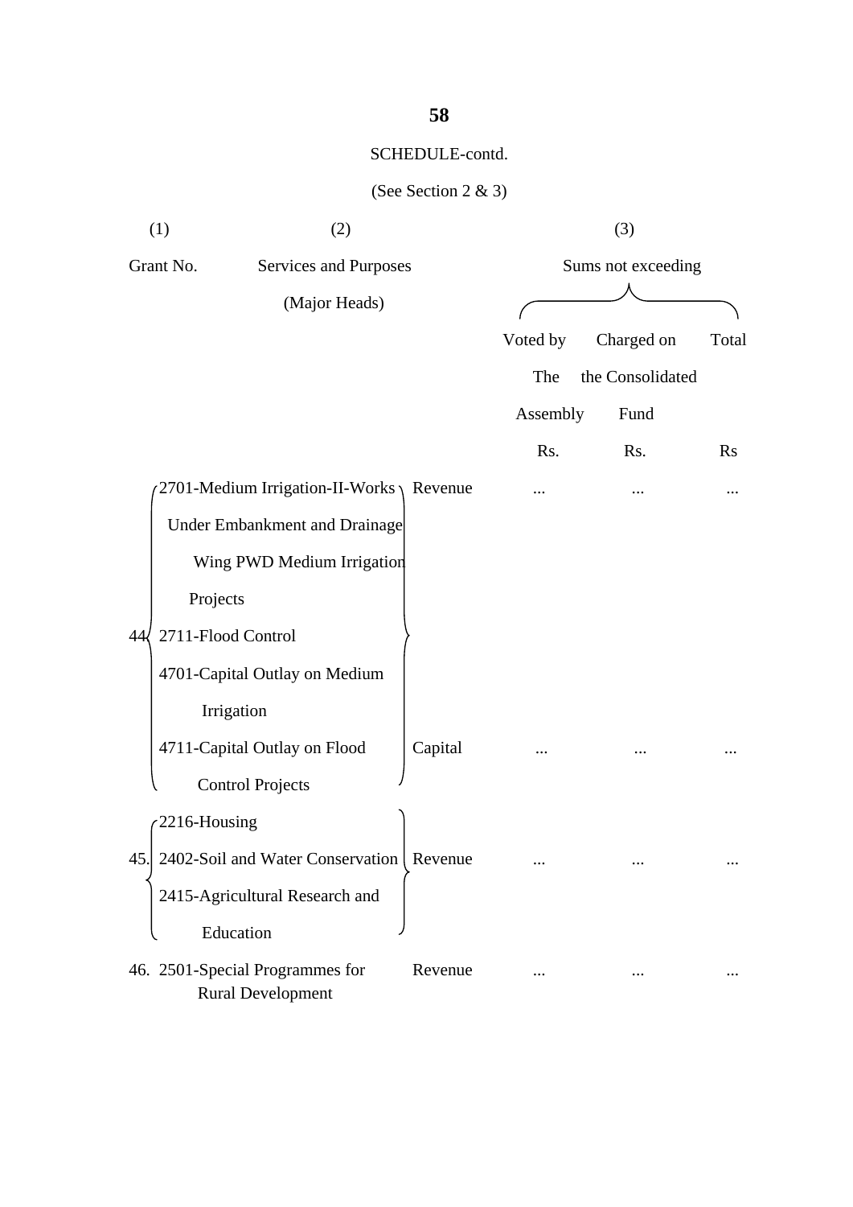SCHEDULE-contd.

(See Section 2 & 3)

| (1) Grant No. | (2) Services and Purposes (Major Heads) | | (3) Sums not exceeding Voted by The Assembly Rs. | Charged on the Consolidated Fund Rs. | Total Rs |
|---|---|---|---|---|---|
| 44 | 2701-Medium Irrigation-II-Works Under Embankment and Drainage Wing PWD Medium Irrigation Projects | Revenue | ... | ... | ... |
| | 2711-Flood Control | | | | |
| | 4701-Capital Outlay on Medium Irrigation | | | | |
| | 4711-Capital Outlay on Flood Control Projects | Capital | ... | ... | ... |
| 45. | 2216-Housing | Revenue | ... | ... | ... |
| | 2402-Soil and Water Conservation | | | | |
| | 2415-Agricultural Research and Education | | | | |
| 46. | 2501-Special Programmes for Rural Development | Revenue | ... | ... | ... |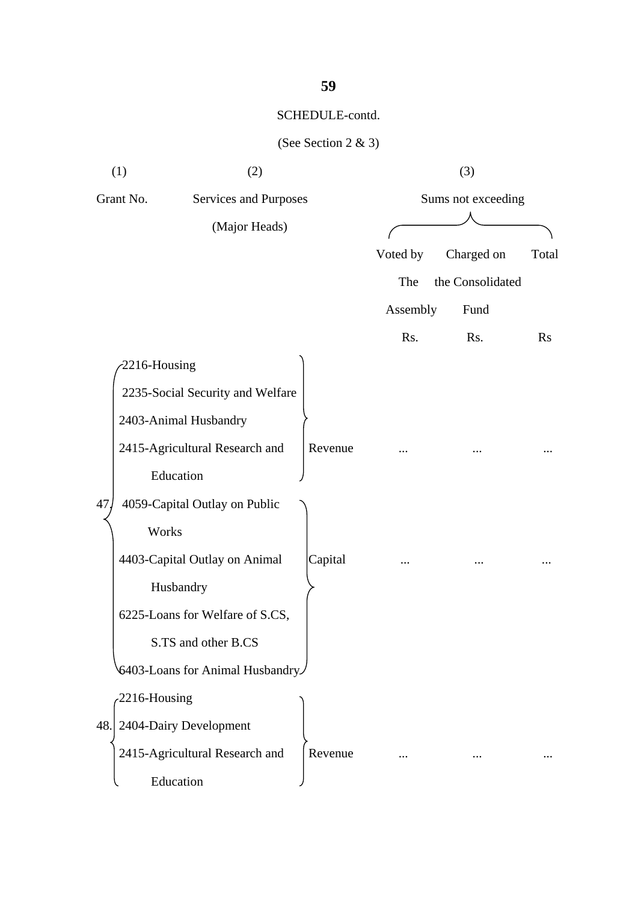SCHEDULE-contd.

(See Section 2 & 3)

| (1) | (2) | | (3) | | |
|---|---|---|---|---|---|
| Grant No. | Services and Purposes (Major Heads) | | Sums not exceeding | | |
| | | | Voted by The Assembly | Charged on the Consolidated Fund | Total |
| | | | Rs. | Rs. | Rs |
| 47. | 2216-Housing<br>2235-Social Security and Welfare<br>2403-Animal Husbandry<br>2415-Agricultural Research and Education | Revenue | ... | ... | ... |
| | 4059-Capital Outlay on Public Works<br>4403-Capital Outlay on Animal Husbandry<br>6225-Loans for Welfare of S.CS, S.TS and other B.CS<br>6403-Loans for Animal Husbandry | Capital | ... | ... | ... |
| 48. | 2216-Housing<br>2404-Dairy Development<br>2415-Agricultural Research and Education | Revenue | ... | ... | ... |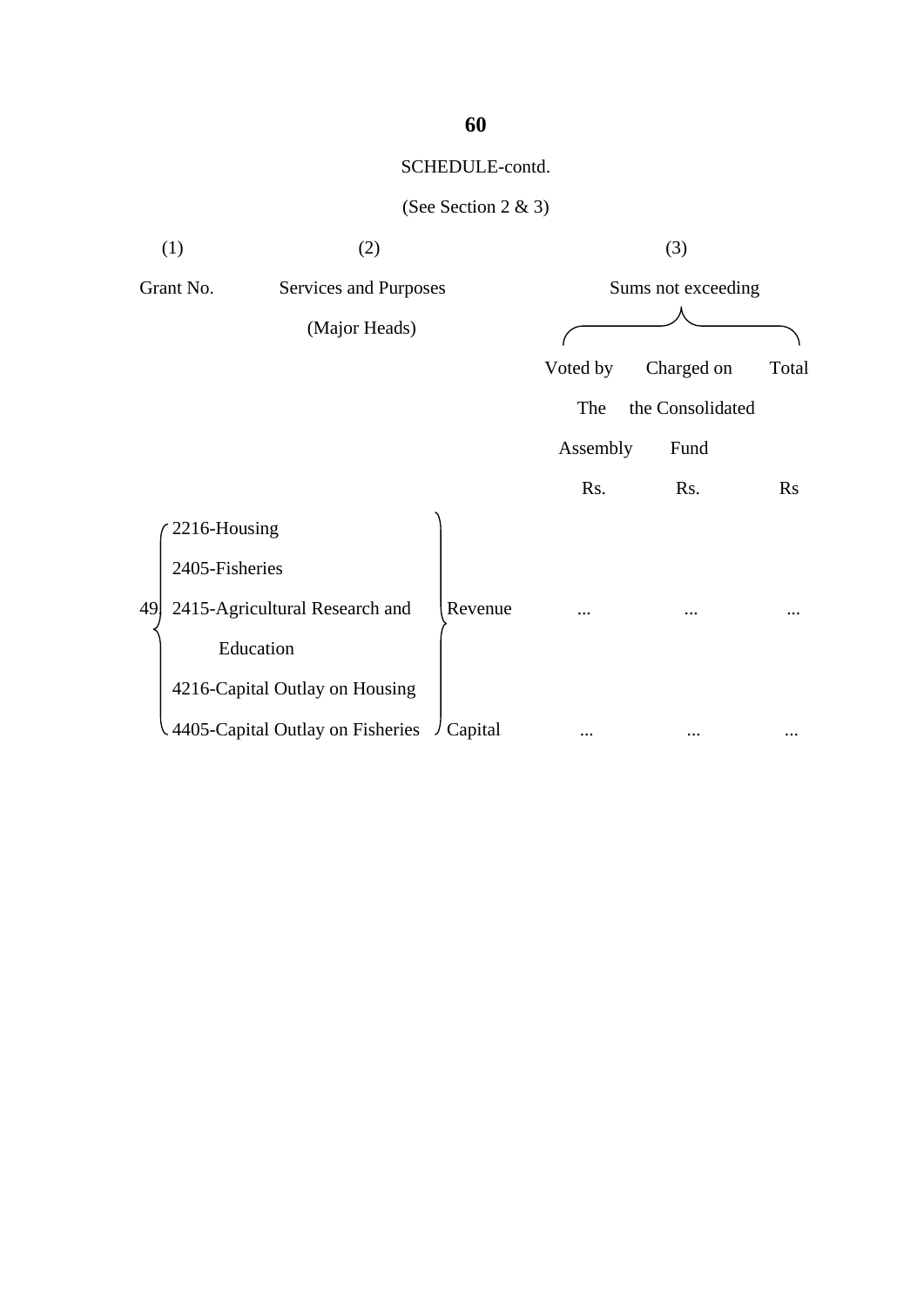SCHEDULE-contd.

(See Section 2 & 3)

| (1) | (2) | | (3) | | |
|---|---|---|---|---|---|
| Grant No. | Services and Purposes (Major Heads) | | Sums not exceeding | | |
| | | | Voted by The Assembly | Charged on the Consolidated Fund | Total |
| | | | Rs. | Rs. | Rs |
| 49 | 2216-Housing<br>2405-Fisheries<br>2415-Agricultural Research and Education | Revenue | ... | ... | ... |
| | 4216-Capital Outlay on Housing<br>4405-Capital Outlay on Fisheries | Capital | ... | ... | ... |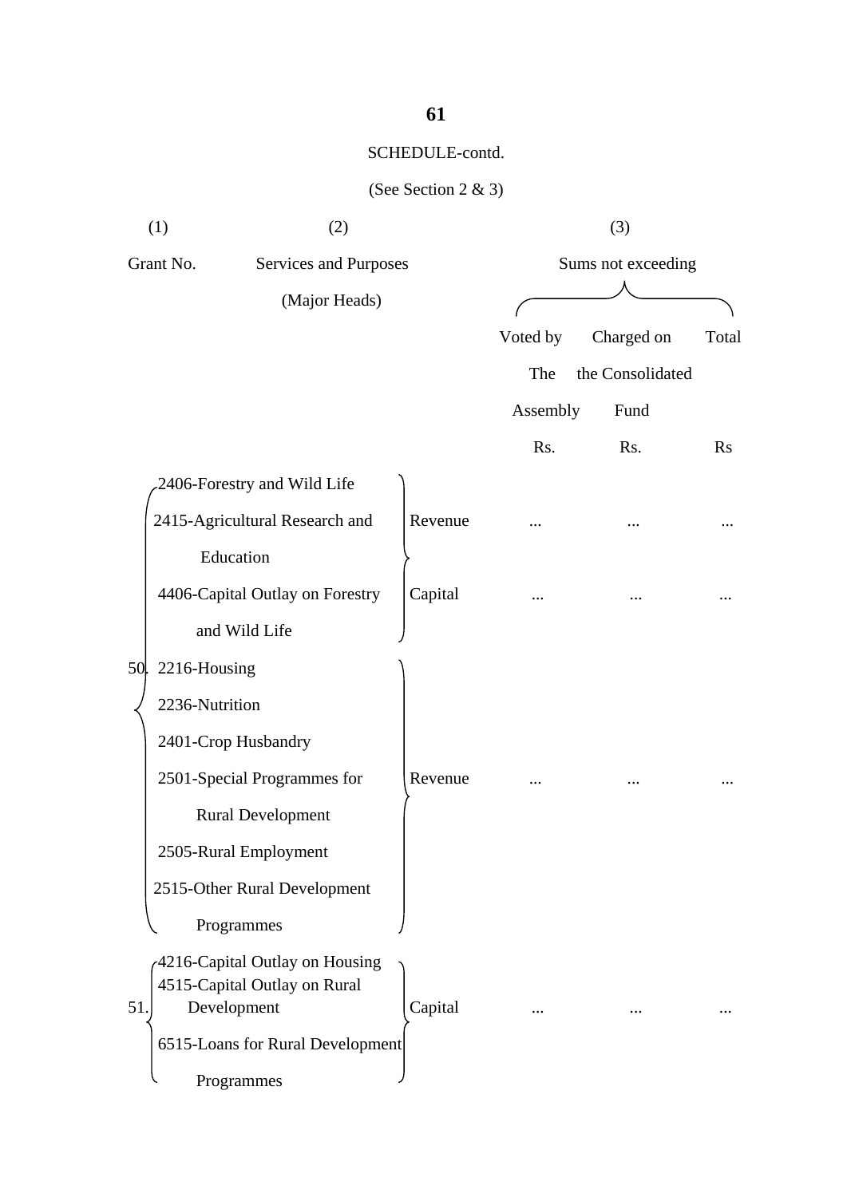SCHEDULE-contd.

(See Section 2 & 3)

| (1) Grant No. | (2) Services and Purposes (Major Heads) | | (3) Sums not exceeding | | |
|---|---|---|---|---|---|
| | | | Voted by The Assembly | Charged on the Consolidated Fund | Total |
| | | | Rs. | Rs. | Rs |
| 50. | 2406-Forestry and Wild Life<br>2415-Agricultural Research and Education | Revenue | ... | ... | ... |
| | 4406-Capital Outlay on Forestry and Wild Life | Capital | ... | ... | ... |
| | 2216-Housing<br>2236-Nutrition<br>2401-Crop Husbandry<br>2501-Special Programmes for Rural Development<br>2505-Rural Employment<br>2515-Other Rural Development Programmes | Revenue | ... | ... | ... |
| 51. | 4216-Capital Outlay on Housing<br>4515-Capital Outlay on Rural Development<br>6515-Loans for Rural Development Programmes | Capital | ... | ... | ... |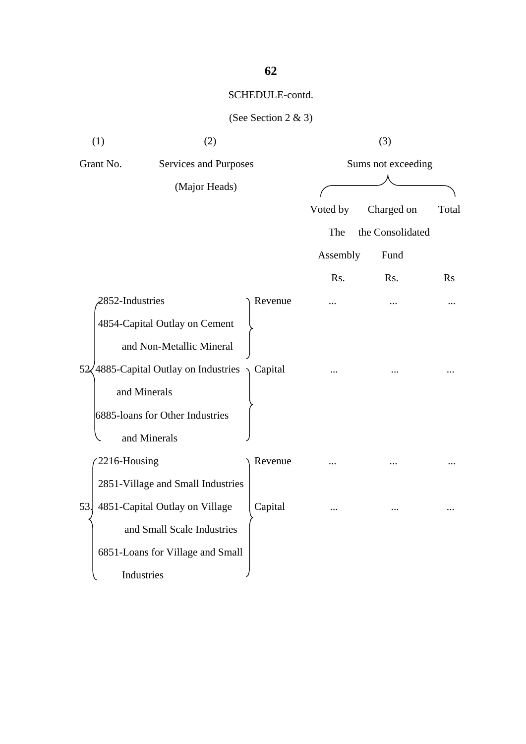SCHEDULE-contd.

(See Section 2 & 3)

| (1) | (2) | | (3) | | |
|---|---|---|---|---|---|
| Grant No. | Services and Purposes (Major Heads) | | Sums not exceeding | | |
| | | | Voted by The Assembly | Charged on the Consolidated Fund | Total |
| | | | Rs. | Rs. | Rs |
| 52 | 2852-Industries | Revenue | ... | ... | ... |
| | 4854-Capital Outlay on Cement and Non-Metallic Mineral | | | | |
| | 4885-Capital Outlay on Industries and Minerals | Capital | ... | ... | ... |
| | 6885-loans for Other Industries and Minerals | | | | |
| 53. | 2216-Housing | Revenue | ... | ... | ... |
| | 2851-Village and Small Industries | | | | |
| | 4851-Capital Outlay on Village and Small Scale Industries | Capital | ... | ... | ... |
| | 6851-Loans for Village and Small Industries | | | | |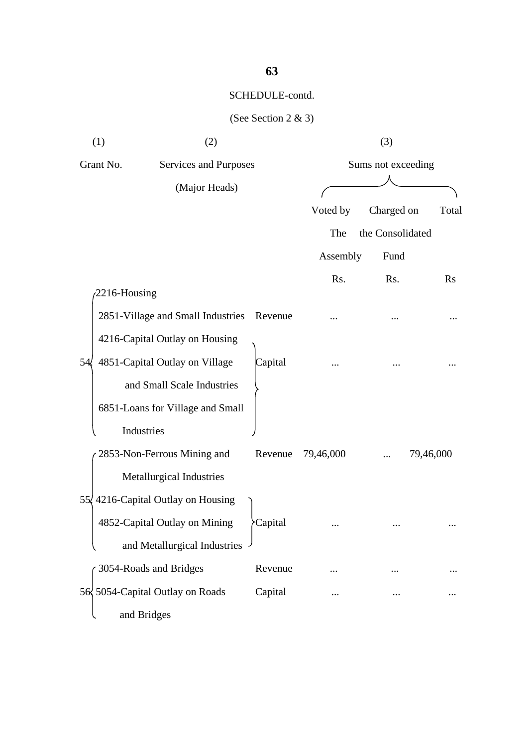SCHEDULE-contd.

(See Section 2 & 3)

| (1) | (2) | | (3) | | |
|---|---|---|---|---|---|
| Grant No. | Services and Purposes (Major Heads) | | Sums not exceeding | | |
| | | | Voted by The Assembly | Charged on the Consolidated Fund | Total |
| | | | Rs. | Rs. | Rs |
| 54 | 2216-Housing<br>2851-Village and Small Industries | Revenue | ... | ... | ... |
| | 4216-Capital Outlay on Housing<br>4851-Capital Outlay on Village and Small Scale Industries<br>6851-Loans for Village and Small Industries | Capital | ... | ... | ... |
| 55 | 2853-Non-Ferrous Mining and Metallurgical Industries | Revenue | 79,46,000 | ... | 79,46,000 |
| | 4216-Capital Outlay on Housing<br>4852-Capital Outlay on Mining and Metallurgical Industries | Capital | ... | ... | ... |
| 56 | 3054-Roads and Bridges | Revenue | ... | ... | ... |
| | 5054-Capital Outlay on Roads and Bridges | Capital | ... | ... | ... |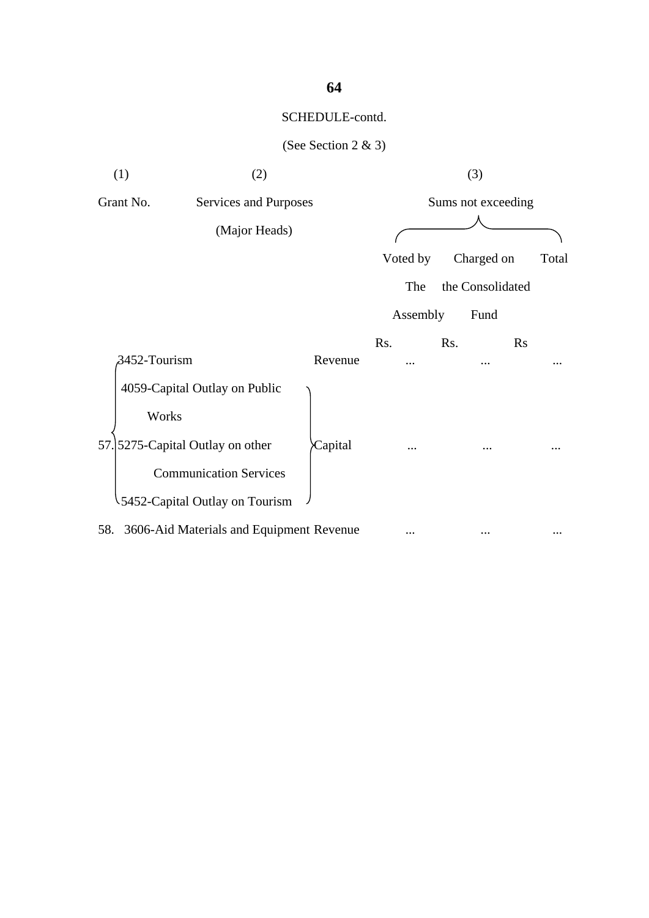SCHEDULE-contd.

(See Section 2 & 3)

| (1) | (2) | | (3) | | |
|---|---|---|---|---|---|
| Grant No. | Services and Purposes (Major Heads) | | Sums not exceeding | | |
| | | | Voted by The Assembly | Charged on the Consolidated Fund | Total |
| | | | Rs. | Rs. | Rs |
| 57. | 3452-Tourism | Revenue | ... | ... | ... |
| | 4059-Capital Outlay on Public Works<br>5275-Capital Outlay on other Communication Services<br>5452-Capital Outlay on Tourism | Capital | ... | ... | ... |
| 58. | 3606-Aid Materials and Equipment | Revenue | ... | ... | ... |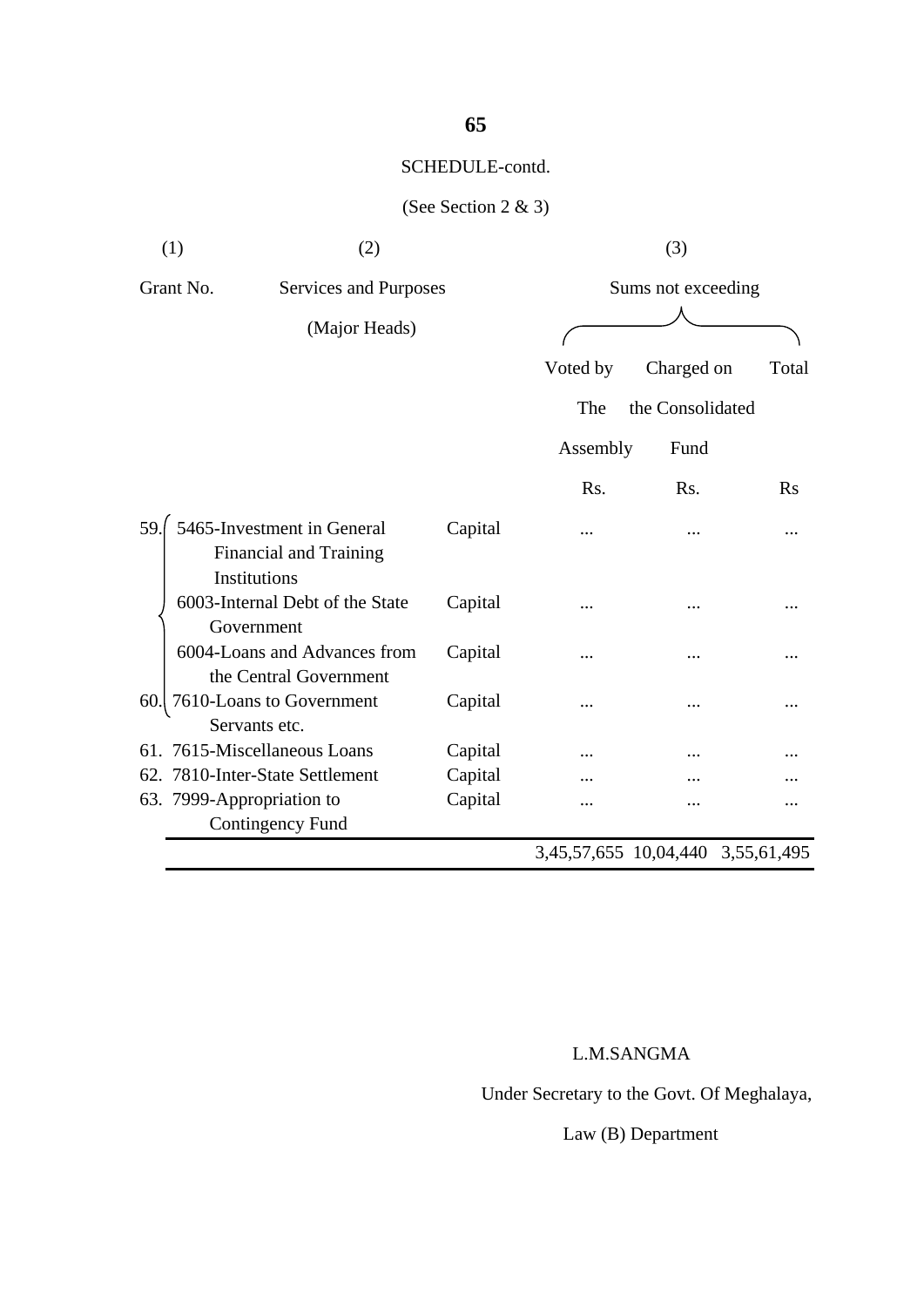SCHEDULE-contd.

(See Section 2 & 3)

| (1) Grant No. | (2) Services and Purposes (Major Heads) | | (3) Sums not exceeding | | |
|---|---|---|---|---|---|
| | | | Voted by The Assembly | Charged on the Consolidated Fund | Total |
| | | | Rs. | Rs. | Rs |
| 59. | 5465-Investment in General Financial and Training Institutions | Capital | ... | ... | ... |
| | 6003-Internal Debt of the State Government | Capital | ... | ... | ... |
| | 6004-Loans and Advances from the Central Government | Capital | ... | ... | ... |
| 60. | 7610-Loans to Government Servants etc. | Capital | ... | ... | ... |
| 61. | 7615-Miscellaneous Loans | Capital | ... | ... | ... |
| 62. | 7810-Inter-State Settlement | Capital | ... | ... | ... |
| 63. | 7999-Appropriation to Contingency Fund | Capital | ... | ... | ... |
| | | | 3,45,57,655 | 10,04,440 | 3,55,61,495 |

L.M.SANGMA

Under Secretary to the Govt. Of Meghalaya,

Law (B) Department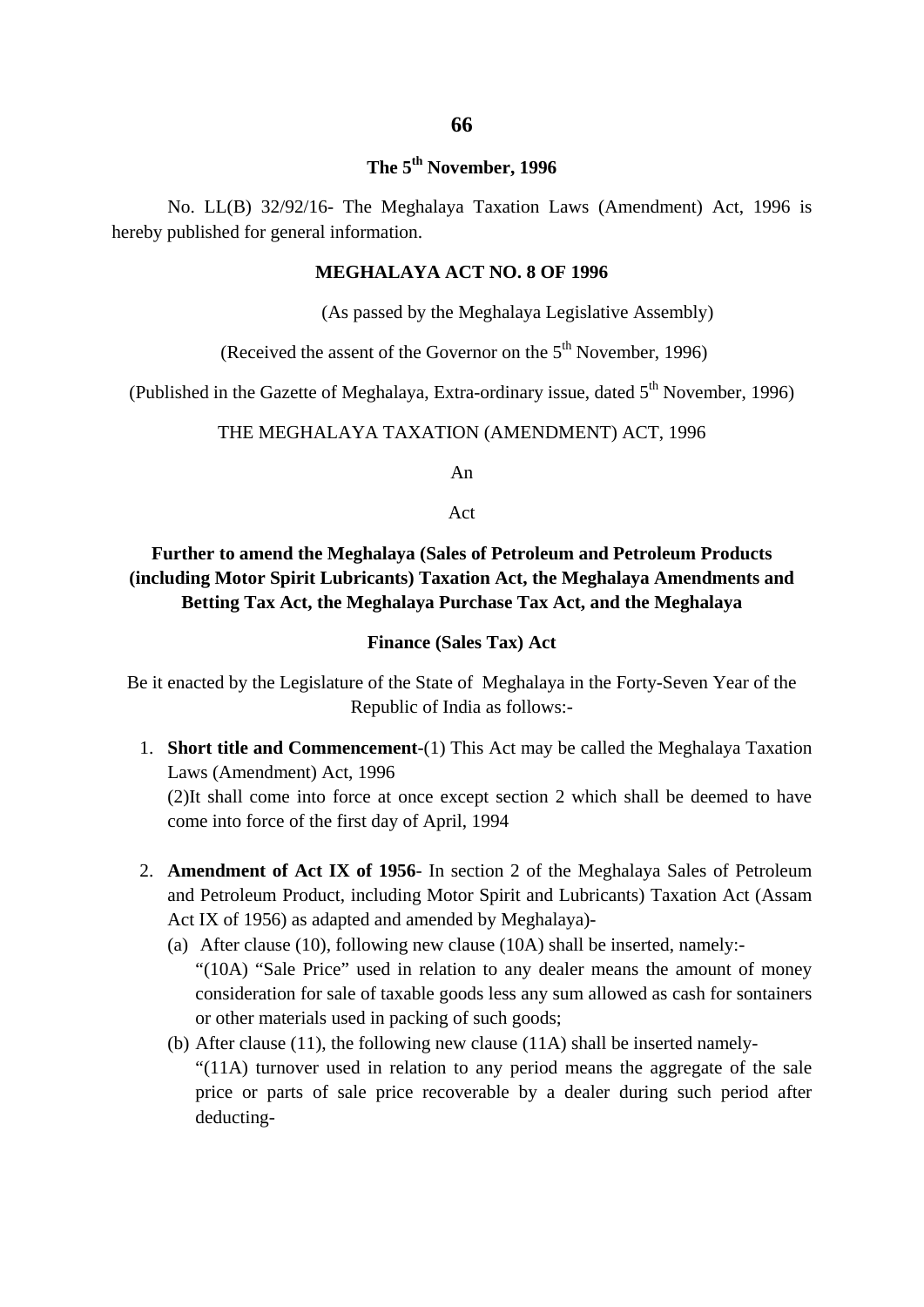**The 5th November, 1996**

No. LL(B) 32/92/16- The Meghalaya Taxation Laws (Amendment) Act, 1996 is hereby published for general information.

**MEGHALAYA ACT NO. 8 OF 1996**

(As passed by the Meghalaya Legislative Assembly)

(Received the assent of the Governor on the 5th November, 1996)

(Published in the Gazette of Meghalaya, Extra-ordinary issue, dated 5th November, 1996)

THE MEGHALAYA TAXATION (AMENDMENT) ACT, 1996

An

Act

**Further to amend the Meghalaya (Sales of Petroleum and Petroleum Products (including Motor Spirit Lubricants) Taxation Act, the Meghalaya Amendments and Betting Tax Act, the Meghalaya Purchase Tax Act, and the Meghalaya**

**Finance (Sales Tax) Act**

Be it enacted by the Legislature of the State of Meghalaya in the Forty-Seven Year of the Republic of India as follows:-

1. **Short title and Commencement**-(1) This Act may be called the Meghalaya Taxation Laws (Amendment) Act, 1996
   (2)It shall come into force at once except section 2 which shall be deemed to have come into force of the first day of April, 1994

2. **Amendment of Act IX of 1956**- In section 2 of the Meghalaya Sales of Petroleum and Petroleum Product, including Motor Spirit and Lubricants) Taxation Act (Assam Act IX of 1956) as adapted and amended by Meghalaya)-
   (a) After clause (10), following new clause (10A) shall be inserted, namely:-
   "(10A) "Sale Price" used in relation to any dealer means the amount of money consideration for sale of taxable goods less any sum allowed as cash for sontainers or other materials used in packing of such goods;
   (b) After clause (11), the following new clause (11A) shall be inserted namely-
   "(11A) turnover used in relation to any period means the aggregate of the sale price or parts of sale price recoverable by a dealer during such period after deducting-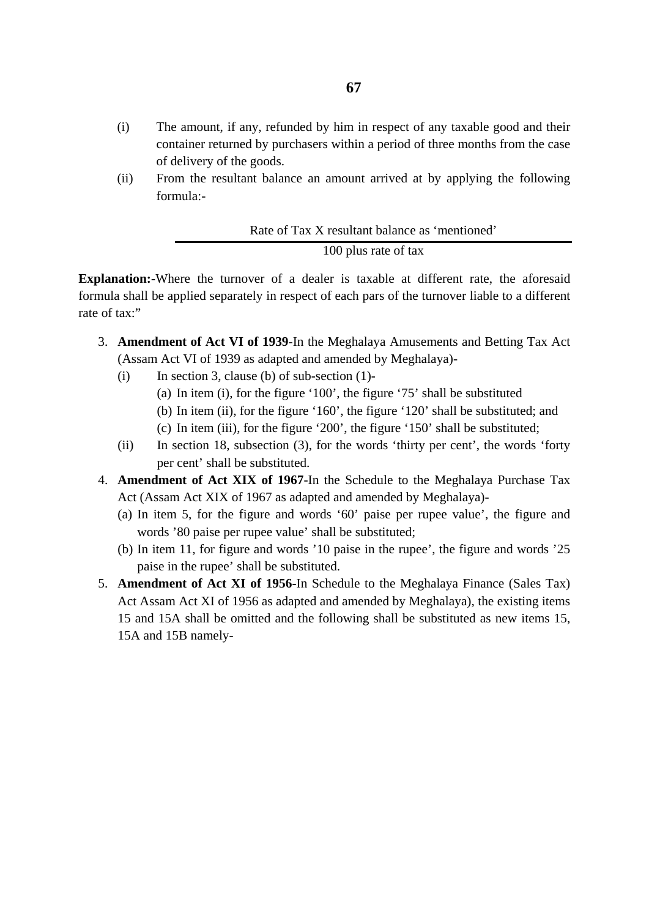(i) The amount, if any, refunded by him in respect of any taxable good and their container returned by purchasers within a period of three months from the case of delivery of the goods.

(ii) From the resultant balance an amount arrived at by applying the following formula:-

$$\frac{\text{Rate of Tax X resultant balance as 'mentioned'}}{\text{100 plus rate of tax}}$$

**Explanation:-**Where the turnover of a dealer is taxable at different rate, the aforesaid formula shall be applied separately in respect of each pars of the turnover liable to a different rate of tax:"

3. **Amendment of Act VI of 1939**-In the Meghalaya Amusements and Betting Tax Act (Assam Act VI of 1939 as adapted and amended by Meghalaya)-
   - (i) In section 3, clause (b) of sub-section (1)-
     - (a) In item (i), for the figure '100', the figure '75' shall be substituted
     - (b) In item (ii), for the figure '160', the figure '120' shall be substituted; and
     - (c) In item (iii), for the figure '200', the figure '150' shall be substituted;
   - (ii) In section 18, subsection (3), for the words 'thirty per cent', the words 'forty per cent' shall be substituted.
4. **Amendment of Act XIX of 1967**-In the Schedule to the Meghalaya Purchase Tax Act (Assam Act XIX of 1967 as adapted and amended by Meghalaya)-
   - (a) In item 5, for the figure and words '60' paise per rupee value', the figure and words '80 paise per rupee value' shall be substituted;
   - (b) In item 11, for figure and words '10 paise in the rupee', the figure and words '25 paise in the rupee' shall be substituted.
5. **Amendment of Act XI of 1956**-In Schedule to the Meghalaya Finance (Sales Tax) Act Assam Act XI of 1956 as adapted and amended by Meghalaya), the existing items 15 and 15A shall be omitted and the following shall be substituted as new items 15, 15A and 15B namely-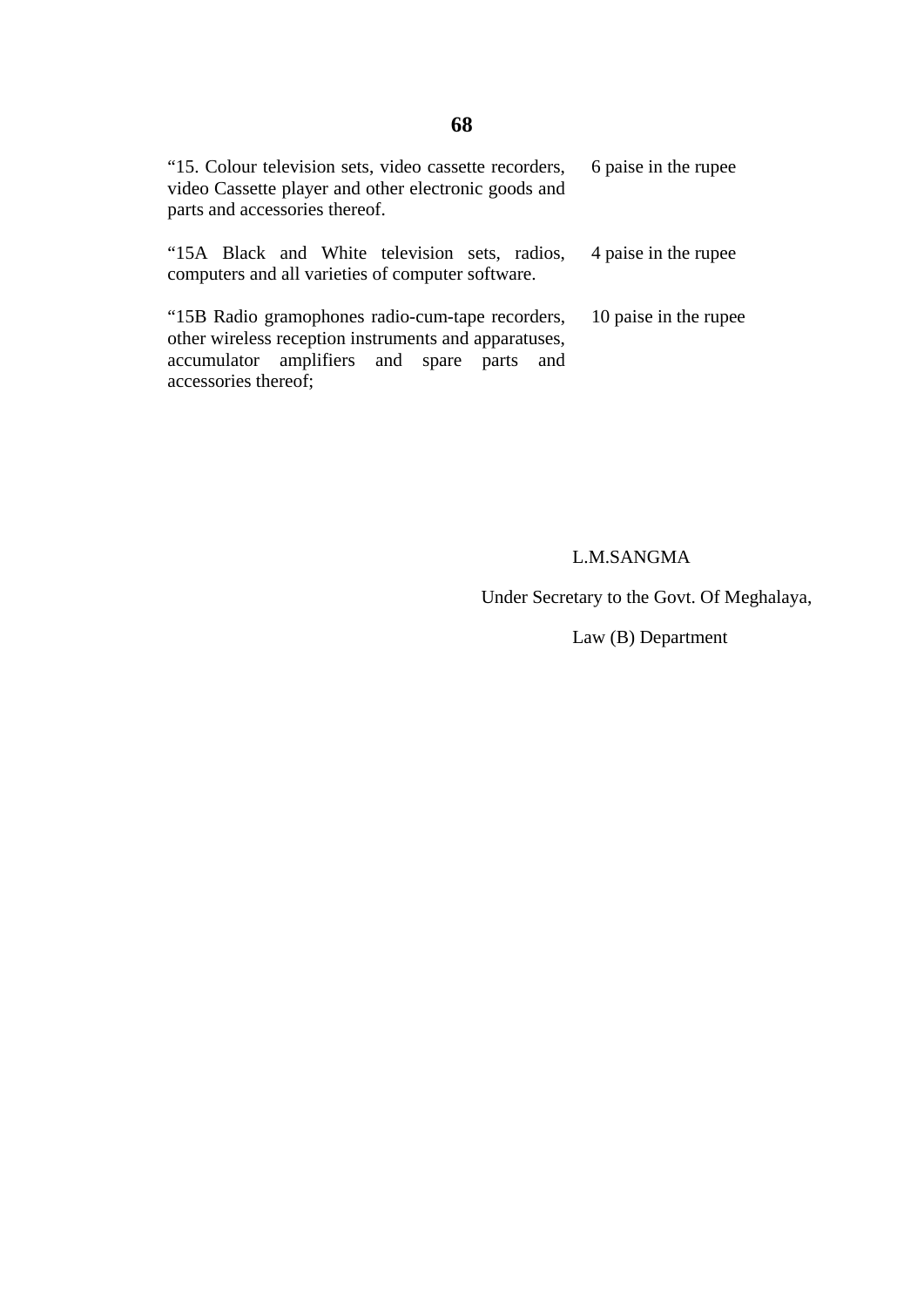| | |
|---|---|
| “15. Colour television sets, video cassette recorders, video Cassette player and other electronic goods and parts and accessories thereof. | 6 paise in the rupee |
| “15A Black and White television sets, radios, computers and all varieties of computer software. | 4 paise in the rupee |
| “15B Radio gramophones radio-cum-tape recorders, other wireless reception instruments and apparatuses, accumulator amplifiers and spare parts and accessories thereof; | 10 paise in the rupee |

L.M.SANGMA

Under Secretary to the Govt. Of Meghalaya,

Law (B) Department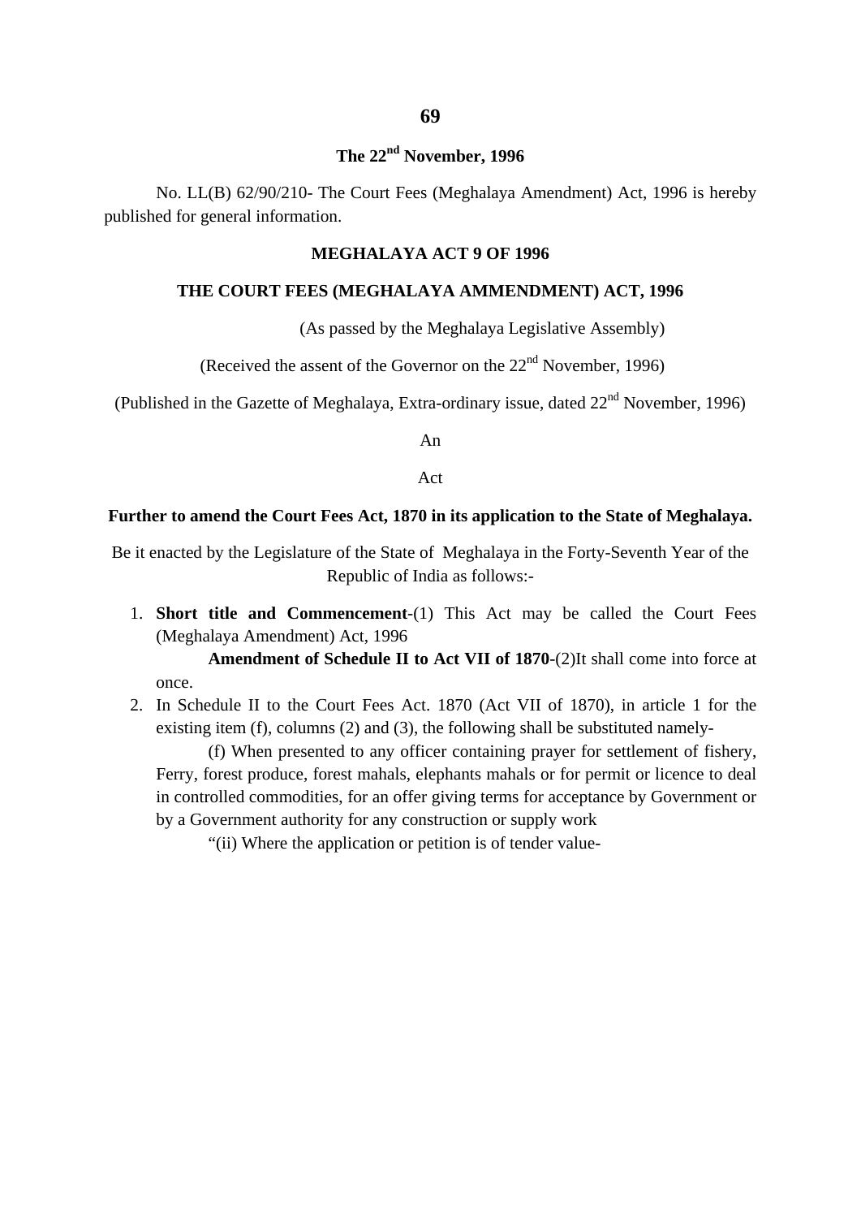**The 22nd November, 1996**

No. LL(B) 62/90/210- The Court Fees (Meghalaya Amendment) Act, 1996 is hereby published for general information.

**MEGHALAYA ACT 9 OF 1996**

**THE COURT FEES (MEGHALAYA AMMENDMENT) ACT, 1996**

(As passed by the Meghalaya Legislative Assembly)

(Received the assent of the Governor on the 22nd November, 1996)

(Published in the Gazette of Meghalaya, Extra-ordinary issue, dated 22nd November, 1996)

An

Act

**Further to amend the Court Fees Act, 1870 in its application to the State of Meghalaya.**

Be it enacted by the Legislature of the State of Meghalaya in the Forty-Seventh Year of the Republic of India as follows:-

1. **Short title and Commencement**-(1) This Act may be called the Court Fees (Meghalaya Amendment) Act, 1996

   **Amendment of Schedule II to Act VII of 1870**-(2)It shall come into force at once.

2. In Schedule II to the Court Fees Act. 1870 (Act VII of 1870), in article 1 for the existing item (f), columns (2) and (3), the following shall be substituted namely-

   (f) When presented to any officer containing prayer for settlement of fishery, Ferry, forest produce, forest mahals, elephants mahals or for permit or licence to deal in controlled commodities, for an offer giving terms for acceptance by Government or by a Government authority for any construction or supply work

   "(ii) Where the application or petition is of tender value-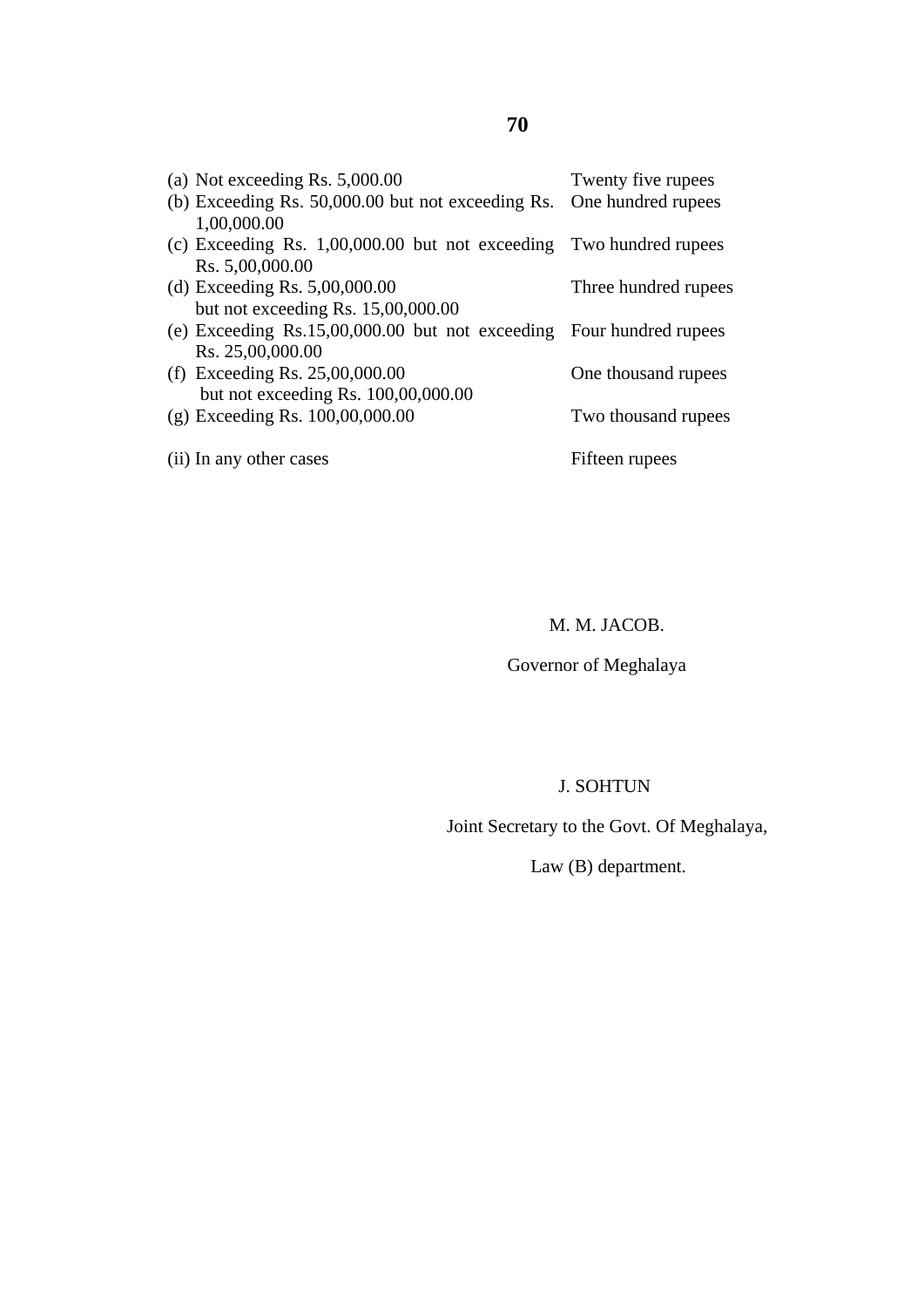| | |
|---|---|
| (a) Not exceeding Rs. 5,000.00 | Twenty five rupees |
| (b) Exceeding Rs. 50,000.00 but not exceeding Rs. 1,00,000.00 | One hundred rupees |
| (c) Exceeding Rs. 1,00,000.00 but not exceeding Rs. 5,00,000.00 | Two hundred rupees |
| (d) Exceeding Rs. 5,00,000.00 but not exceeding Rs. 15,00,000.00 | Three hundred rupees |
| (e) Exceeding Rs.15,00,000.00 but not exceeding Rs. 25,00,000.00 | Four hundred rupees |
| (f) Exceeding Rs. 25,00,000.00 but not exceeding Rs. 100,00,000.00 | One thousand rupees |
| (g) Exceeding Rs. 100,00,000.00 | Two thousand rupees |
| (ii) In any other cases | Fifteen rupees |

M. M. JACOB.

Governor of Meghalaya

J. SOHTUN

Joint Secretary to the Govt. Of Meghalaya,

Law (B) department.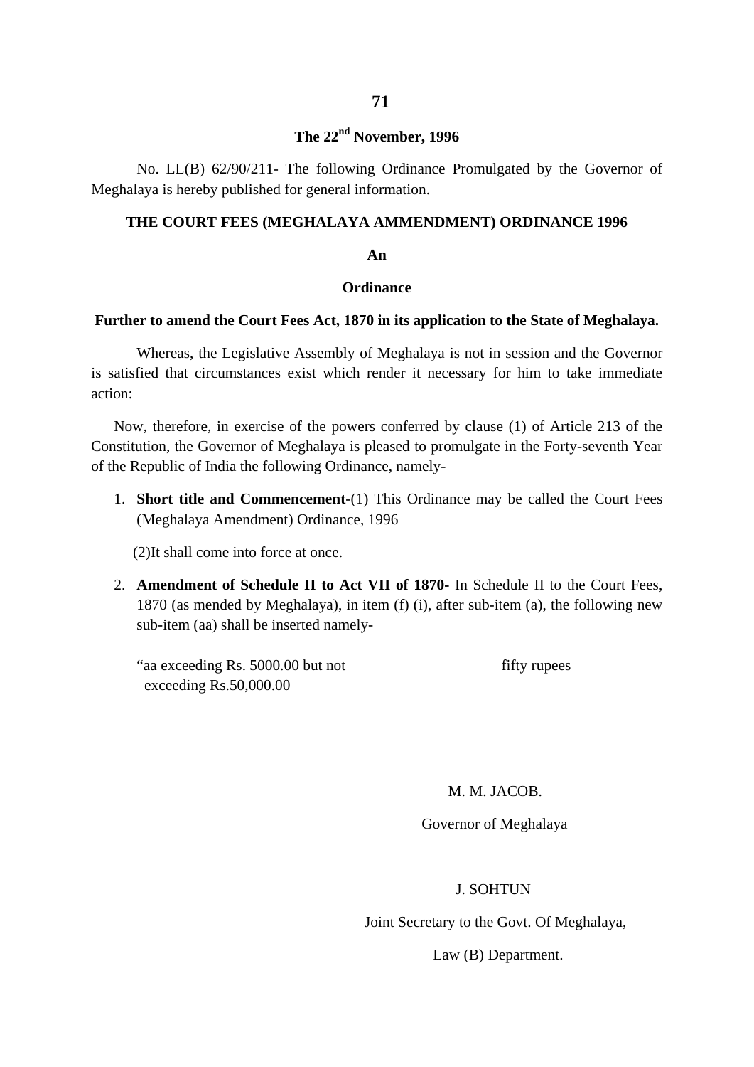## 71

### The 22nd November, 1996

No. LL(B) 62/90/211- The following Ordinance Promulgated by the Governor of Meghalaya is hereby published for general information.

### THE COURT FEES (MEGHALAYA AMMENDMENT) ORDINANCE 1996

**An**

**Ordinance**

**Further to amend the Court Fees Act, 1870 in its application to the State of Meghalaya.**

Whereas, the Legislative Assembly of Meghalaya is not in session and the Governor is satisfied that circumstances exist which render it necessary for him to take immediate action:

Now, therefore, in exercise of the powers conferred by clause (1) of Article 213 of the Constitution, the Governor of Meghalaya is pleased to promulgate in the Forty-seventh Year of the Republic of India the following Ordinance, namely-

1. **Short title and Commencement**-(1) This Ordinance may be called the Court Fees (Meghalaya Amendment) Ordinance, 1996

   (2)It shall come into force at once.

2. **Amendment of Schedule II to Act VII of 1870-** In Schedule II to the Court Fees, 1870 (as mended by Meghalaya), in item (f) (i), after sub-item (a), the following new sub-item (aa) shall be inserted namely-

   "aa exceeding Rs. 5000.00 but not exceeding Rs.50,000.00 — fifty rupees

M. M. JACOB.

Governor of Meghalaya

J. SOHTUN

Joint Secretary to the Govt. Of Meghalaya,

Law (B) Department.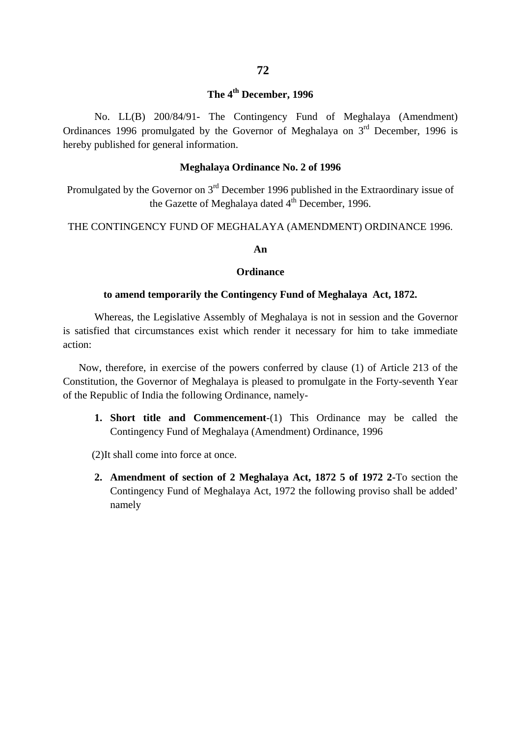## The 4th December, 1996

No. LL(B) 200/84/91- The Contingency Fund of Meghalaya (Amendment) Ordinances 1996 promulgated by the Governor of Meghalaya on 3rd December, 1996 is hereby published for general information.

**Meghalaya Ordinance No. 2 of 1996**

Promulgated by the Governor on 3rd December 1996 published in the Extraordinary issue of the Gazette of Meghalaya dated 4th December, 1996.

THE CONTINGENCY FUND OF MEGHALAYA (AMENDMENT) ORDINANCE 1996.

**An**

**Ordinance**

**to amend temporarily the Contingency Fund of Meghalaya Act, 1872.**

Whereas, the Legislative Assembly of Meghalaya is not in session and the Governor is satisfied that circumstances exist which render it necessary for him to take immediate action:

Now, therefore, in exercise of the powers conferred by clause (1) of Article 213 of the Constitution, the Governor of Meghalaya is pleased to promulgate in the Forty-seventh Year of the Republic of India the following Ordinance, namely-

1. **Short title and Commencement**-(1) This Ordinance may be called the Contingency Fund of Meghalaya (Amendment) Ordinance, 1996

(2)It shall come into force at once.

2. **Amendment of section of 2 Meghalaya Act, 1872 5 of 1972 2-**To section the Contingency Fund of Meghalaya Act, 1972 the following proviso shall be added' namely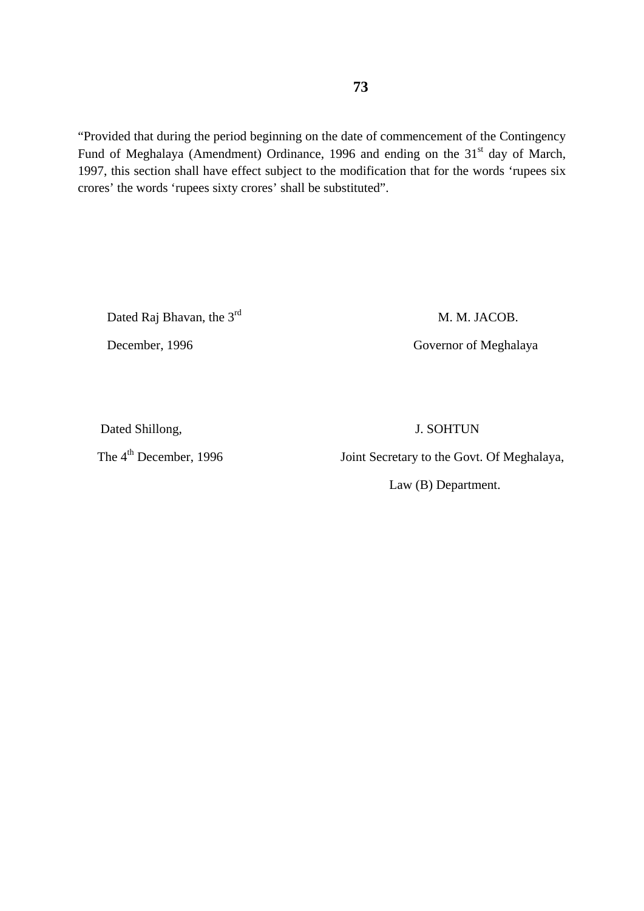"Provided that during the period beginning on the date of commencement of the Contingency Fund of Meghalaya (Amendment) Ordinance, 1996 and ending on the 31st day of March, 1997, this section shall have effect subject to the modification that for the words 'rupees six crores' the words 'rupees sixty crores' shall be substituted".

Dated Raj Bhavan, the 3rd December, 1996

M. M. JACOB.
Governor of Meghalaya

Dated Shillong,
The 4th December, 1996

J. SOHTUN
Joint Secretary to the Govt. Of Meghalaya,
Law (B) Department.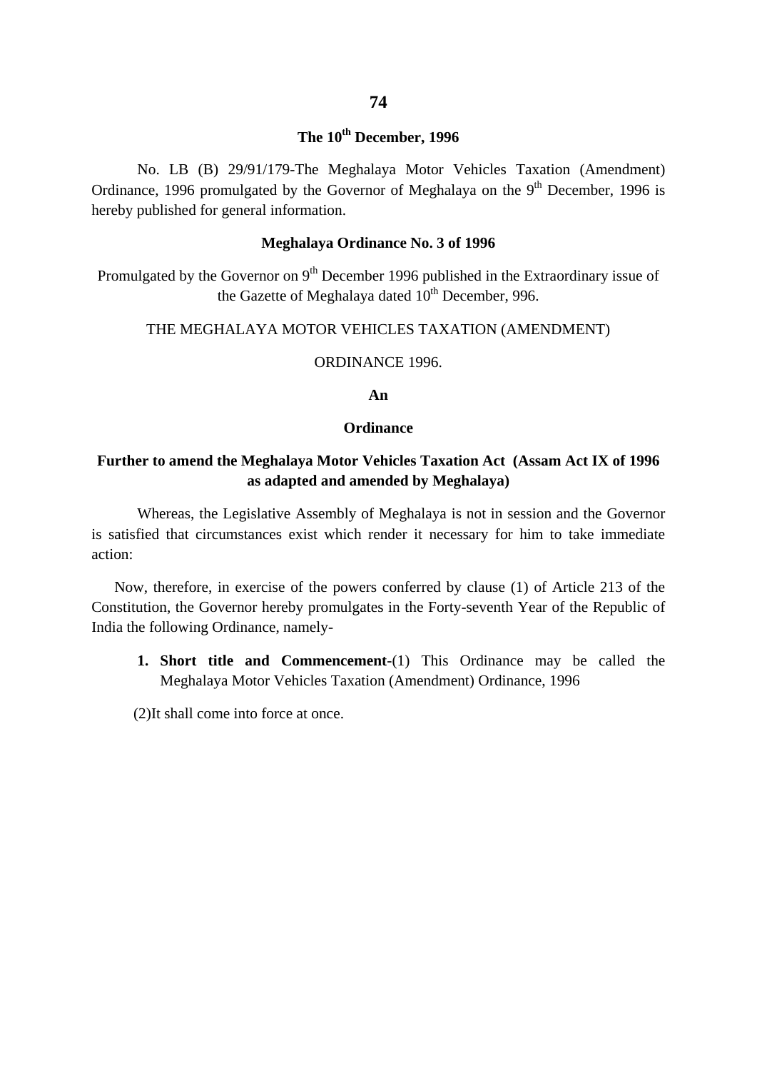**The 10th December, 1996**

No. LB (B) 29/91/179-The Meghalaya Motor Vehicles Taxation (Amendment) Ordinance, 1996 promulgated by the Governor of Meghalaya on the 9th December, 1996 is hereby published for general information.

**Meghalaya Ordinance No. 3 of 1996**

Promulgated by the Governor on 9th December 1996 published in the Extraordinary issue of the Gazette of Meghalaya dated 10th December, 996.

THE MEGHALAYA MOTOR VEHICLES TAXATION (AMENDMENT)

ORDINANCE 1996.

**An**

**Ordinance**

**Further to amend the Meghalaya Motor Vehicles Taxation Act (Assam Act IX of 1996 as adapted and amended by Meghalaya)**

Whereas, the Legislative Assembly of Meghalaya is not in session and the Governor is satisfied that circumstances exist which render it necessary for him to take immediate action:

Now, therefore, in exercise of the powers conferred by clause (1) of Article 213 of the Constitution, the Governor hereby promulgates in the Forty-seventh Year of the Republic of India the following Ordinance, namely-

1. **Short title and Commencement**-(1) This Ordinance may be called the Meghalaya Motor Vehicles Taxation (Amendment) Ordinance, 1996

(2)It shall come into force at once.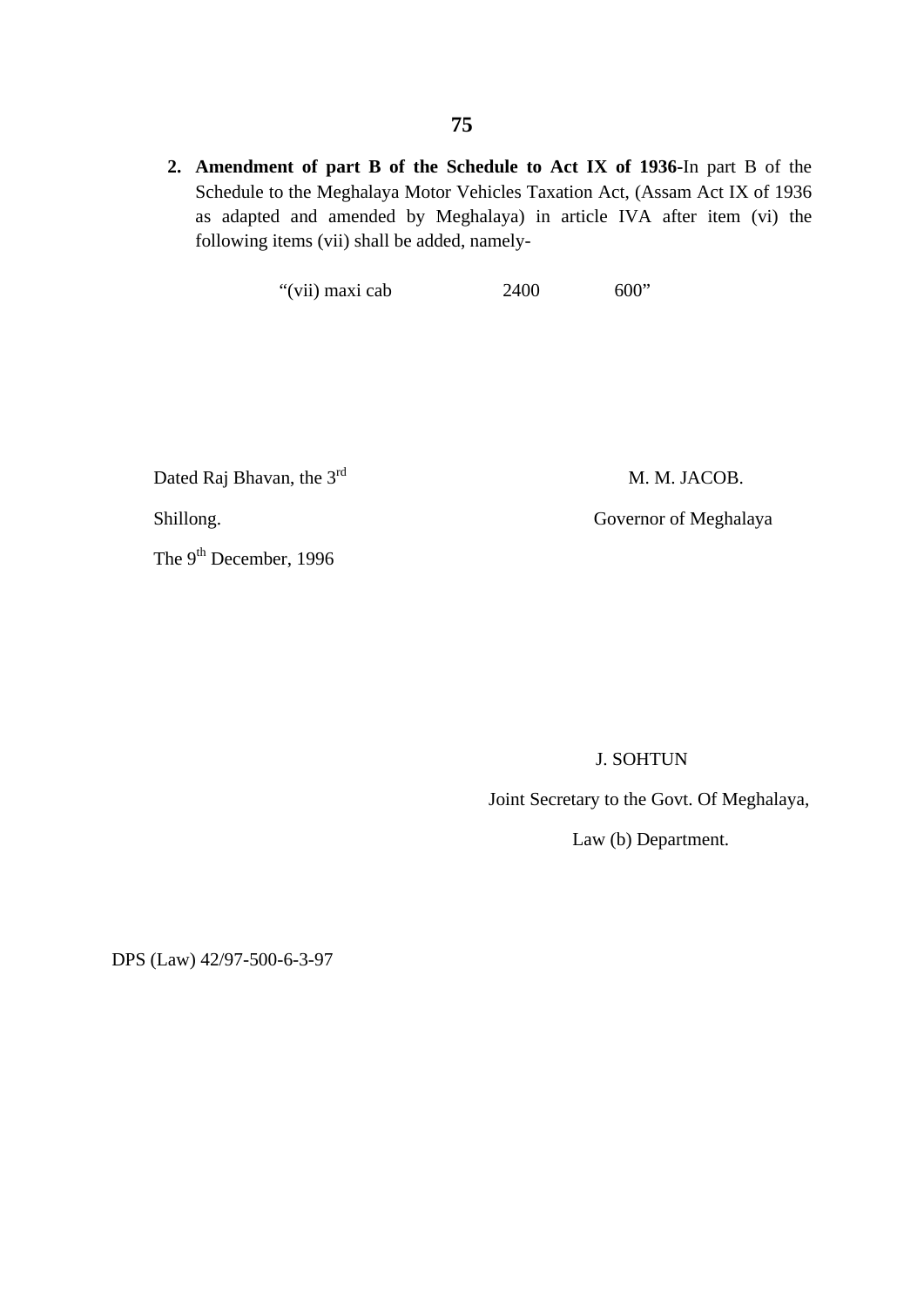2. **Amendment of part B of the Schedule to Act IX of 1936-**In part B of the Schedule to the Meghalaya Motor Vehicles Taxation Act, (Assam Act IX of 1936 as adapted and amended by Meghalaya) in article IVA after item (vi) the following items (vii) shall be added, namely-

"(vii) maxi cab 2400 600"

Dated Raj Bhavan, the 3rd

Shillong.

The 9th December, 1996

M. M. JACOB.

Governor of Meghalaya

J. SOHTUN

Joint Secretary to the Govt. Of Meghalaya,

Law (b) Department.

DPS (Law) 42/97-500-6-3-97